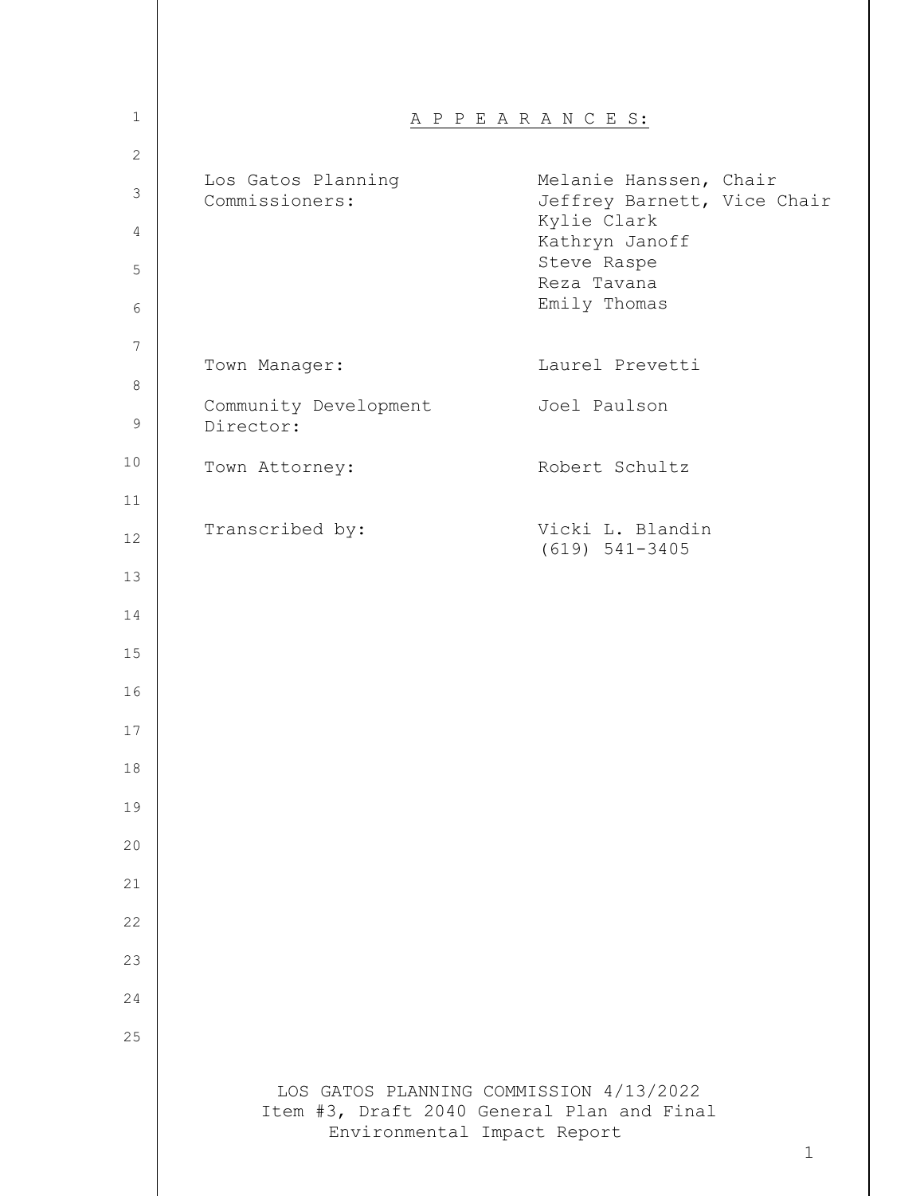# A P P E A R A N C E S:

| | |
|---|---|
| Los Gatos Planning Commissioners: | Melanie Hanssen, Chair<br>Jeffrey Barnett, Vice Chair<br>Kylie Clark<br>Kathryn Janoff<br>Steve Raspe<br>Reza Tavana<br>Emily Thomas |
| Town Manager: | Laurel Prevetti |
| Community Development Director: | Joel Paulson |
| Town Attorney: | Robert Schultz |
| Transcribed by: | Vicki L. Blandin<br>(619) 541-3405 |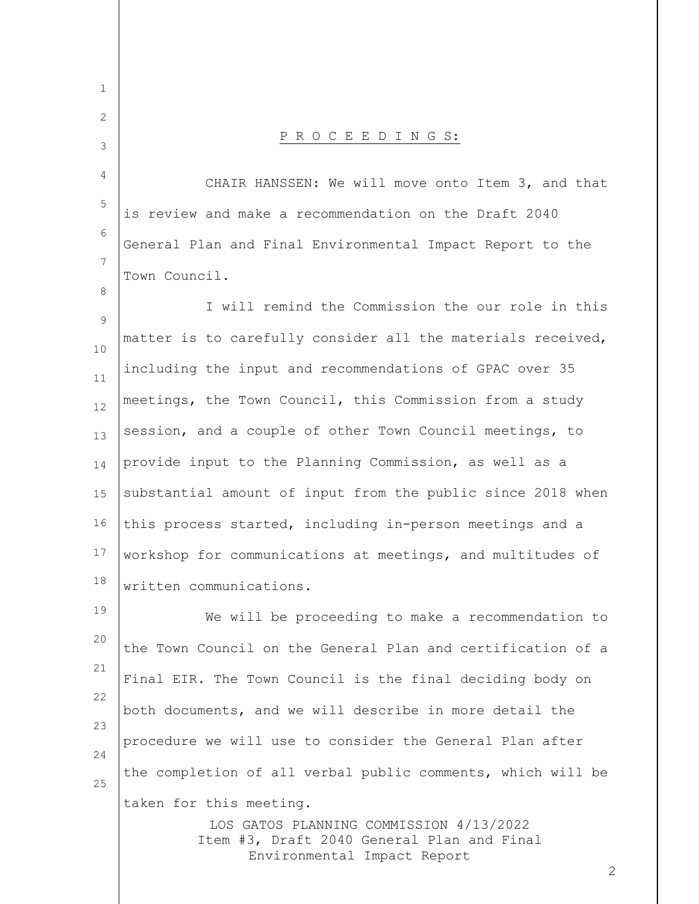P R O C E E D I N G S:

CHAIR HANSSEN: We will move onto Item 3, and that is review and make a recommendation on the Draft 2040 General Plan and Final Environmental Impact Report to the Town Council.

I will remind the Commission the our role in this matter is to carefully consider all the materials received, including the input and recommendations of GPAC over 35 meetings, the Town Council, this Commission from a study session, and a couple of other Town Council meetings, to provide input to the Planning Commission, as well as a substantial amount of input from the public since 2018 when this process started, including in-person meetings and a workshop for communications at meetings, and multitudes of written communications.

We will be proceeding to make a recommendation to the Town Council on the General Plan and certification of a Final EIR. The Town Council is the final deciding body on both documents, and we will describe in more detail the procedure we will use to consider the General Plan after the completion of all verbal public comments, which will be taken for this meeting.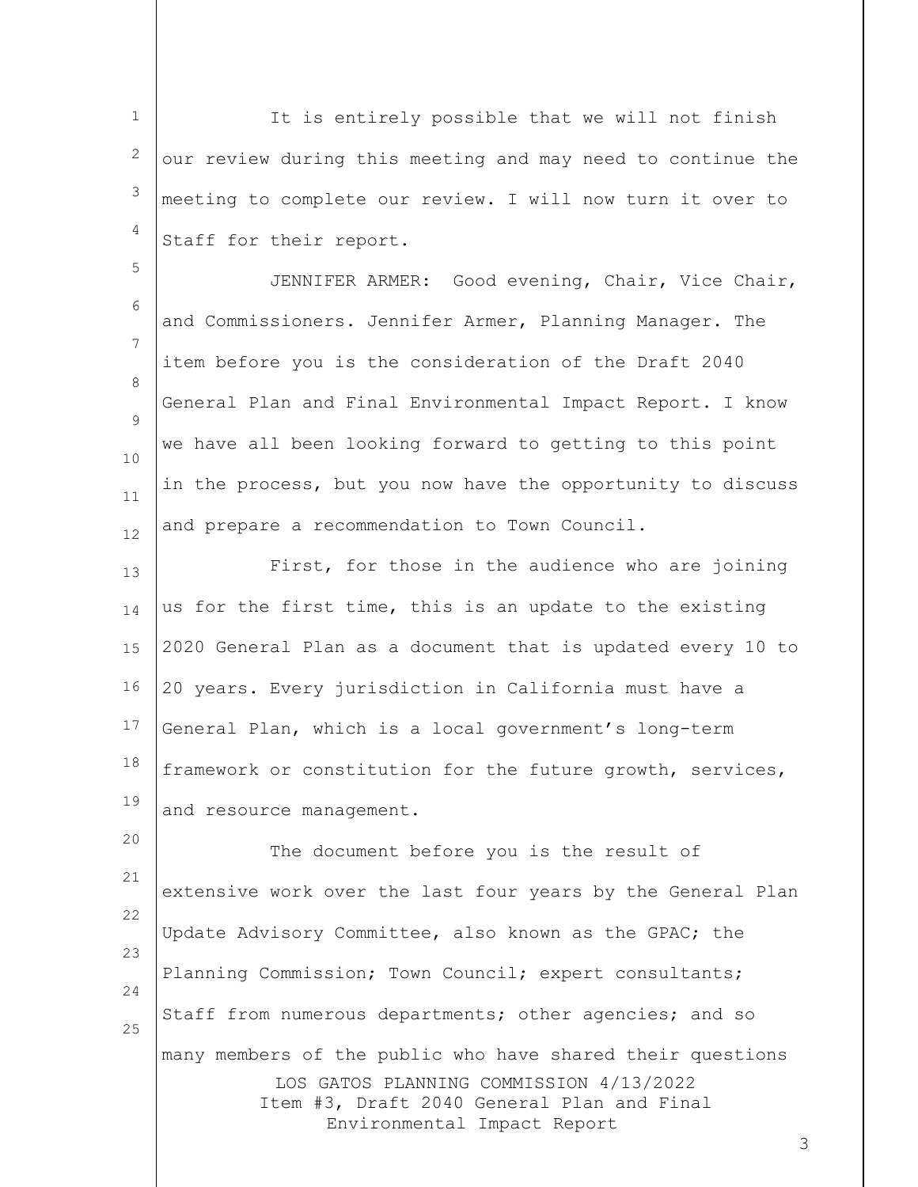It is entirely possible that we will not finish our review during this meeting and may need to continue the meeting to complete our review. I will now turn it over to Staff for their report.

JENNIFER ARMER: Good evening, Chair, Vice Chair, and Commissioners. Jennifer Armer, Planning Manager. The item before you is the consideration of the Draft 2040 General Plan and Final Environmental Impact Report. I know we have all been looking forward to getting to this point in the process, but you now have the opportunity to discuss and prepare a recommendation to Town Council.

First, for those in the audience who are joining us for the first time, this is an update to the existing 2020 General Plan as a document that is updated every 10 to 20 years. Every jurisdiction in California must have a General Plan, which is a local government's long-term framework or constitution for the future growth, services, and resource management.

The document before you is the result of extensive work over the last four years by the General Plan Update Advisory Committee, also known as the GPAC; the Planning Commission; Town Council; expert consultants; Staff from numerous departments; other agencies; and so many members of the public who have shared their questions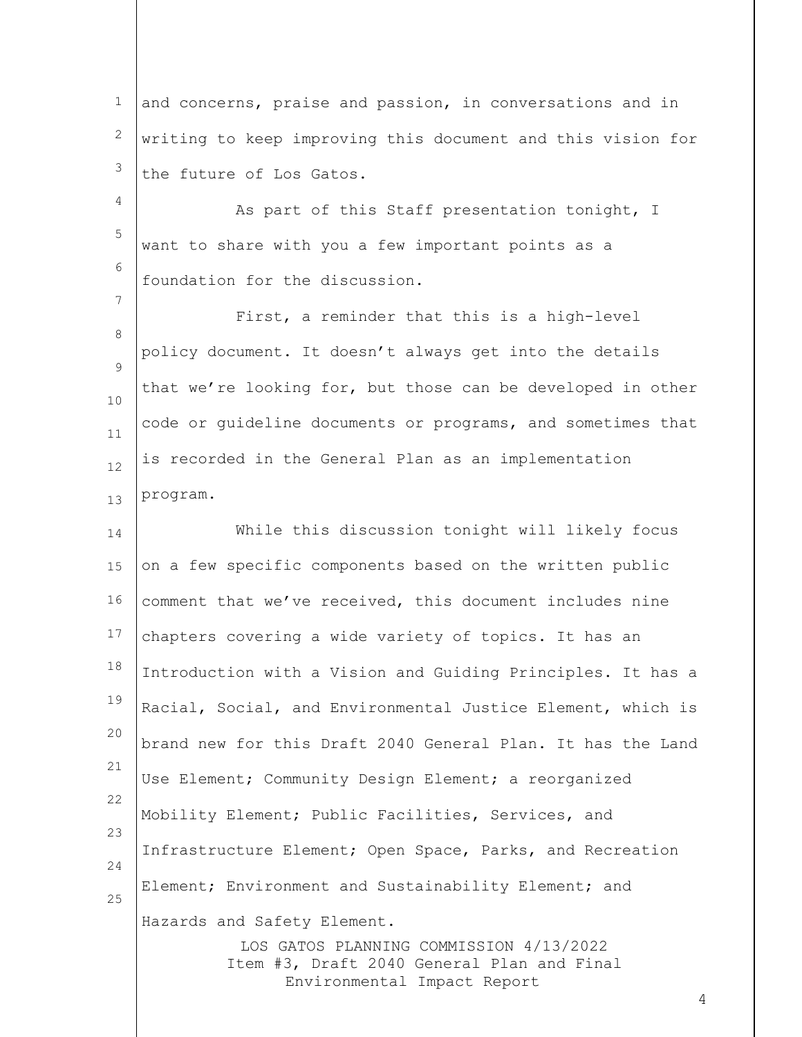and concerns, praise and passion, in conversations and in writing to keep improving this document and this vision for the future of Los Gatos.

As part of this Staff presentation tonight, I want to share with you a few important points as a foundation for the discussion.

First, a reminder that this is a high-level policy document. It doesn't always get into the details that we're looking for, but those can be developed in other code or guideline documents or programs, and sometimes that is recorded in the General Plan as an implementation program.

While this discussion tonight will likely focus on a few specific components based on the written public comment that we've received, this document includes nine chapters covering a wide variety of topics. It has an Introduction with a Vision and Guiding Principles. It has a Racial, Social, and Environmental Justice Element, which is brand new for this Draft 2040 General Plan. It has the Land Use Element; Community Design Element; a reorganized Mobility Element; Public Facilities, Services, and Infrastructure Element; Open Space, Parks, and Recreation Element; Environment and Sustainability Element; and Hazards and Safety Element.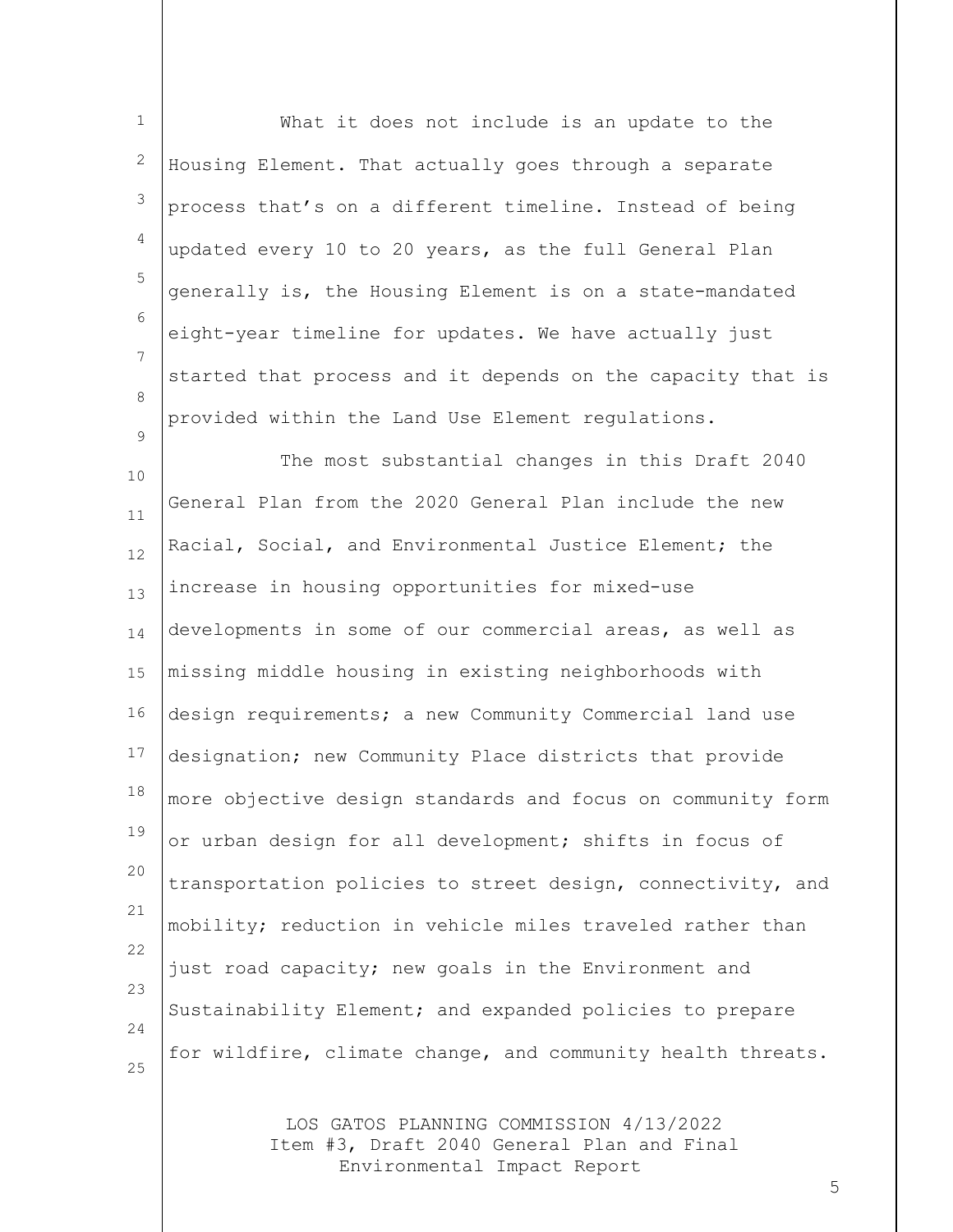What it does not include is an update to the Housing Element. That actually goes through a separate process that's on a different timeline. Instead of being updated every 10 to 20 years, as the full General Plan generally is, the Housing Element is on a state-mandated eight-year timeline for updates. We have actually just started that process and it depends on the capacity that is provided within the Land Use Element regulations.

The most substantial changes in this Draft 2040 General Plan from the 2020 General Plan include the new Racial, Social, and Environmental Justice Element; the increase in housing opportunities for mixed-use developments in some of our commercial areas, as well as missing middle housing in existing neighborhoods with design requirements; a new Community Commercial land use designation; new Community Place districts that provide more objective design standards and focus on community form or urban design for all development; shifts in focus of transportation policies to street design, connectivity, and mobility; reduction in vehicle miles traveled rather than just road capacity; new goals in the Environment and Sustainability Element; and expanded policies to prepare for wildfire, climate change, and community health threats.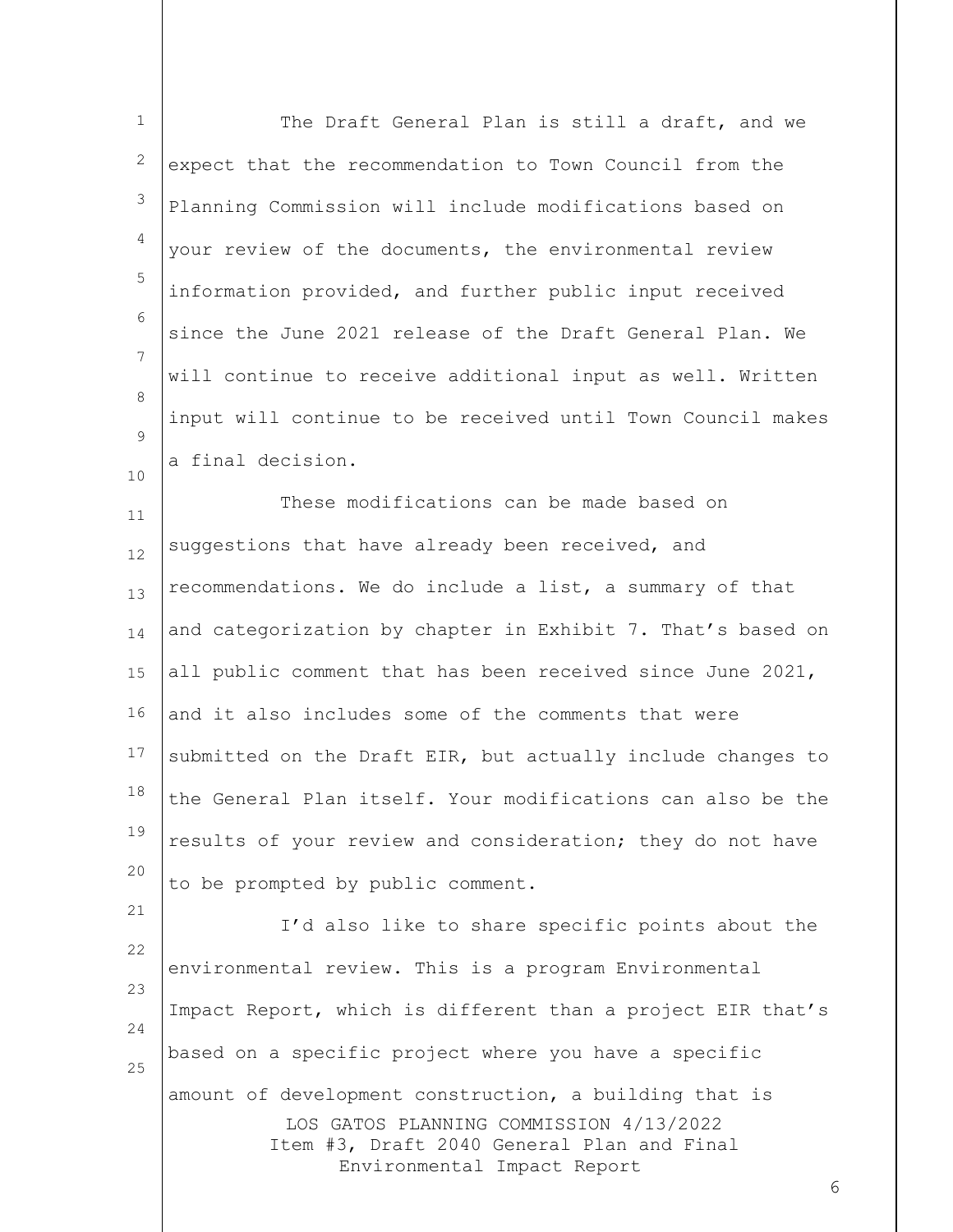The Draft General Plan is still a draft, and we expect that the recommendation to Town Council from the Planning Commission will include modifications based on your review of the documents, the environmental review information provided, and further public input received since the June 2021 release of the Draft General Plan. We will continue to receive additional input as well. Written input will continue to be received until Town Council makes a final decision.

These modifications can be made based on suggestions that have already been received, and recommendations. We do include a list, a summary of that and categorization by chapter in Exhibit 7. That's based on all public comment that has been received since June 2021, and it also includes some of the comments that were submitted on the Draft EIR, but actually include changes to the General Plan itself. Your modifications can also be the results of your review and consideration; they do not have to be prompted by public comment.

I'd also like to share specific points about the environmental review. This is a program Environmental Impact Report, which is different than a project EIR that's based on a specific project where you have a specific amount of development construction, a building that is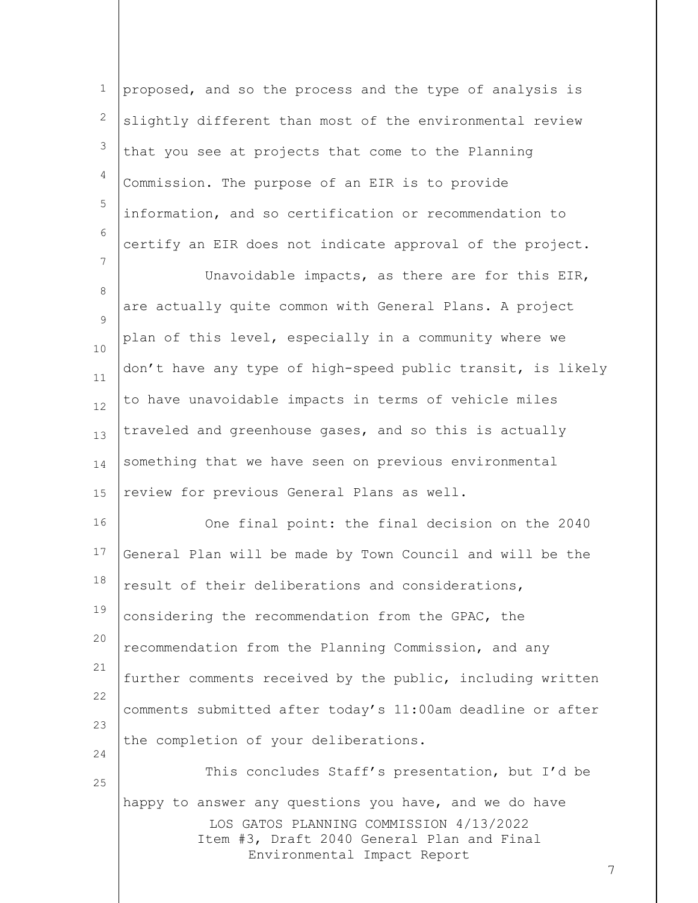proposed, and so the process and the type of analysis is slightly different than most of the environmental review that you see at projects that come to the Planning Commission. The purpose of an EIR is to provide information, and so certification or recommendation to certify an EIR does not indicate approval of the project.

Unavoidable impacts, as there are for this EIR, are actually quite common with General Plans. A project plan of this level, especially in a community where we don't have any type of high-speed public transit, is likely to have unavoidable impacts in terms of vehicle miles traveled and greenhouse gases, and so this is actually something that we have seen on previous environmental review for previous General Plans as well.

One final point: the final decision on the 2040 General Plan will be made by Town Council and will be the result of their deliberations and considerations, considering the recommendation from the GPAC, the recommendation from the Planning Commission, and any further comments received by the public, including written comments submitted after today's 11:00am deadline or after the completion of your deliberations.

This concludes Staff's presentation, but I'd be happy to answer any questions you have, and we do have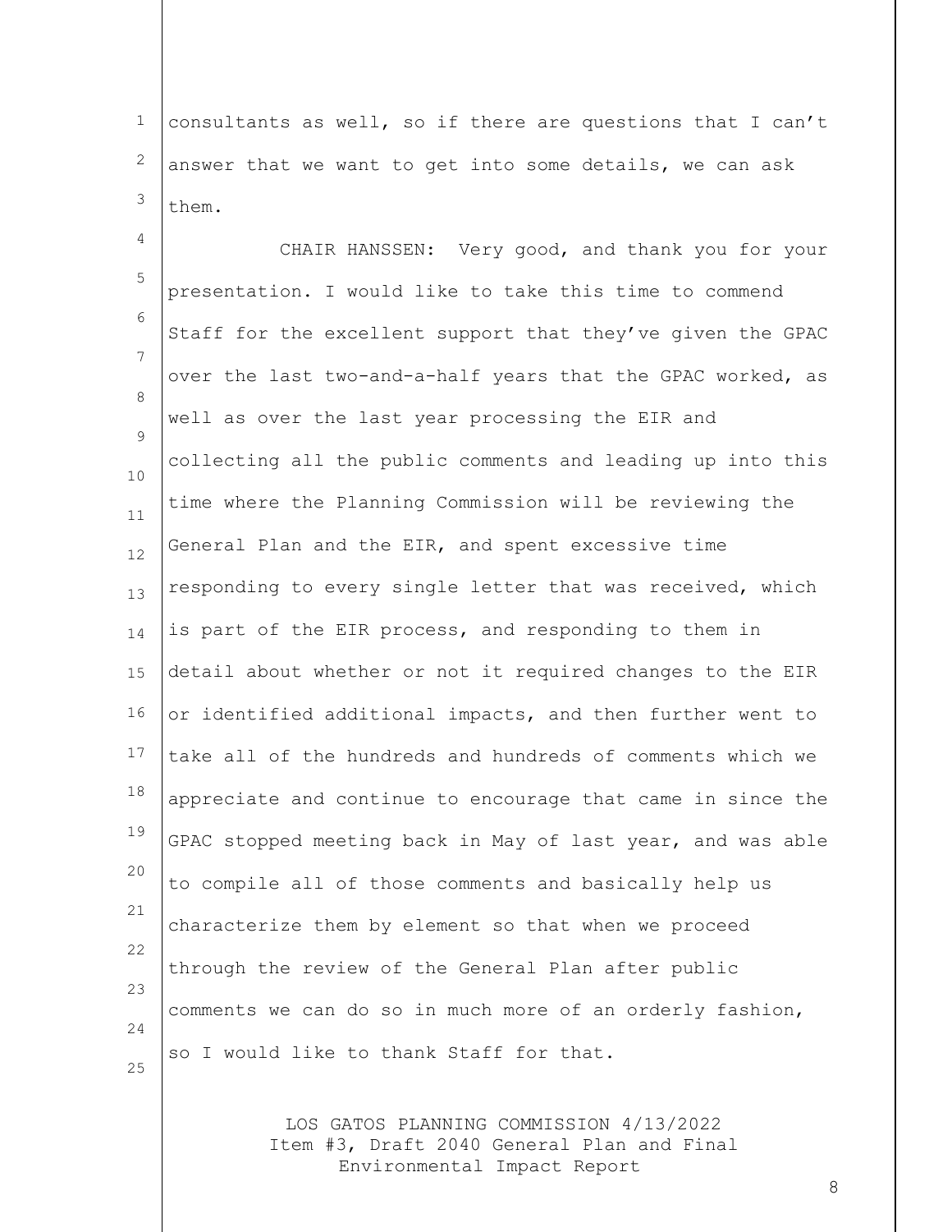consultants as well, so if there are questions that I can't answer that we want to get into some details, we can ask them.

CHAIR HANSSEN: Very good, and thank you for your presentation. I would like to take this time to commend Staff for the excellent support that they've given the GPAC over the last two-and-a-half years that the GPAC worked, as well as over the last year processing the EIR and collecting all the public comments and leading up into this time where the Planning Commission will be reviewing the General Plan and the EIR, and spent excessive time responding to every single letter that was received, which is part of the EIR process, and responding to them in detail about whether or not it required changes to the EIR or identified additional impacts, and then further went to take all of the hundreds and hundreds of comments which we appreciate and continue to encourage that came in since the GPAC stopped meeting back in May of last year, and was able to compile all of those comments and basically help us characterize them by element so that when we proceed through the review of the General Plan after public comments we can do so in much more of an orderly fashion, so I would like to thank Staff for that.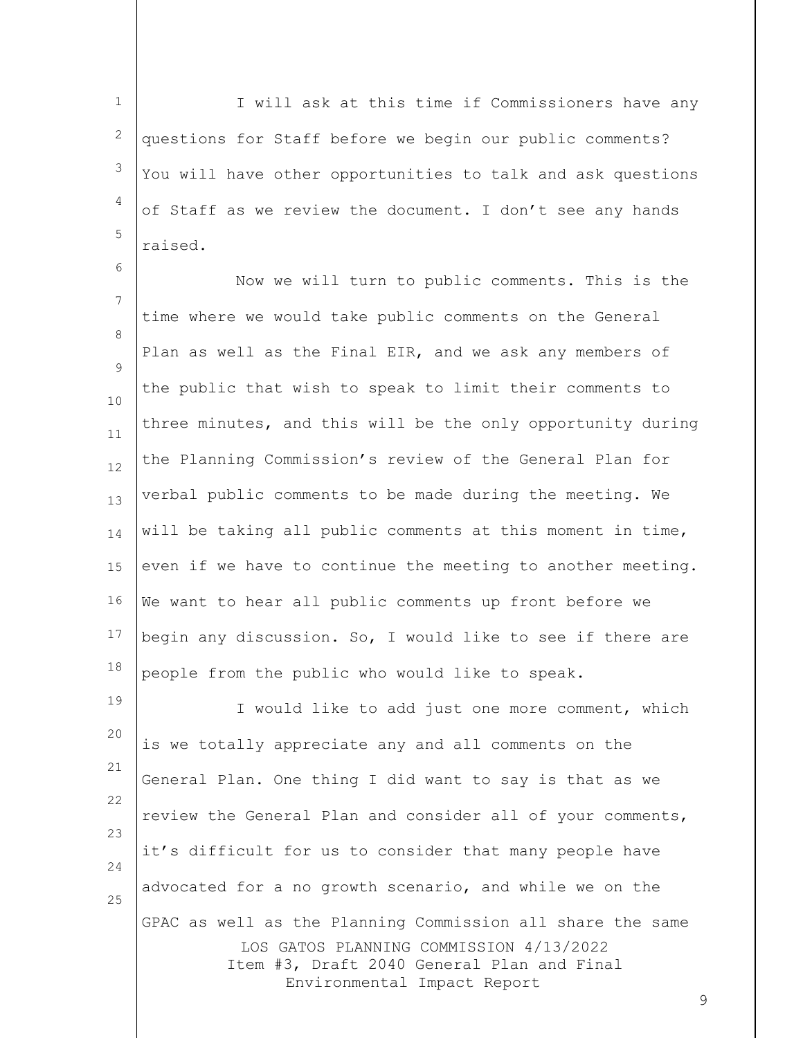I will ask at this time if Commissioners have any questions for Staff before we begin our public comments? You will have other opportunities to talk and ask questions of Staff as we review the document. I don't see any hands raised.

Now we will turn to public comments. This is the time where we would take public comments on the General Plan as well as the Final EIR, and we ask any members of the public that wish to speak to limit their comments to three minutes, and this will be the only opportunity during the Planning Commission's review of the General Plan for verbal public comments to be made during the meeting. We will be taking all public comments at this moment in time, even if we have to continue the meeting to another meeting. We want to hear all public comments up front before we begin any discussion. So, I would like to see if there are people from the public who would like to speak.

I would like to add just one more comment, which is we totally appreciate any and all comments on the General Plan. One thing I did want to say is that as we review the General Plan and consider all of your comments, it's difficult for us to consider that many people have advocated for a no growth scenario, and while we on the GPAC as well as the Planning Commission all share the same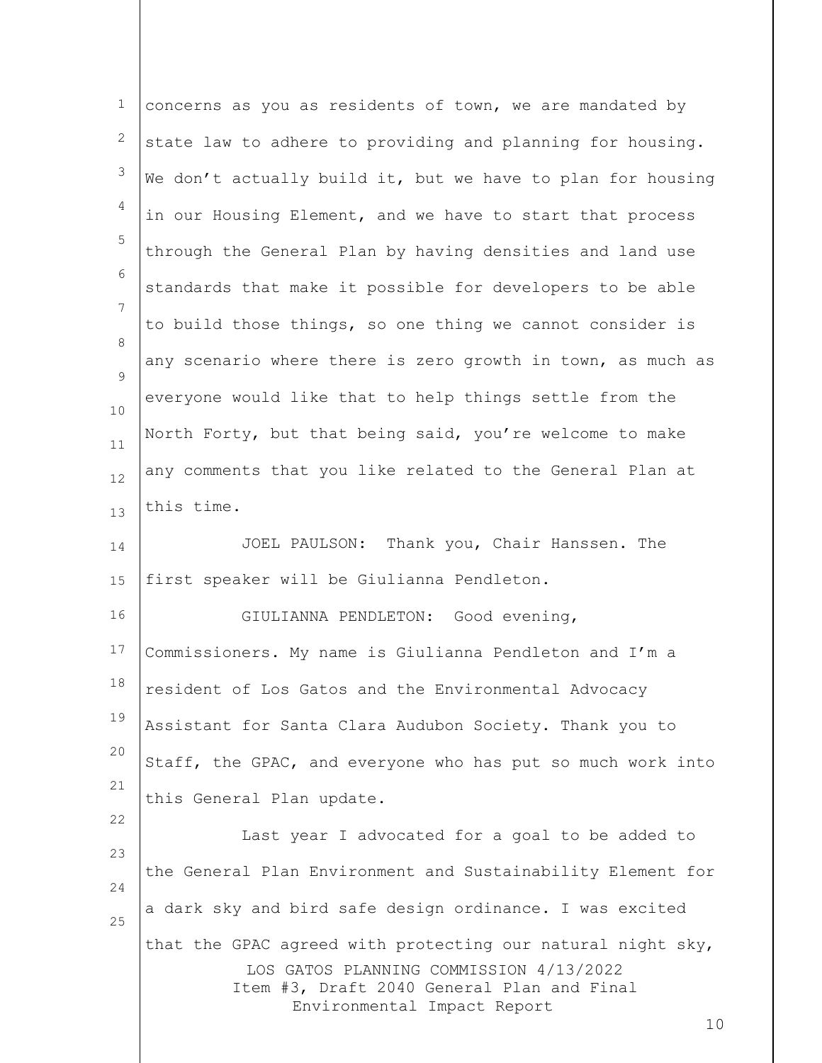concerns as you as residents of town, we are mandated by state law to adhere to providing and planning for housing. We don't actually build it, but we have to plan for housing in our Housing Element, and we have to start that process through the General Plan by having densities and land use standards that make it possible for developers to be able to build those things, so one thing we cannot consider is any scenario where there is zero growth in town, as much as everyone would like that to help things settle from the North Forty, but that being said, you're welcome to make any comments that you like related to the General Plan at this time.

JOEL PAULSON: Thank you, Chair Hanssen. The first speaker will be Giulianna Pendleton.

GIULIANNA PENDLETON: Good evening, Commissioners. My name is Giulianna Pendleton and I'm a resident of Los Gatos and the Environmental Advocacy Assistant for Santa Clara Audubon Society. Thank you to Staff, the GPAC, and everyone who has put so much work into this General Plan update.

Last year I advocated for a goal to be added to the General Plan Environment and Sustainability Element for a dark sky and bird safe design ordinance. I was excited that the GPAC agreed with protecting our natural night sky,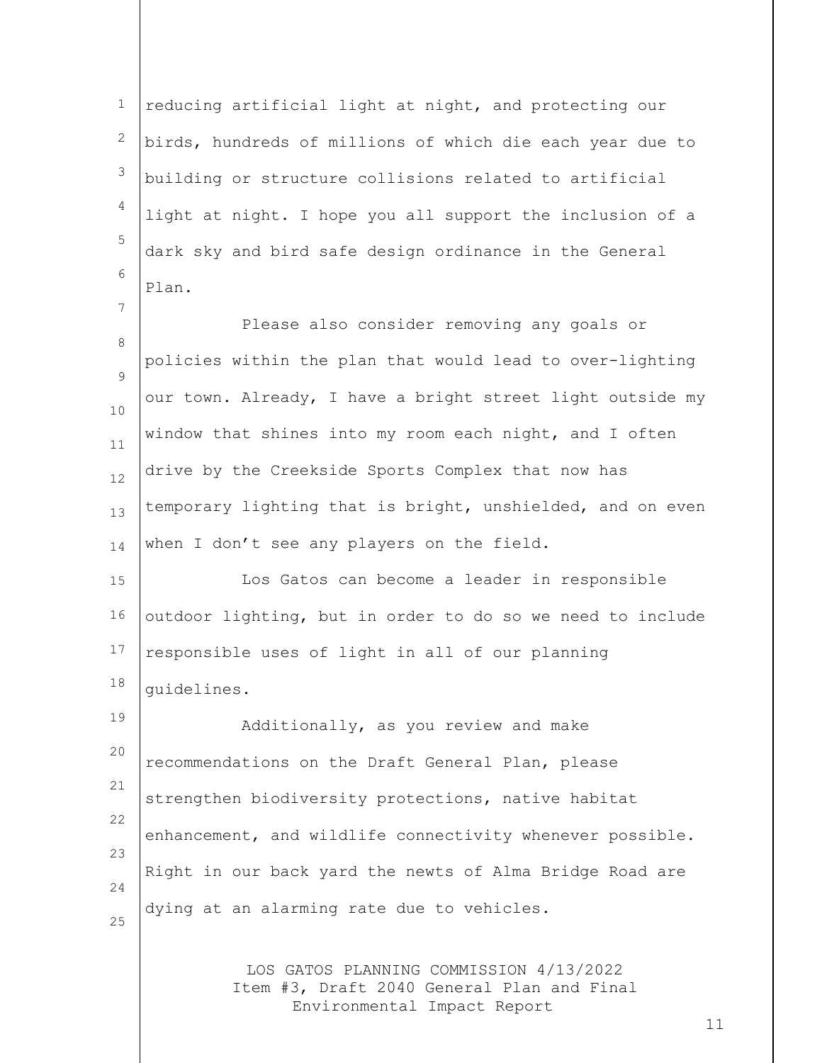reducing artificial light at night, and protecting our birds, hundreds of millions of which die each year due to building or structure collisions related to artificial light at night. I hope you all support the inclusion of a dark sky and bird safe design ordinance in the General Plan.

Please also consider removing any goals or policies within the plan that would lead to over-lighting our town. Already, I have a bright street light outside my window that shines into my room each night, and I often drive by the Creekside Sports Complex that now has temporary lighting that is bright, unshielded, and on even when I don't see any players on the field.

Los Gatos can become a leader in responsible outdoor lighting, but in order to do so we need to include responsible uses of light in all of our planning guidelines.

Additionally, as you review and make recommendations on the Draft General Plan, please strengthen biodiversity protections, native habitat enhancement, and wildlife connectivity whenever possible. Right in our back yard the newts of Alma Bridge Road are dying at an alarming rate due to vehicles.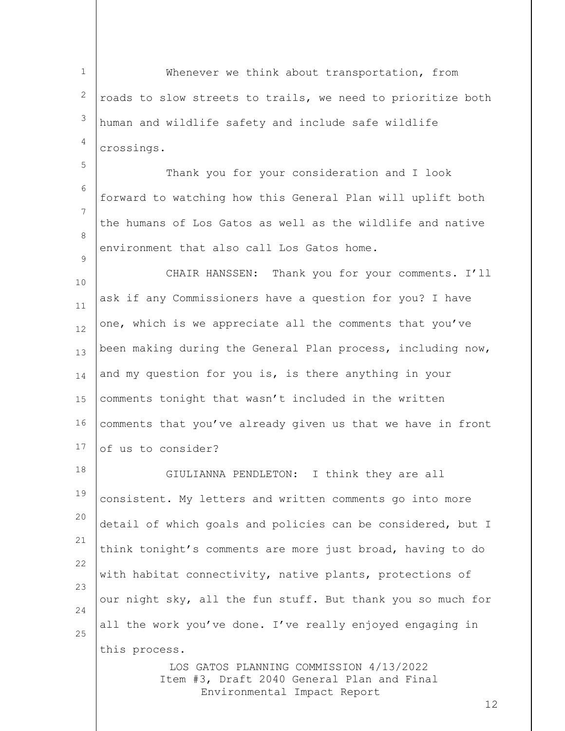Whenever we think about transportation, from roads to slow streets to trails, we need to prioritize both human and wildlife safety and include safe wildlife crossings.

Thank you for your consideration and I look forward to watching how this General Plan will uplift both the humans of Los Gatos as well as the wildlife and native environment that also call Los Gatos home.

CHAIR HANSSEN: Thank you for your comments. I'll ask if any Commissioners have a question for you? I have one, which is we appreciate all the comments that you've been making during the General Plan process, including now, and my question for you is, is there anything in your comments tonight that wasn't included in the written comments that you've already given us that we have in front of us to consider?

GIULIANNA PENDLETON: I think they are all consistent. My letters and written comments go into more detail of which goals and policies can be considered, but I think tonight's comments are more just broad, having to do with habitat connectivity, native plants, protections of our night sky, all the fun stuff. But thank you so much for all the work you've done. I've really enjoyed engaging in this process.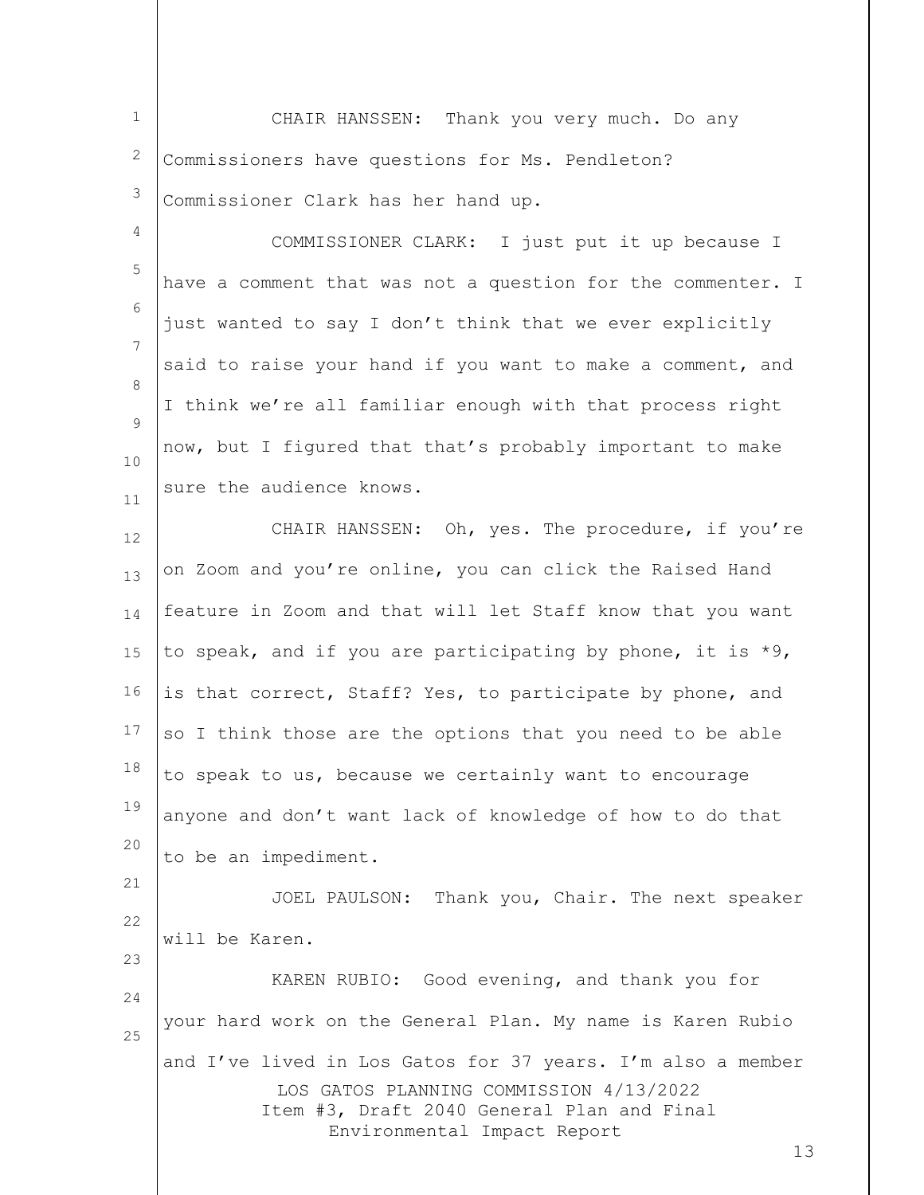CHAIR HANSSEN: Thank you very much. Do any Commissioners have questions for Ms. Pendleton? Commissioner Clark has her hand up.

COMMISSIONER CLARK: I just put it up because I have a comment that was not a question for the commenter. I just wanted to say I don't think that we ever explicitly said to raise your hand if you want to make a comment, and I think we're all familiar enough with that process right now, but I figured that that's probably important to make sure the audience knows.

CHAIR HANSSEN: Oh, yes. The procedure, if you're on Zoom and you're online, you can click the Raised Hand feature in Zoom and that will let Staff know that you want to speak, and if you are participating by phone, it is *9, is that correct, Staff? Yes, to participate by phone, and so I think those are the options that you need to be able to speak to us, because we certainly want to encourage anyone and don't want lack of knowledge of how to do that to be an impediment.

JOEL PAULSON: Thank you, Chair. The next speaker will be Karen.

KAREN RUBIO: Good evening, and thank you for your hard work on the General Plan. My name is Karen Rubio and I've lived in Los Gatos for 37 years. I'm also a member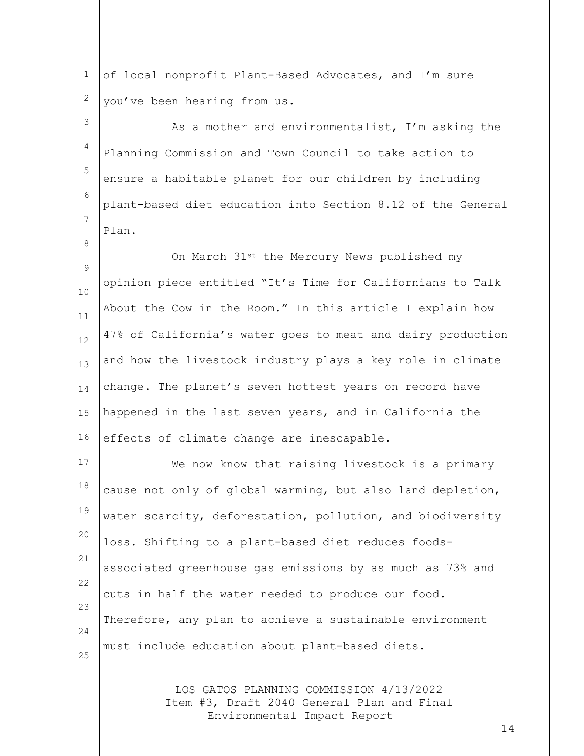of local nonprofit Plant-Based Advocates, and I'm sure you've been hearing from us.

As a mother and environmentalist, I'm asking the Planning Commission and Town Council to take action to ensure a habitable planet for our children by including plant-based diet education into Section 8.12 of the General Plan.

On March 31st the Mercury News published my opinion piece entitled "It's Time for Californians to Talk About the Cow in the Room." In this article I explain how 47% of California's water goes to meat and dairy production and how the livestock industry plays a key role in climate change. The planet's seven hottest years on record have happened in the last seven years, and in California the effects of climate change are inescapable.

We now know that raising livestock is a primary cause not only of global warming, but also land depletion, water scarcity, deforestation, pollution, and biodiversity loss. Shifting to a plant-based diet reduces foods-associated greenhouse gas emissions by as much as 73% and cuts in half the water needed to produce our food. Therefore, any plan to achieve a sustainable environment must include education about plant-based diets.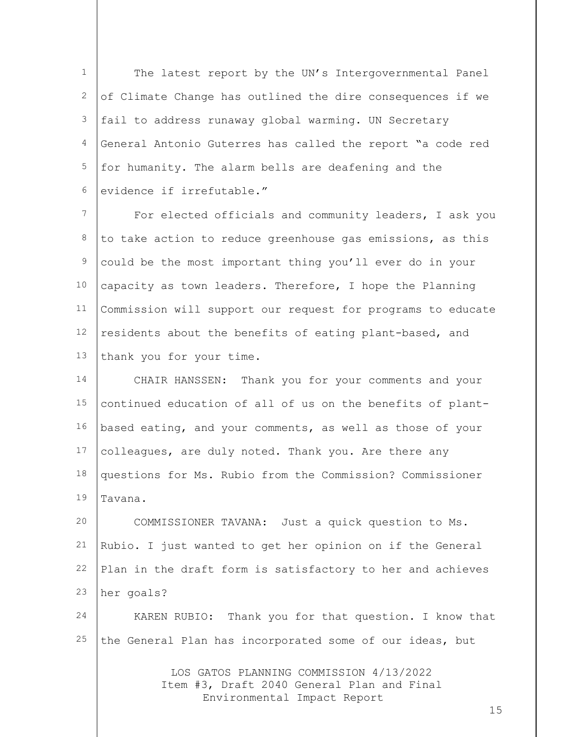The latest report by the UN's Intergovernmental Panel of Climate Change has outlined the dire consequences if we fail to address runaway global warming. UN Secretary General Antonio Guterres has called the report "a code red for humanity. The alarm bells are deafening and the evidence if irrefutable."

For elected officials and community leaders, I ask you to take action to reduce greenhouse gas emissions, as this could be the most important thing you'll ever do in your capacity as town leaders. Therefore, I hope the Planning Commission will support our request for programs to educate residents about the benefits of eating plant-based, and thank you for your time.

CHAIR HANSSEN: Thank you for your comments and your continued education of all of us on the benefits of plant-based eating, and your comments, as well as those of your colleagues, are duly noted. Thank you. Are there any questions for Ms. Rubio from the Commission? Commissioner Tavana.

COMMISSIONER TAVANA: Just a quick question to Ms. Rubio. I just wanted to get her opinion on if the General Plan in the draft form is satisfactory to her and achieves her goals?

KAREN RUBIO: Thank you for that question. I know that the General Plan has incorporated some of our ideas, but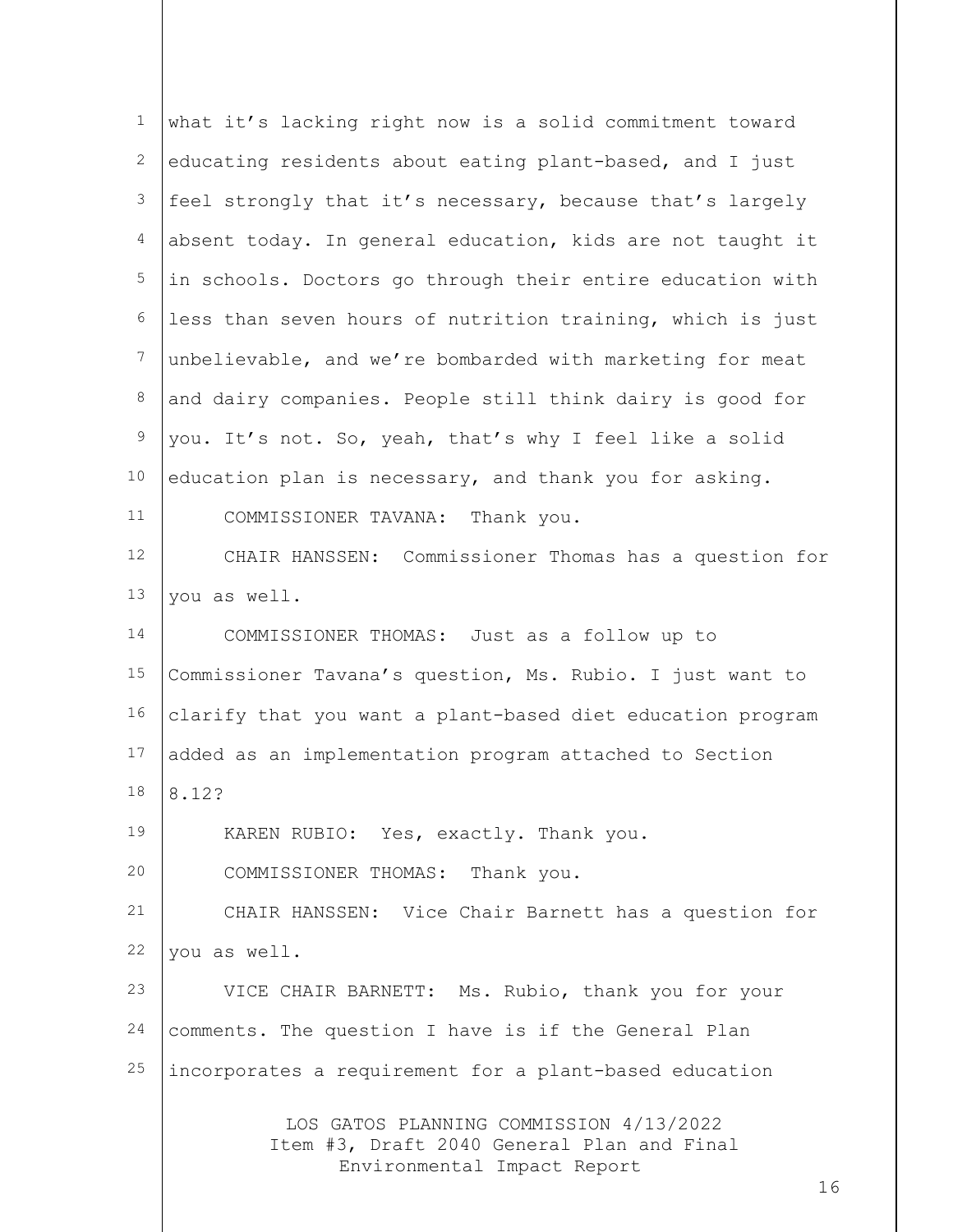what it's lacking right now is a solid commitment toward educating residents about eating plant-based, and I just feel strongly that it's necessary, because that's largely absent today. In general education, kids are not taught it in schools. Doctors go through their entire education with less than seven hours of nutrition training, which is just unbelievable, and we're bombarded with marketing for meat and dairy companies. People still think dairy is good for you. It's not. So, yeah, that's why I feel like a solid education plan is necessary, and thank you for asking.

COMMISSIONER TAVANA: Thank you.

CHAIR HANSSEN: Commissioner Thomas has a question for you as well.

COMMISSIONER THOMAS: Just as a follow up to Commissioner Tavana's question, Ms. Rubio. I just want to clarify that you want a plant-based diet education program added as an implementation program attached to Section 8.12?

KAREN RUBIO: Yes, exactly. Thank you.

COMMISSIONER THOMAS: Thank you.

CHAIR HANSSEN: Vice Chair Barnett has a question for you as well.

VICE CHAIR BARNETT: Ms. Rubio, thank you for your comments. The question I have is if the General Plan incorporates a requirement for a plant-based education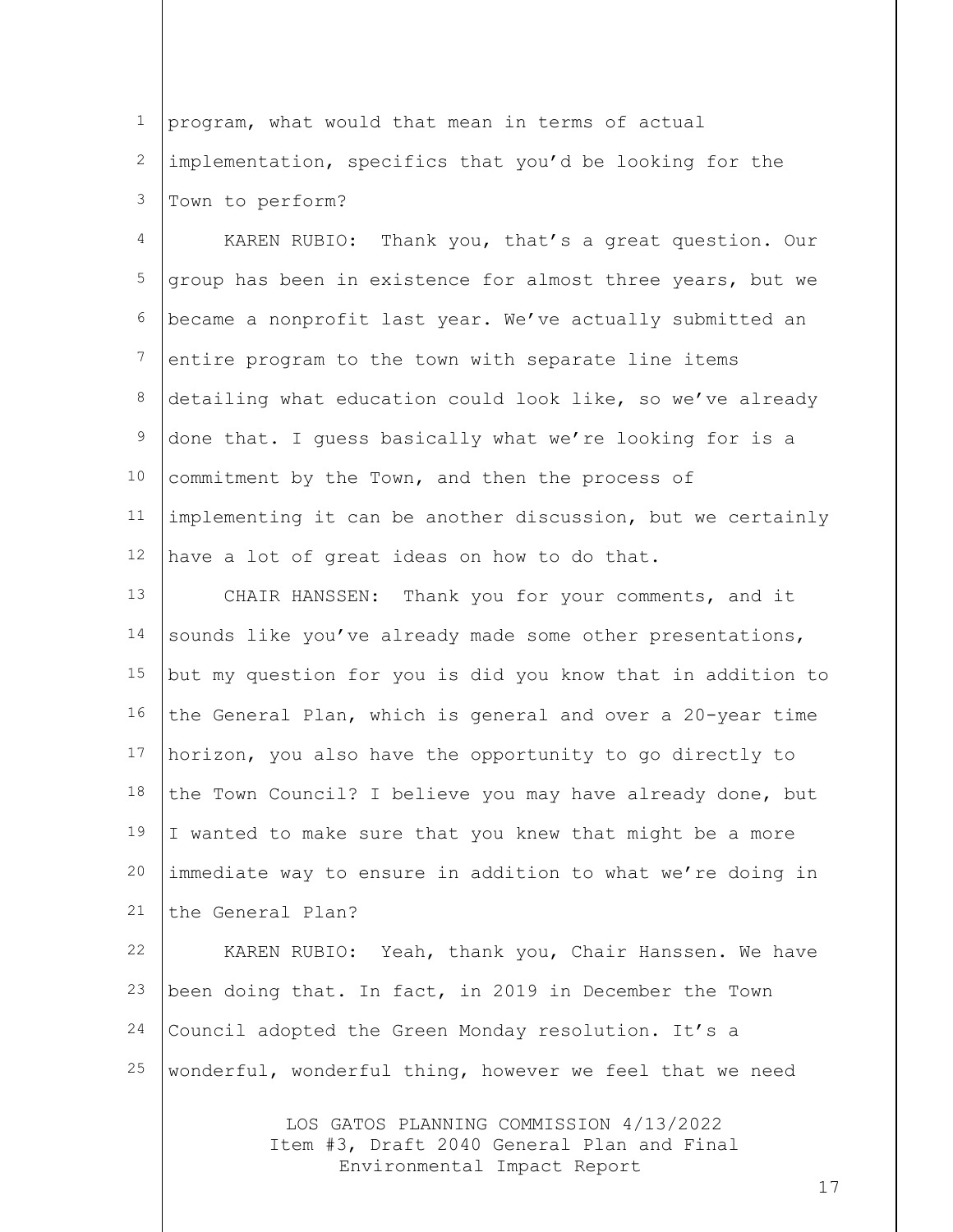program, what would that mean in terms of actual implementation, specifics that you'd be looking for the Town to perform?

KAREN RUBIO: Thank you, that's a great question. Our group has been in existence for almost three years, but we became a nonprofit last year. We've actually submitted an entire program to the town with separate line items detailing what education could look like, so we've already done that. I guess basically what we're looking for is a commitment by the Town, and then the process of implementing it can be another discussion, but we certainly have a lot of great ideas on how to do that.

CHAIR HANSSEN: Thank you for your comments, and it sounds like you've already made some other presentations, but my question for you is did you know that in addition to the General Plan, which is general and over a 20-year time horizon, you also have the opportunity to go directly to the Town Council? I believe you may have already done, but I wanted to make sure that you knew that might be a more immediate way to ensure in addition to what we're doing in the General Plan?

KAREN RUBIO: Yeah, thank you, Chair Hanssen. We have been doing that. In fact, in 2019 in December the Town Council adopted the Green Monday resolution. It's a wonderful, wonderful thing, however we feel that we need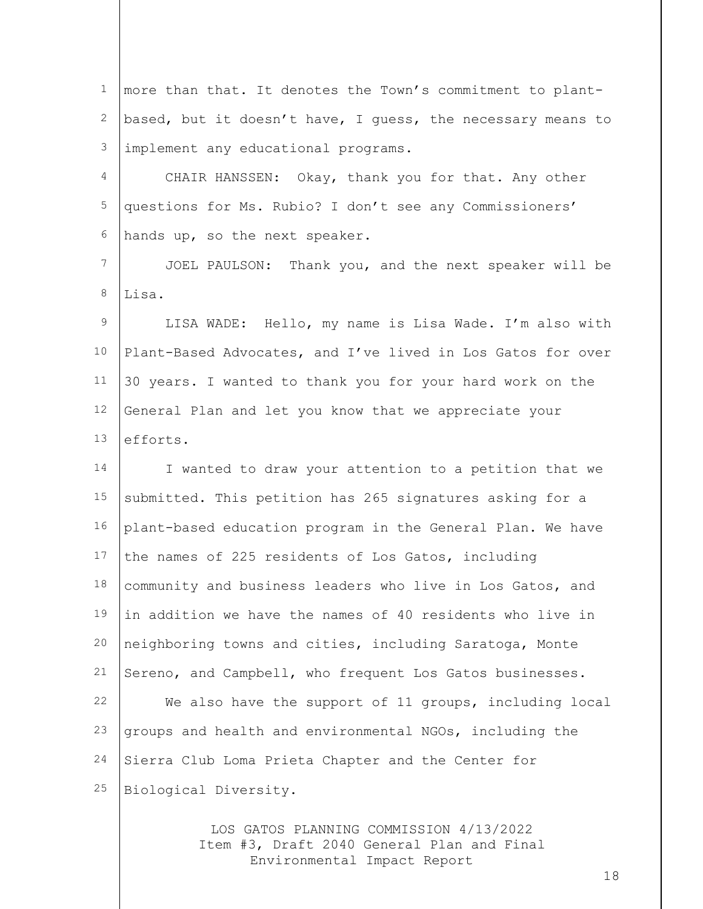more than that. It denotes the Town's commitment to plant-based, but it doesn't have, I guess, the necessary means to implement any educational programs.

CHAIR HANSSEN: Okay, thank you for that. Any other questions for Ms. Rubio? I don't see any Commissioners' hands up, so the next speaker.

JOEL PAULSON: Thank you, and the next speaker will be Lisa.

LISA WADE: Hello, my name is Lisa Wade. I'm also with Plant-Based Advocates, and I've lived in Los Gatos for over 30 years. I wanted to thank you for your hard work on the General Plan and let you know that we appreciate your efforts.

I wanted to draw your attention to a petition that we submitted. This petition has 265 signatures asking for a plant-based education program in the General Plan. We have the names of 225 residents of Los Gatos, including community and business leaders who live in Los Gatos, and in addition we have the names of 40 residents who live in neighboring towns and cities, including Saratoga, Monte Sereno, and Campbell, who frequent Los Gatos businesses.

We also have the support of 11 groups, including local groups and health and environmental NGOs, including the Sierra Club Loma Prieta Chapter and the Center for Biological Diversity.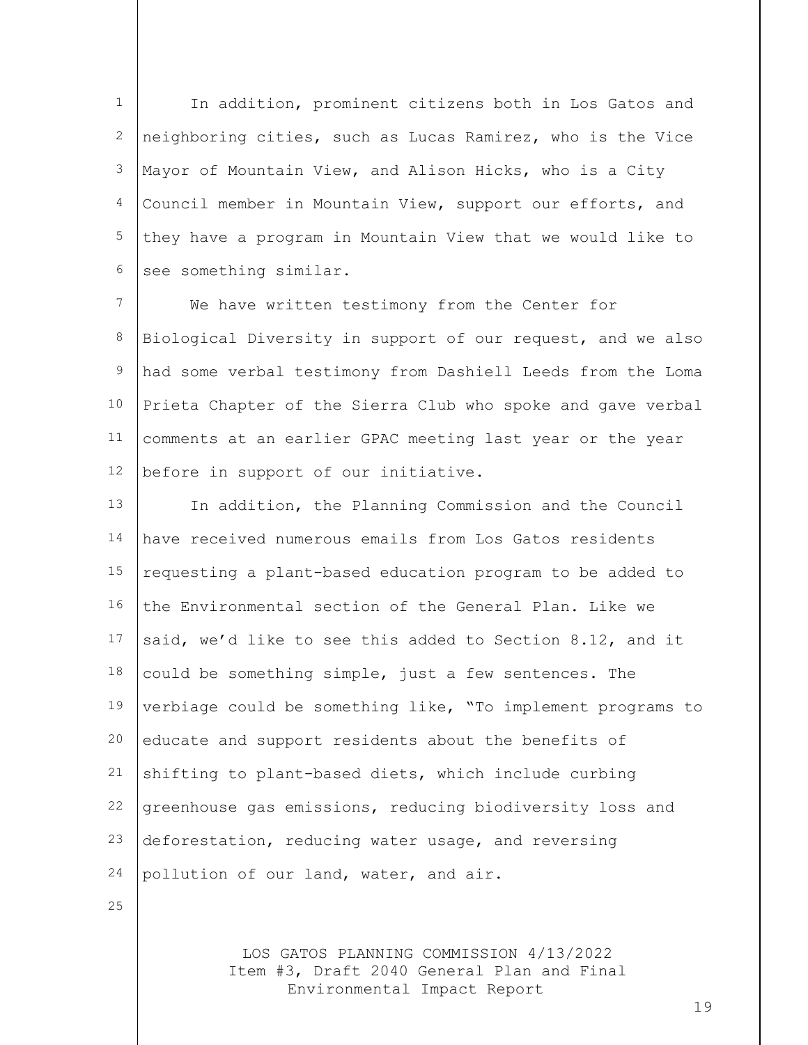In addition, prominent citizens both in Los Gatos and neighboring cities, such as Lucas Ramirez, who is the Vice Mayor of Mountain View, and Alison Hicks, who is a City Council member in Mountain View, support our efforts, and they have a program in Mountain View that we would like to see something similar.

We have written testimony from the Center for Biological Diversity in support of our request, and we also had some verbal testimony from Dashiell Leeds from the Loma Prieta Chapter of the Sierra Club who spoke and gave verbal comments at an earlier GPAC meeting last year or the year before in support of our initiative.

In addition, the Planning Commission and the Council have received numerous emails from Los Gatos residents requesting a plant-based education program to be added to the Environmental section of the General Plan. Like we said, we'd like to see this added to Section 8.12, and it could be something simple, just a few sentences. The verbiage could be something like, "To implement programs to educate and support residents about the benefits of shifting to plant-based diets, which include curbing greenhouse gas emissions, reducing biodiversity loss and deforestation, reducing water usage, and reversing pollution of our land, water, and air.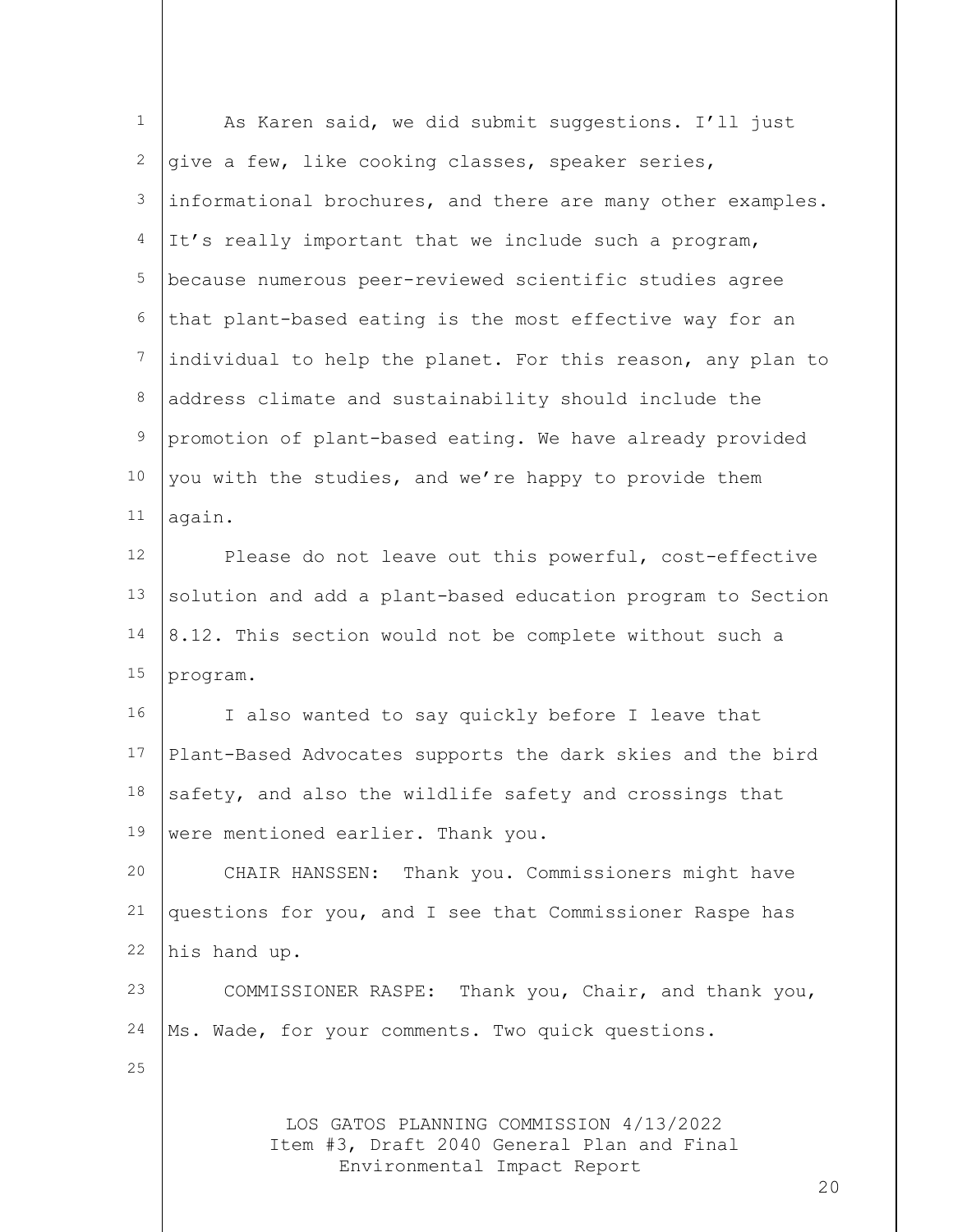As Karen said, we did submit suggestions. I'll just give a few, like cooking classes, speaker series, informational brochures, and there are many other examples. It's really important that we include such a program, because numerous peer-reviewed scientific studies agree that plant-based eating is the most effective way for an individual to help the planet. For this reason, any plan to address climate and sustainability should include the promotion of plant-based eating. We have already provided you with the studies, and we're happy to provide them again.

Please do not leave out this powerful, cost-effective solution and add a plant-based education program to Section 8.12. This section would not be complete without such a program.

I also wanted to say quickly before I leave that Plant-Based Advocates supports the dark skies and the bird safety, and also the wildlife safety and crossings that were mentioned earlier. Thank you.

CHAIR HANSSEN: Thank you. Commissioners might have questions for you, and I see that Commissioner Raspe has his hand up.

COMMISSIONER RASPE: Thank you, Chair, and thank you, Ms. Wade, for your comments. Two quick questions.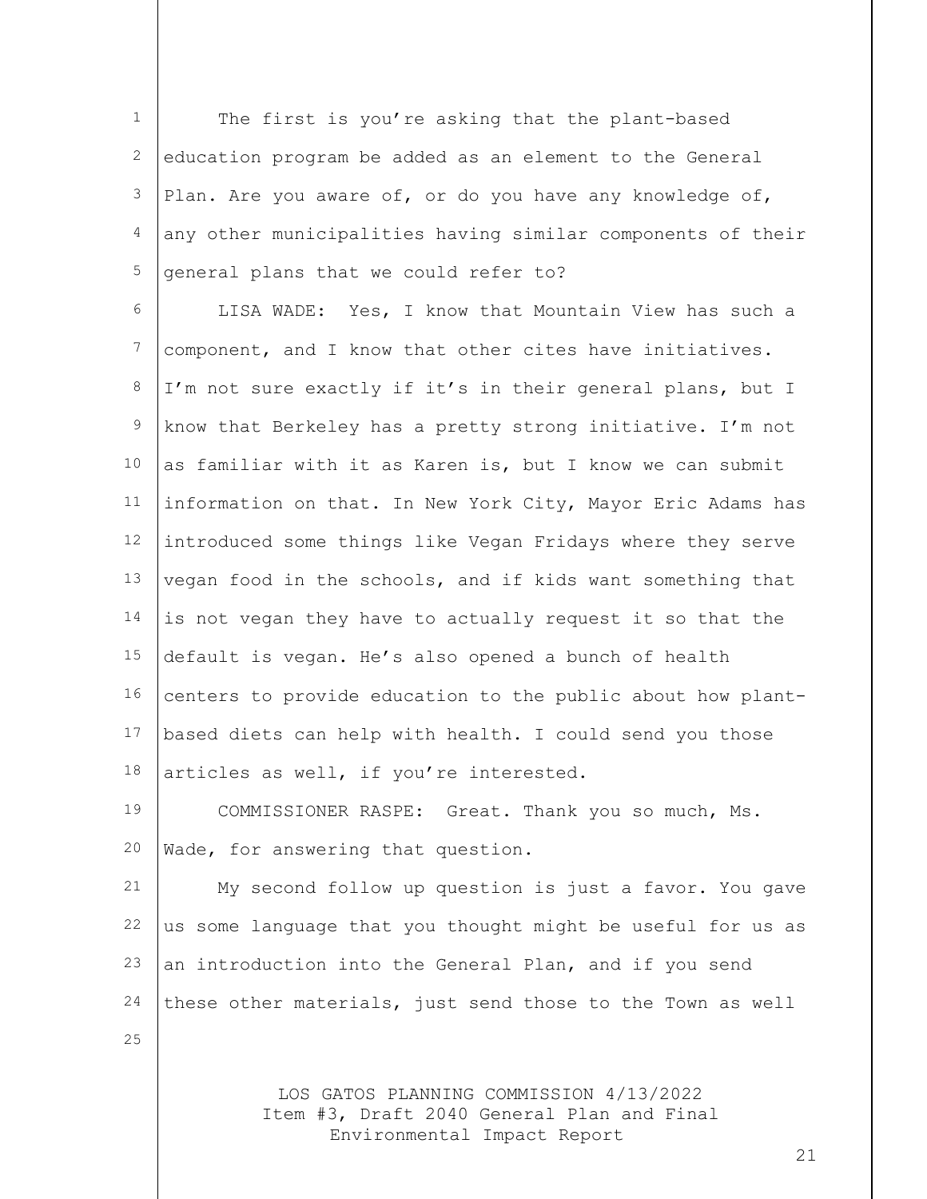The first is you're asking that the plant-based education program be added as an element to the General Plan. Are you aware of, or do you have any knowledge of, any other municipalities having similar components of their general plans that we could refer to?

LISA WADE: Yes, I know that Mountain View has such a component, and I know that other cites have initiatives. I'm not sure exactly if it's in their general plans, but I know that Berkeley has a pretty strong initiative. I'm not as familiar with it as Karen is, but I know we can submit information on that. In New York City, Mayor Eric Adams has introduced some things like Vegan Fridays where they serve vegan food in the schools, and if kids want something that is not vegan they have to actually request it so that the default is vegan. He's also opened a bunch of health centers to provide education to the public about how plant-based diets can help with health. I could send you those articles as well, if you're interested.

COMMISSIONER RASPE: Great. Thank you so much, Ms. Wade, for answering that question.

My second follow up question is just a favor. You gave us some language that you thought might be useful for us as an introduction into the General Plan, and if you send these other materials, just send those to the Town as well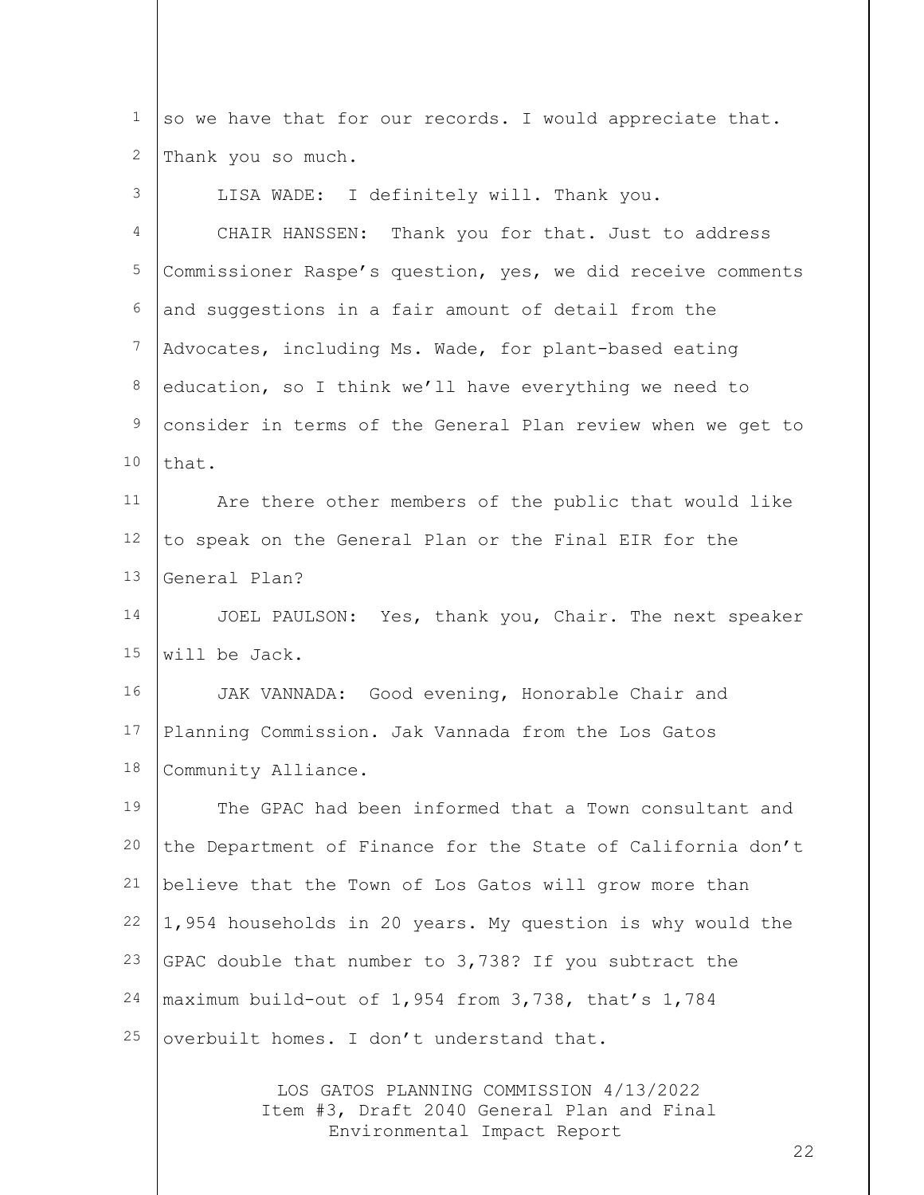so we have that for our records. I would appreciate that. Thank you so much.

LISA WADE: I definitely will. Thank you.

CHAIR HANSSEN: Thank you for that. Just to address Commissioner Raspe's question, yes, we did receive comments and suggestions in a fair amount of detail from the Advocates, including Ms. Wade, for plant-based eating education, so I think we'll have everything we need to consider in terms of the General Plan review when we get to that.

Are there other members of the public that would like to speak on the General Plan or the Final EIR for the General Plan?

JOEL PAULSON: Yes, thank you, Chair. The next speaker will be Jack.

JAK VANNADA: Good evening, Honorable Chair and Planning Commission. Jak Vannada from the Los Gatos Community Alliance.

The GPAC had been informed that a Town consultant and the Department of Finance for the State of California don't believe that the Town of Los Gatos will grow more than 1,954 households in 20 years. My question is why would the GPAC double that number to 3,738? If you subtract the maximum build-out of 1,954 from 3,738, that's 1,784 overbuilt homes. I don't understand that.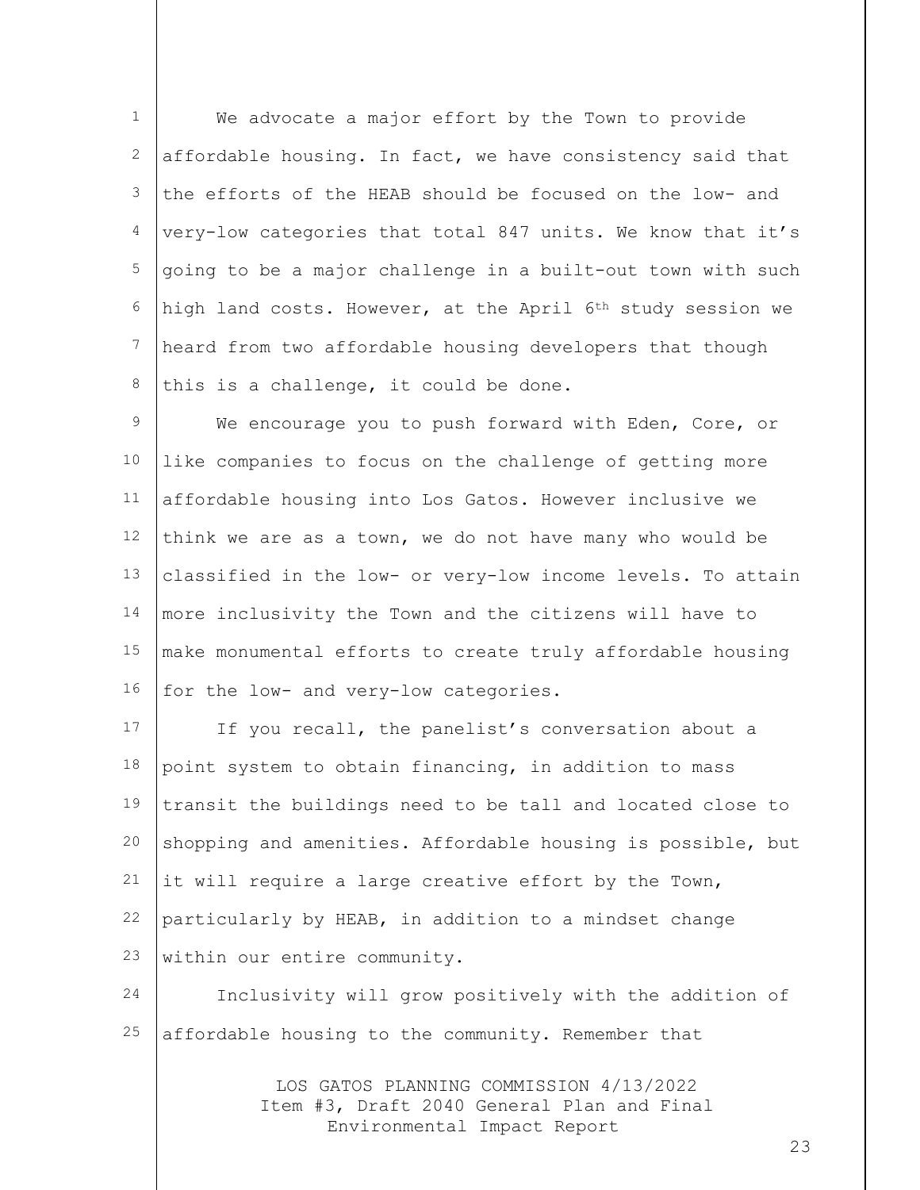We advocate a major effort by the Town to provide affordable housing. In fact, we have consistency said that the efforts of the HEAB should be focused on the low- and very-low categories that total 847 units. We know that it's going to be a major challenge in a built-out town with such high land costs. However, at the April 6th study session we heard from two affordable housing developers that though this is a challenge, it could be done.

We encourage you to push forward with Eden, Core, or like companies to focus on the challenge of getting more affordable housing into Los Gatos. However inclusive we think we are as a town, we do not have many who would be classified in the low- or very-low income levels. To attain more inclusivity the Town and the citizens will have to make monumental efforts to create truly affordable housing for the low- and very-low categories.

If you recall, the panelist's conversation about a point system to obtain financing, in addition to mass transit the buildings need to be tall and located close to shopping and amenities. Affordable housing is possible, but it will require a large creative effort by the Town, particularly by HEAB, in addition to a mindset change within our entire community.

Inclusivity will grow positively with the addition of affordable housing to the community. Remember that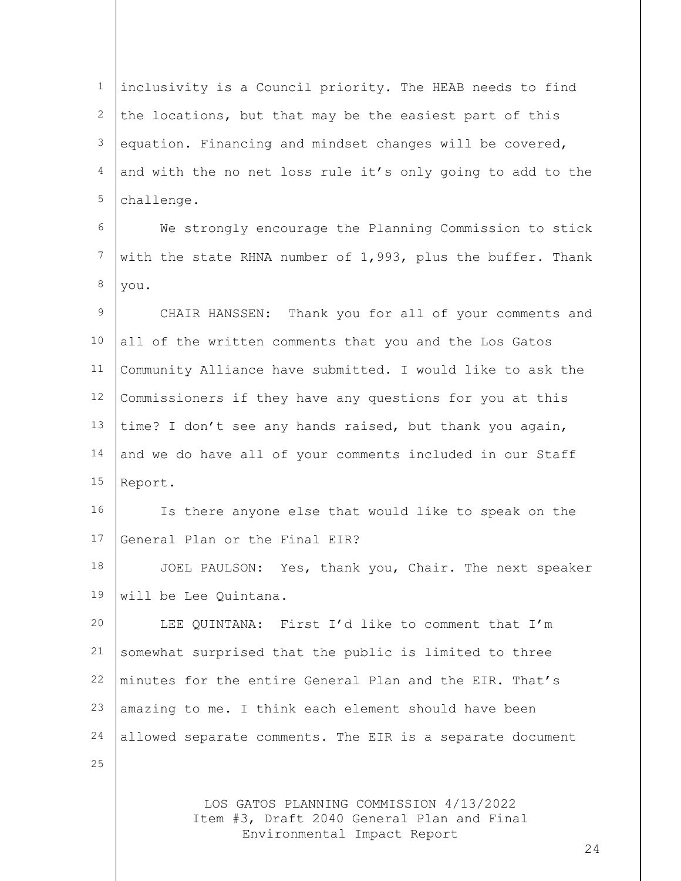inclusivity is a Council priority. The HEAB needs to find the locations, but that may be the easiest part of this equation. Financing and mindset changes will be covered, and with the no net loss rule it's only going to add to the challenge.

We strongly encourage the Planning Commission to stick with the state RHNA number of 1,993, plus the buffer. Thank you.

CHAIR HANSSEN: Thank you for all of your comments and all of the written comments that you and the Los Gatos Community Alliance have submitted. I would like to ask the Commissioners if they have any questions for you at this time? I don't see any hands raised, but thank you again, and we do have all of your comments included in our Staff Report.

Is there anyone else that would like to speak on the General Plan or the Final EIR?

JOEL PAULSON: Yes, thank you, Chair. The next speaker will be Lee Quintana.

LEE QUINTANA: First I'd like to comment that I'm somewhat surprised that the public is limited to three minutes for the entire General Plan and the EIR. That's amazing to me. I think each element should have been allowed separate comments. The EIR is a separate document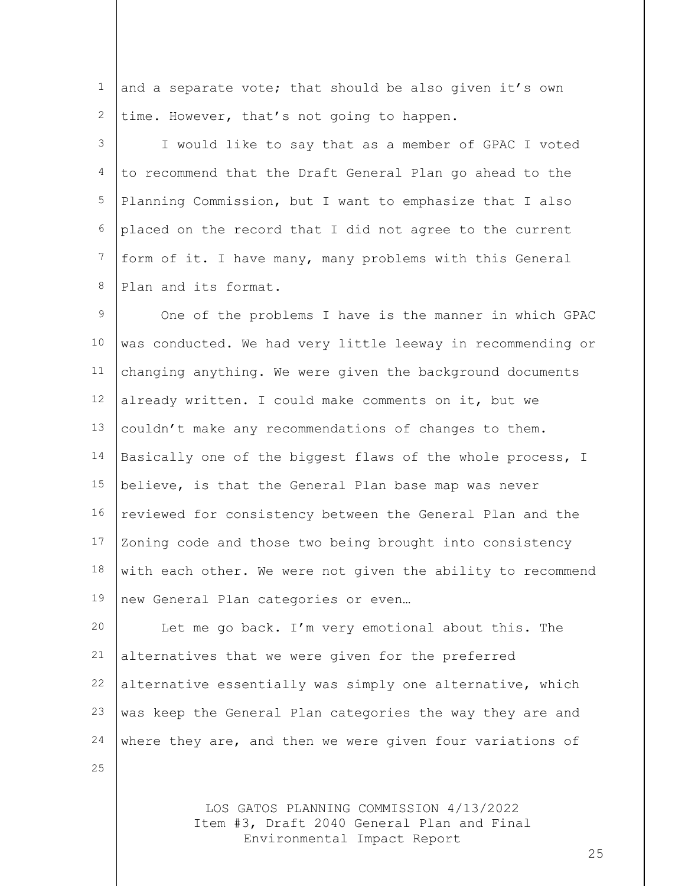and a separate vote; that should be also given it's own time. However, that's not going to happen.

I would like to say that as a member of GPAC I voted to recommend that the Draft General Plan go ahead to the Planning Commission, but I want to emphasize that I also placed on the record that I did not agree to the current form of it. I have many, many problems with this General Plan and its format.

One of the problems I have is the manner in which GPAC was conducted. We had very little leeway in recommending or changing anything. We were given the background documents already written. I could make comments on it, but we couldn't make any recommendations of changes to them. Basically one of the biggest flaws of the whole process, I believe, is that the General Plan base map was never reviewed for consistency between the General Plan and the Zoning code and those two being brought into consistency with each other. We were not given the ability to recommend new General Plan categories or even…

Let me go back. I'm very emotional about this. The alternatives that we were given for the preferred alternative essentially was simply one alternative, which was keep the General Plan categories the way they are and where they are, and then we were given four variations of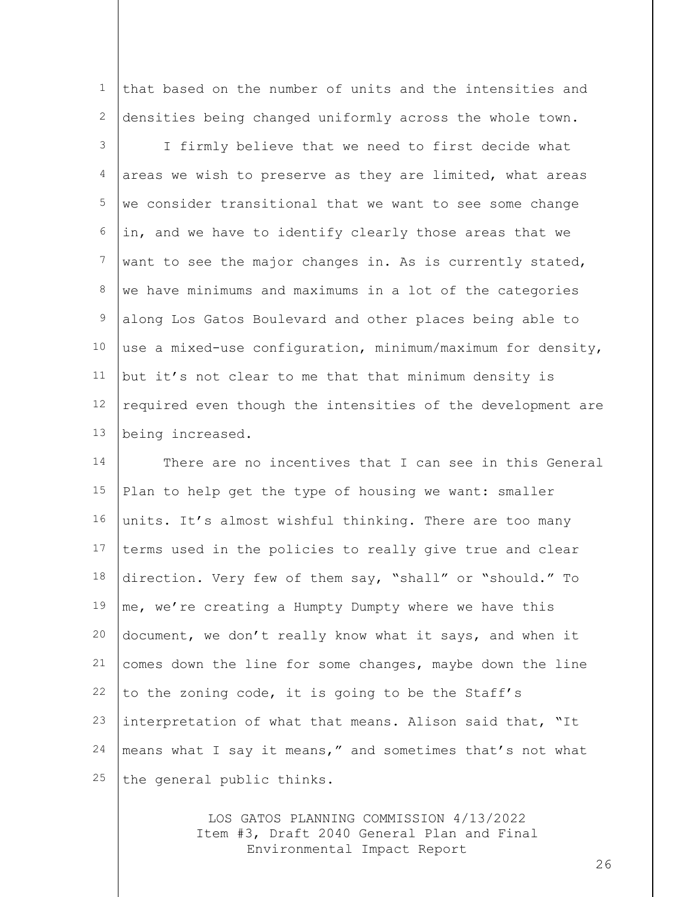that based on the number of units and the intensities and densities being changed uniformly across the whole town.

I firmly believe that we need to first decide what areas we wish to preserve as they are limited, what areas we consider transitional that we want to see some change in, and we have to identify clearly those areas that we want to see the major changes in. As is currently stated, we have minimums and maximums in a lot of the categories along Los Gatos Boulevard and other places being able to use a mixed-use configuration, minimum/maximum for density, but it's not clear to me that that minimum density is required even though the intensities of the development are being increased.

There are no incentives that I can see in this General Plan to help get the type of housing we want: smaller units. It's almost wishful thinking. There are too many terms used in the policies to really give true and clear direction. Very few of them say, "shall" or "should." To me, we're creating a Humpty Dumpty where we have this document, we don't really know what it says, and when it comes down the line for some changes, maybe down the line to the zoning code, it is going to be the Staff's interpretation of what that means. Alison said that, "It means what I say it means," and sometimes that's not what the general public thinks.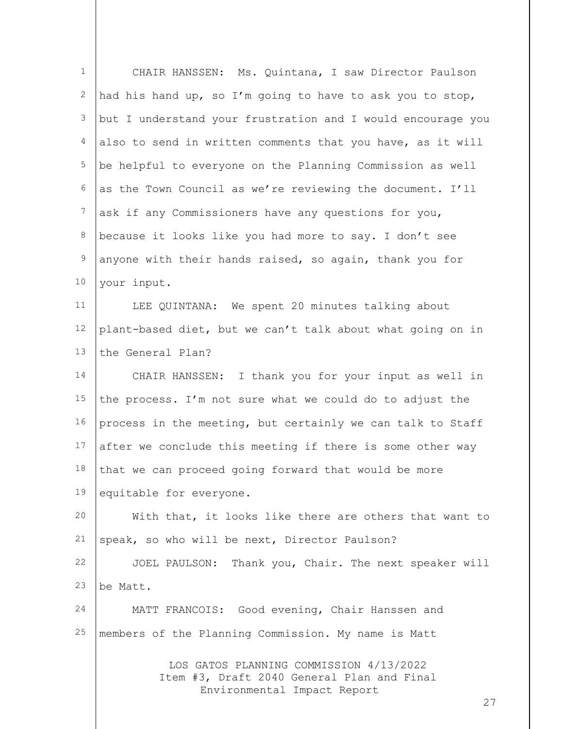CHAIR HANSSEN: Ms. Quintana, I saw Director Paulson had his hand up, so I'm going to have to ask you to stop, but I understand your frustration and I would encourage you also to send in written comments that you have, as it will be helpful to everyone on the Planning Commission as well as the Town Council as we're reviewing the document. I'll ask if any Commissioners have any questions for you, because it looks like you had more to say. I don't see anyone with their hands raised, so again, thank you for your input.

LEE QUINTANA: We spent 20 minutes talking about plant-based diet, but we can't talk about what going on in the General Plan?

CHAIR HANSSEN: I thank you for your input as well in the process. I'm not sure what we could do to adjust the process in the meeting, but certainly we can talk to Staff after we conclude this meeting if there is some other way that we can proceed going forward that would be more equitable for everyone.

With that, it looks like there are others that want to speak, so who will be next, Director Paulson?

JOEL PAULSON: Thank you, Chair. The next speaker will be Matt.

MATT FRANCOIS: Good evening, Chair Hanssen and members of the Planning Commission. My name is Matt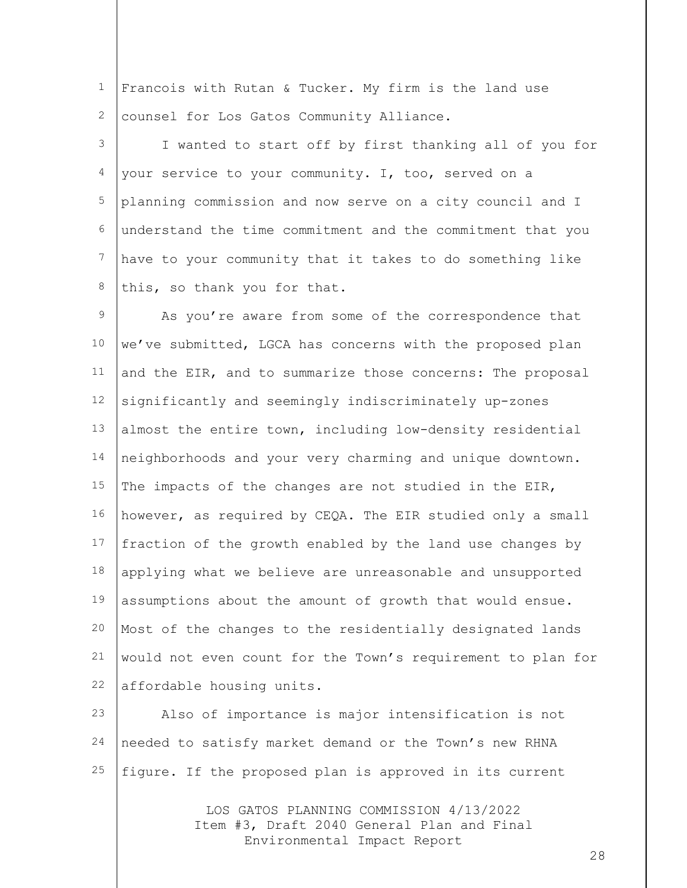Francois with Rutan & Tucker. My firm is the land use counsel for Los Gatos Community Alliance.

I wanted to start off by first thanking all of you for your service to your community. I, too, served on a planning commission and now serve on a city council and I understand the time commitment and the commitment that you have to your community that it takes to do something like this, so thank you for that.

As you're aware from some of the correspondence that we've submitted, LGCA has concerns with the proposed plan and the EIR, and to summarize those concerns: The proposal significantly and seemingly indiscriminately up-zones almost the entire town, including low-density residential neighborhoods and your very charming and unique downtown. The impacts of the changes are not studied in the EIR, however, as required by CEQA. The EIR studied only a small fraction of the growth enabled by the land use changes by applying what we believe are unreasonable and unsupported assumptions about the amount of growth that would ensue. Most of the changes to the residentially designated lands would not even count for the Town's requirement to plan for affordable housing units.

Also of importance is major intensification is not needed to satisfy market demand or the Town's new RHNA figure. If the proposed plan is approved in its current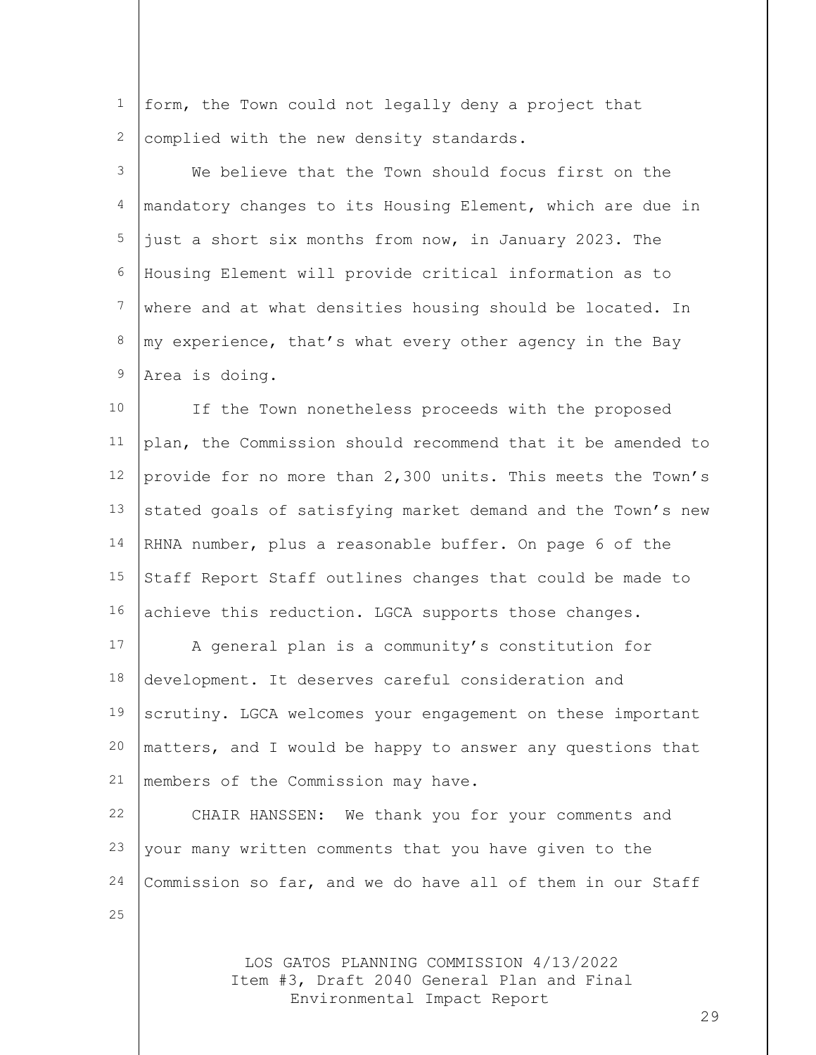form, the Town could not legally deny a project that complied with the new density standards.

We believe that the Town should focus first on the mandatory changes to its Housing Element, which are due in just a short six months from now, in January 2023. The Housing Element will provide critical information as to where and at what densities housing should be located. In my experience, that's what every other agency in the Bay Area is doing.

If the Town nonetheless proceeds with the proposed plan, the Commission should recommend that it be amended to provide for no more than 2,300 units. This meets the Town's stated goals of satisfying market demand and the Town's new RHNA number, plus a reasonable buffer. On page 6 of the Staff Report Staff outlines changes that could be made to achieve this reduction. LGCA supports those changes.

A general plan is a community's constitution for development. It deserves careful consideration and scrutiny. LGCA welcomes your engagement on these important matters, and I would be happy to answer any questions that members of the Commission may have.

CHAIR HANSSEN: We thank you for your comments and your many written comments that you have given to the Commission so far, and we do have all of them in our Staff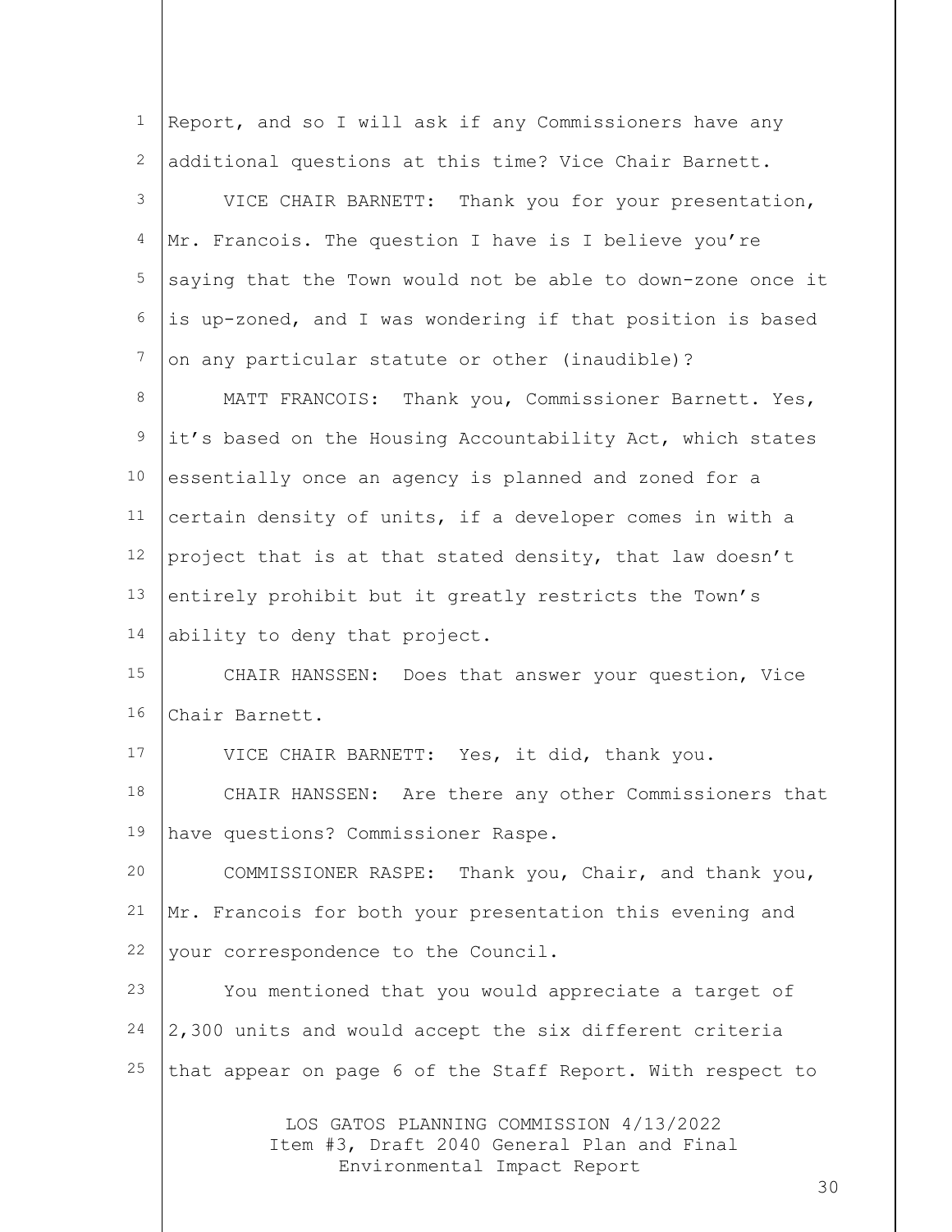Report, and so I will ask if any Commissioners have any additional questions at this time? Vice Chair Barnett.

VICE CHAIR BARNETT: Thank you for your presentation, Mr. Francois. The question I have is I believe you're saying that the Town would not be able to down-zone once it is up-zoned, and I was wondering if that position is based on any particular statute or other (inaudible)?

MATT FRANCOIS: Thank you, Commissioner Barnett. Yes, it's based on the Housing Accountability Act, which states essentially once an agency is planned and zoned for a certain density of units, if a developer comes in with a project that is at that stated density, that law doesn't entirely prohibit but it greatly restricts the Town's ability to deny that project.

CHAIR HANSSEN: Does that answer your question, Vice Chair Barnett.

VICE CHAIR BARNETT: Yes, it did, thank you.

CHAIR HANSSEN: Are there any other Commissioners that have questions? Commissioner Raspe.

COMMISSIONER RASPE: Thank you, Chair, and thank you, Mr. Francois for both your presentation this evening and your correspondence to the Council.

You mentioned that you would appreciate a target of 2,300 units and would accept the six different criteria that appear on page 6 of the Staff Report. With respect to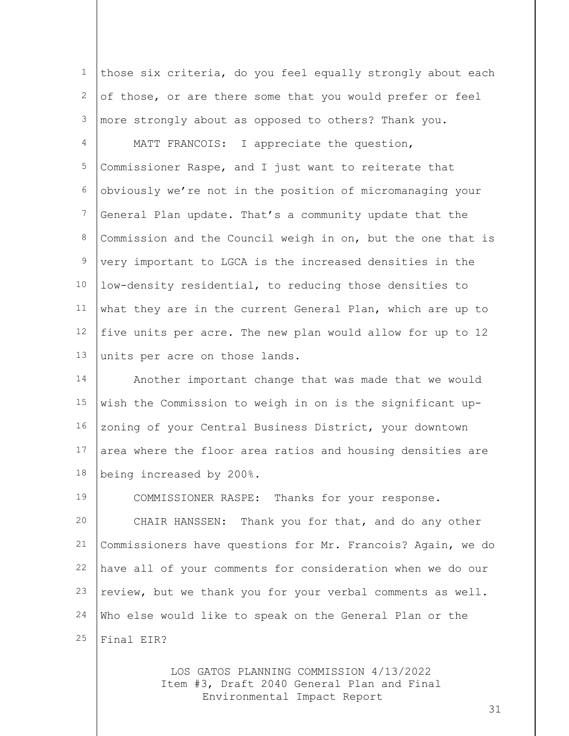those six criteria, do you feel equally strongly about each of those, or are there some that you would prefer or feel more strongly about as opposed to others? Thank you.

MATT FRANCOIS: I appreciate the question, Commissioner Raspe, and I just want to reiterate that obviously we're not in the position of micromanaging your General Plan update. That's a community update that the Commission and the Council weigh in on, but the one that is very important to LGCA is the increased densities in the low-density residential, to reducing those densities to what they are in the current General Plan, which are up to five units per acre. The new plan would allow for up to 12 units per acre on those lands.

Another important change that was made that we would wish the Commission to weigh in on is the significant up-zoning of your Central Business District, your downtown area where the floor area ratios and housing densities are being increased by 200%.

COMMISSIONER RASPE: Thanks for your response.

CHAIR HANSSEN: Thank you for that, and do any other Commissioners have questions for Mr. Francois? Again, we do have all of your comments for consideration when we do our review, but we thank you for your verbal comments as well. Who else would like to speak on the General Plan or the Final EIR?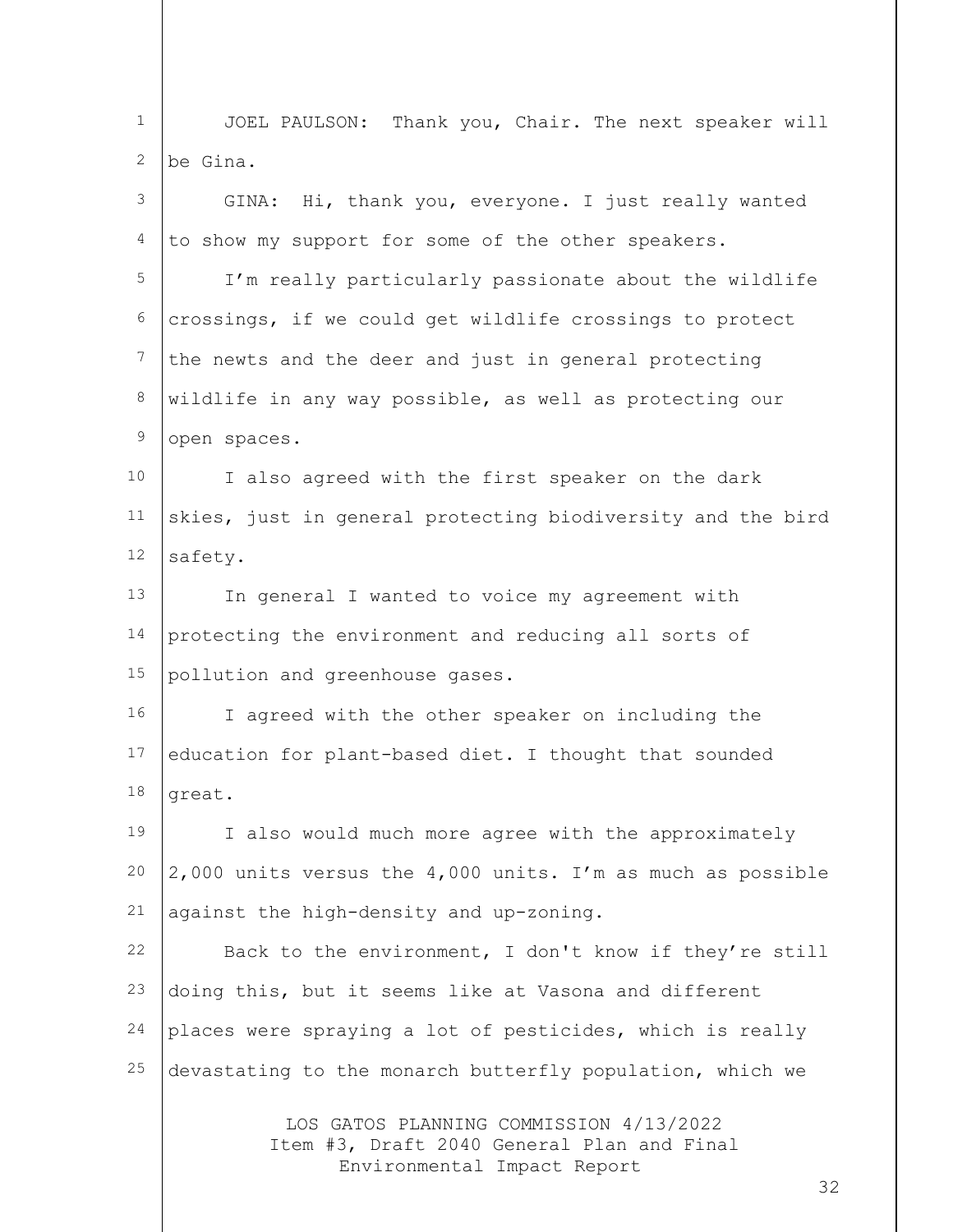JOEL PAULSON: Thank you, Chair. The next speaker will be Gina.

GINA: Hi, thank you, everyone. I just really wanted to show my support for some of the other speakers.

I'm really particularly passionate about the wildlife crossings, if we could get wildlife crossings to protect the newts and the deer and just in general protecting wildlife in any way possible, as well as protecting our open spaces.

I also agreed with the first speaker on the dark skies, just in general protecting biodiversity and the bird safety.

In general I wanted to voice my agreement with protecting the environment and reducing all sorts of pollution and greenhouse gases.

I agreed with the other speaker on including the education for plant-based diet. I thought that sounded great.

I also would much more agree with the approximately 2,000 units versus the 4,000 units. I'm as much as possible against the high-density and up-zoning.

Back to the environment, I don't know if they're still doing this, but it seems like at Vasona and different places were spraying a lot of pesticides, which is really devastating to the monarch butterfly population, which we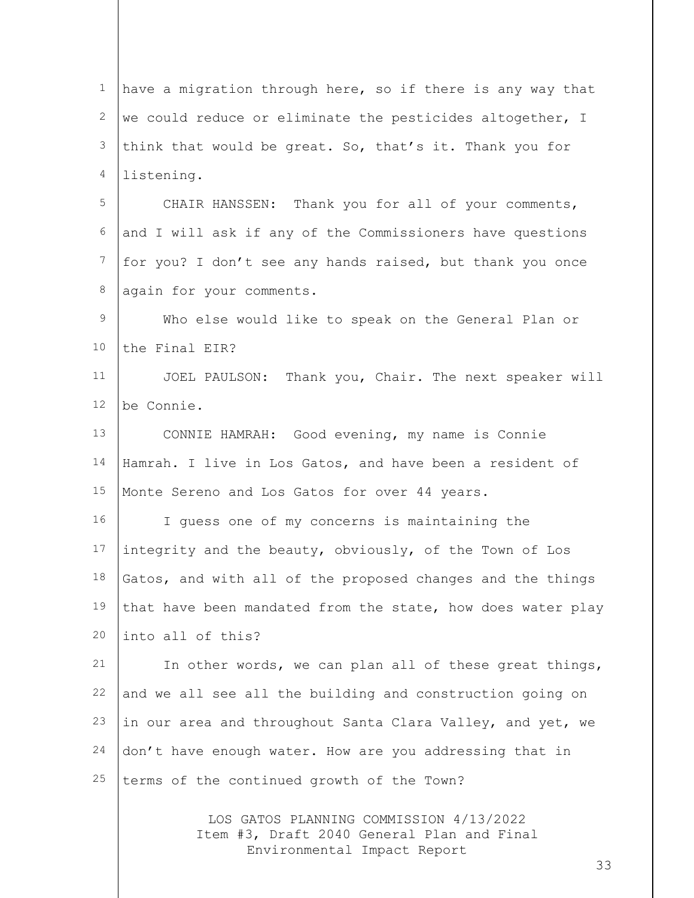have a migration through here, so if there is any way that we could reduce or eliminate the pesticides altogether, I think that would be great. So, that's it. Thank you for listening.

CHAIR HANSSEN: Thank you for all of your comments, and I will ask if any of the Commissioners have questions for you? I don't see any hands raised, but thank you once again for your comments.

Who else would like to speak on the General Plan or the Final EIR?

JOEL PAULSON: Thank you, Chair. The next speaker will be Connie.

CONNIE HAMRAH: Good evening, my name is Connie Hamrah. I live in Los Gatos, and have been a resident of Monte Sereno and Los Gatos for over 44 years.

I guess one of my concerns is maintaining the integrity and the beauty, obviously, of the Town of Los Gatos, and with all of the proposed changes and the things that have been mandated from the state, how does water play into all of this?

In other words, we can plan all of these great things, and we all see all the building and construction going on in our area and throughout Santa Clara Valley, and yet, we don't have enough water. How are you addressing that in terms of the continued growth of the Town?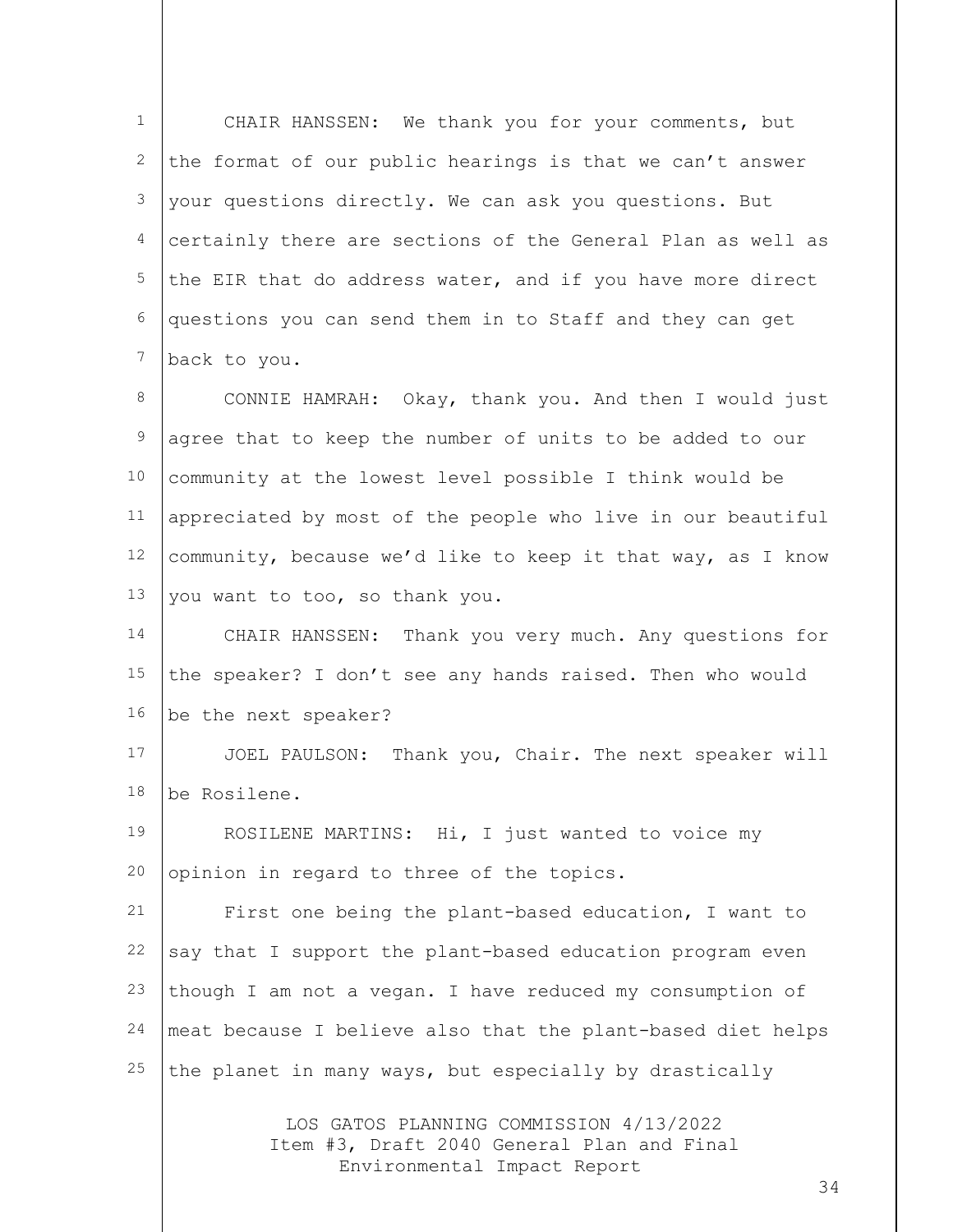CHAIR HANSSEN: We thank you for your comments, but the format of our public hearings is that we can't answer your questions directly. We can ask you questions. But certainly there are sections of the General Plan as well as the EIR that do address water, and if you have more direct questions you can send them in to Staff and they can get back to you.

CONNIE HAMRAH: Okay, thank you. And then I would just agree that to keep the number of units to be added to our community at the lowest level possible I think would be appreciated by most of the people who live in our beautiful community, because we'd like to keep it that way, as I know you want to too, so thank you.

CHAIR HANSSEN: Thank you very much. Any questions for the speaker? I don't see any hands raised. Then who would be the next speaker?

JOEL PAULSON: Thank you, Chair. The next speaker will be Rosilene.

ROSILENE MARTINS: Hi, I just wanted to voice my opinion in regard to three of the topics.

First one being the plant-based education, I want to say that I support the plant-based education program even though I am not a vegan. I have reduced my consumption of meat because I believe also that the plant-based diet helps the planet in many ways, but especially by drastically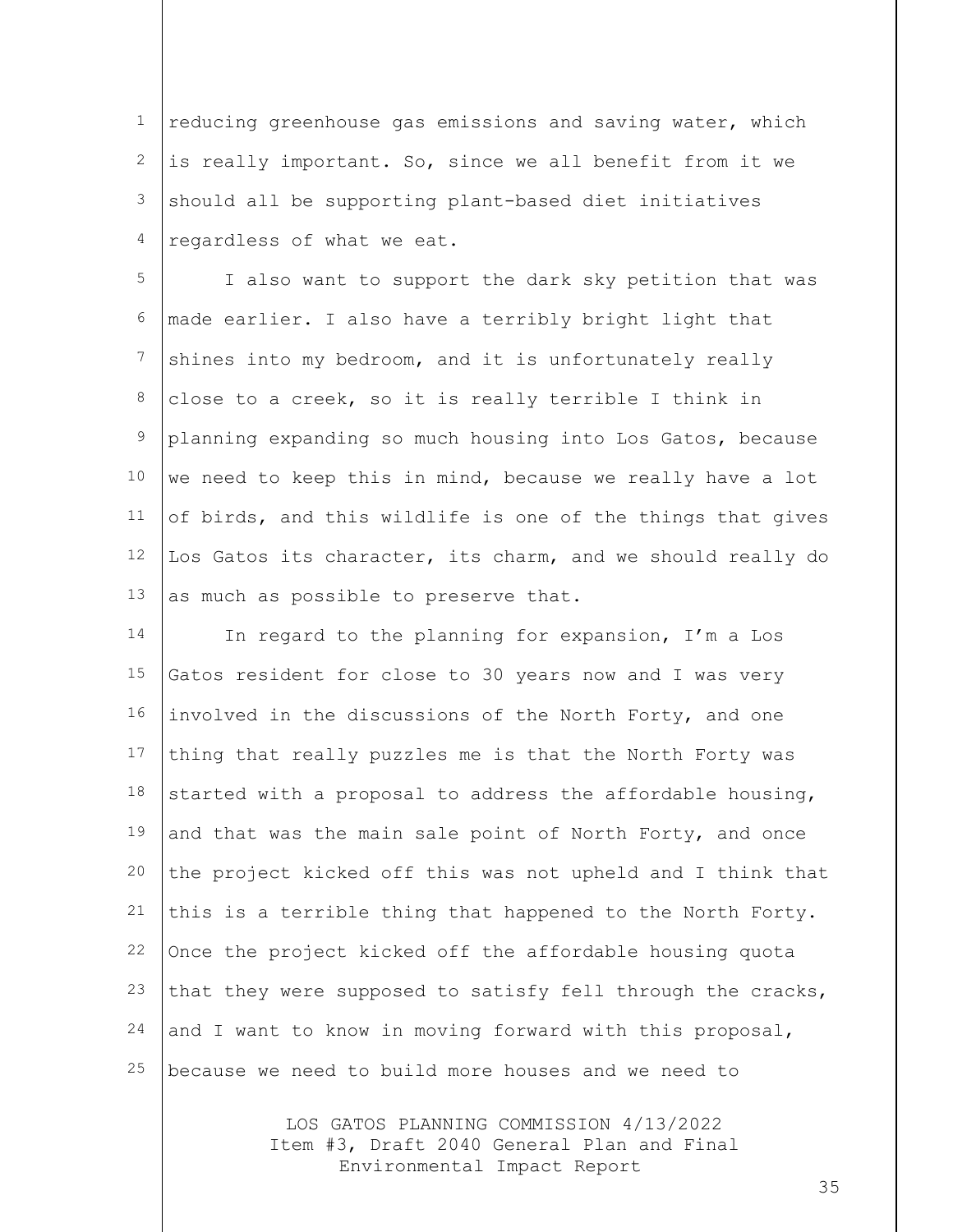reducing greenhouse gas emissions and saving water, which is really important. So, since we all benefit from it we should all be supporting plant-based diet initiatives regardless of what we eat.

I also want to support the dark sky petition that was made earlier. I also have a terribly bright light that shines into my bedroom, and it is unfortunately really close to a creek, so it is really terrible I think in planning expanding so much housing into Los Gatos, because we need to keep this in mind, because we really have a lot of birds, and this wildlife is one of the things that gives Los Gatos its character, its charm, and we should really do as much as possible to preserve that.

In regard to the planning for expansion, I'm a Los Gatos resident for close to 30 years now and I was very involved in the discussions of the North Forty, and one thing that really puzzles me is that the North Forty was started with a proposal to address the affordable housing, and that was the main sale point of North Forty, and once the project kicked off this was not upheld and I think that this is a terrible thing that happened to the North Forty. Once the project kicked off the affordable housing quota that they were supposed to satisfy fell through the cracks, and I want to know in moving forward with this proposal, because we need to build more houses and we need to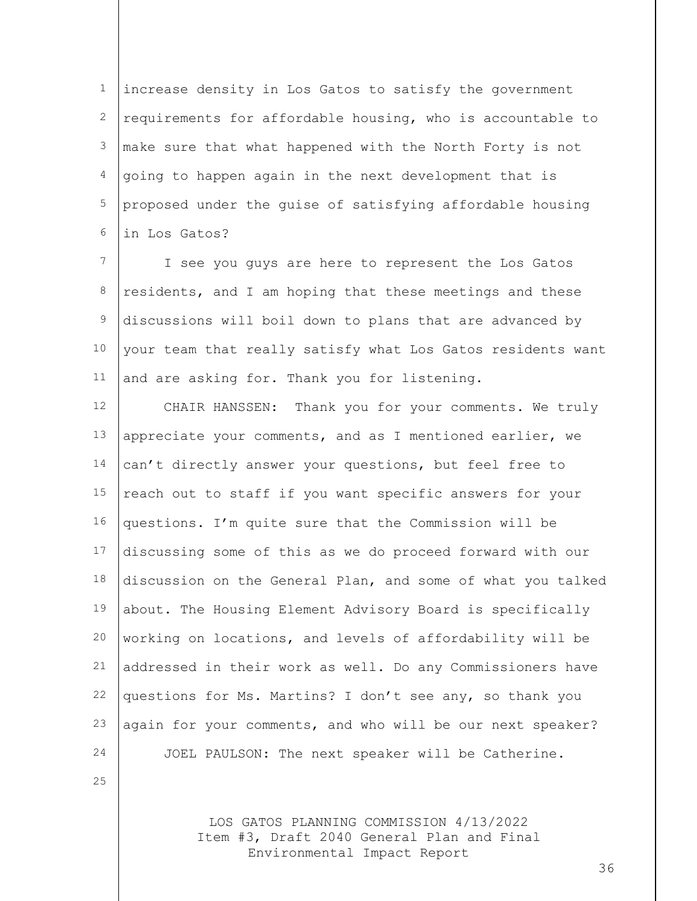increase density in Los Gatos to satisfy the government requirements for affordable housing, who is accountable to make sure that what happened with the North Forty is not going to happen again in the next development that is proposed under the guise of satisfying affordable housing in Los Gatos?

I see you guys are here to represent the Los Gatos residents, and I am hoping that these meetings and these discussions will boil down to plans that are advanced by your team that really satisfy what Los Gatos residents want and are asking for. Thank you for listening.

CHAIR HANSSEN: Thank you for your comments. We truly appreciate your comments, and as I mentioned earlier, we can't directly answer your questions, but feel free to reach out to staff if you want specific answers for your questions. I'm quite sure that the Commission will be discussing some of this as we do proceed forward with our discussion on the General Plan, and some of what you talked about. The Housing Element Advisory Board is specifically working on locations, and levels of affordability will be addressed in their work as well. Do any Commissioners have questions for Ms. Martins? I don't see any, so thank you again for your comments, and who will be our next speaker?

JOEL PAULSON: The next speaker will be Catherine.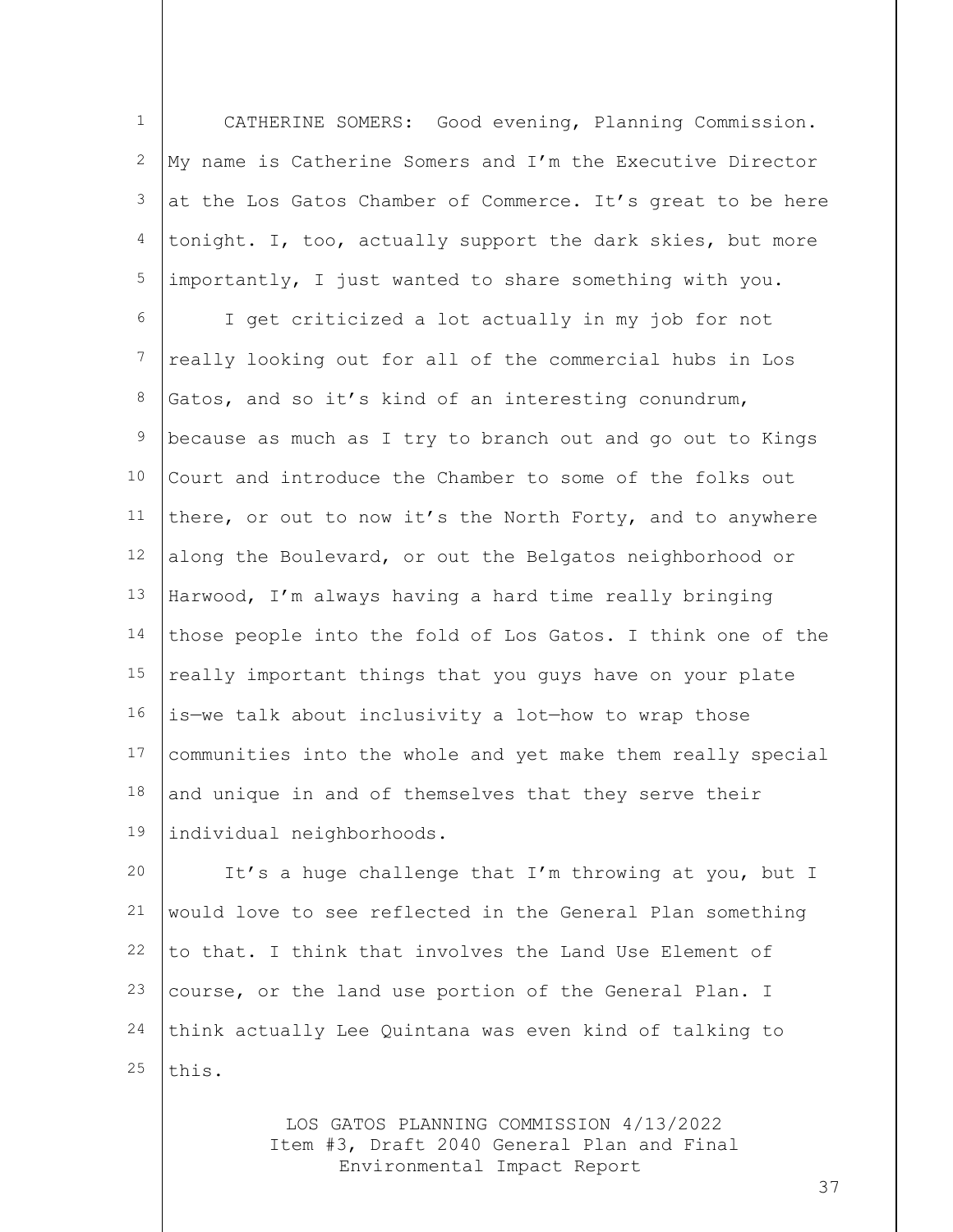CATHERINE SOMERS: Good evening, Planning Commission. My name is Catherine Somers and I'm the Executive Director at the Los Gatos Chamber of Commerce. It's great to be here tonight. I, too, actually support the dark skies, but more importantly, I just wanted to share something with you.

I get criticized a lot actually in my job for not really looking out for all of the commercial hubs in Los Gatos, and so it's kind of an interesting conundrum, because as much as I try to branch out and go out to Kings Court and introduce the Chamber to some of the folks out there, or out to now it's the North Forty, and to anywhere along the Boulevard, or out the Belgatos neighborhood or Harwood, I'm always having a hard time really bringing those people into the fold of Los Gatos. I think one of the really important things that you guys have on your plate is—we talk about inclusivity a lot—how to wrap those communities into the whole and yet make them really special and unique in and of themselves that they serve their individual neighborhoods.

It's a huge challenge that I'm throwing at you, but I would love to see reflected in the General Plan something to that. I think that involves the Land Use Element of course, or the land use portion of the General Plan. I think actually Lee Quintana was even kind of talking to this.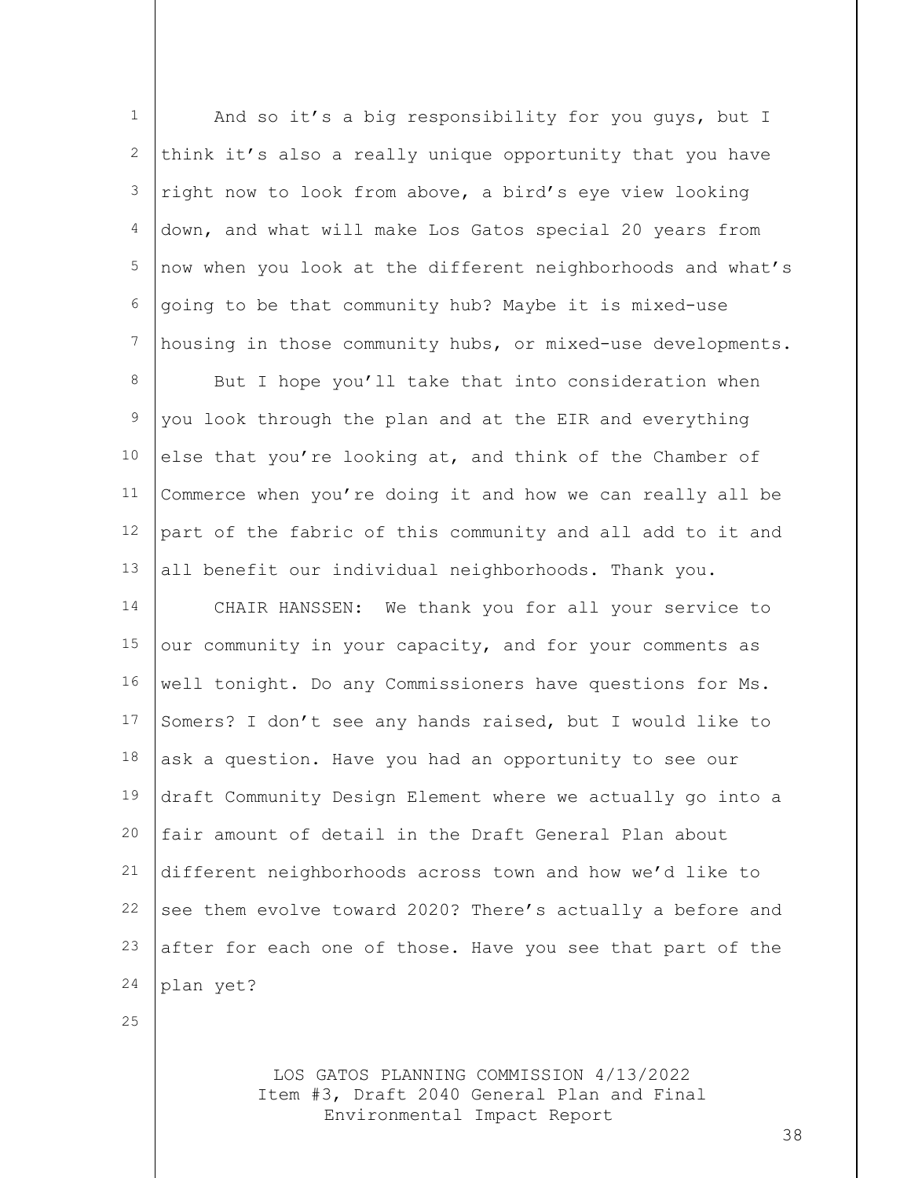And so it's a big responsibility for you guys, but I think it's also a really unique opportunity that you have right now to look from above, a bird's eye view looking down, and what will make Los Gatos special 20 years from now when you look at the different neighborhoods and what's going to be that community hub? Maybe it is mixed-use housing in those community hubs, or mixed-use developments.

But I hope you'll take that into consideration when you look through the plan and at the EIR and everything else that you're looking at, and think of the Chamber of Commerce when you're doing it and how we can really all be part of the fabric of this community and all add to it and all benefit our individual neighborhoods. Thank you.

CHAIR HANSSEN: We thank you for all your service to our community in your capacity, and for your comments as well tonight. Do any Commissioners have questions for Ms. Somers? I don't see any hands raised, but I would like to ask a question. Have you had an opportunity to see our draft Community Design Element where we actually go into a fair amount of detail in the Draft General Plan about different neighborhoods across town and how we'd like to see them evolve toward 2020? There's actually a before and after for each one of those. Have you see that part of the plan yet?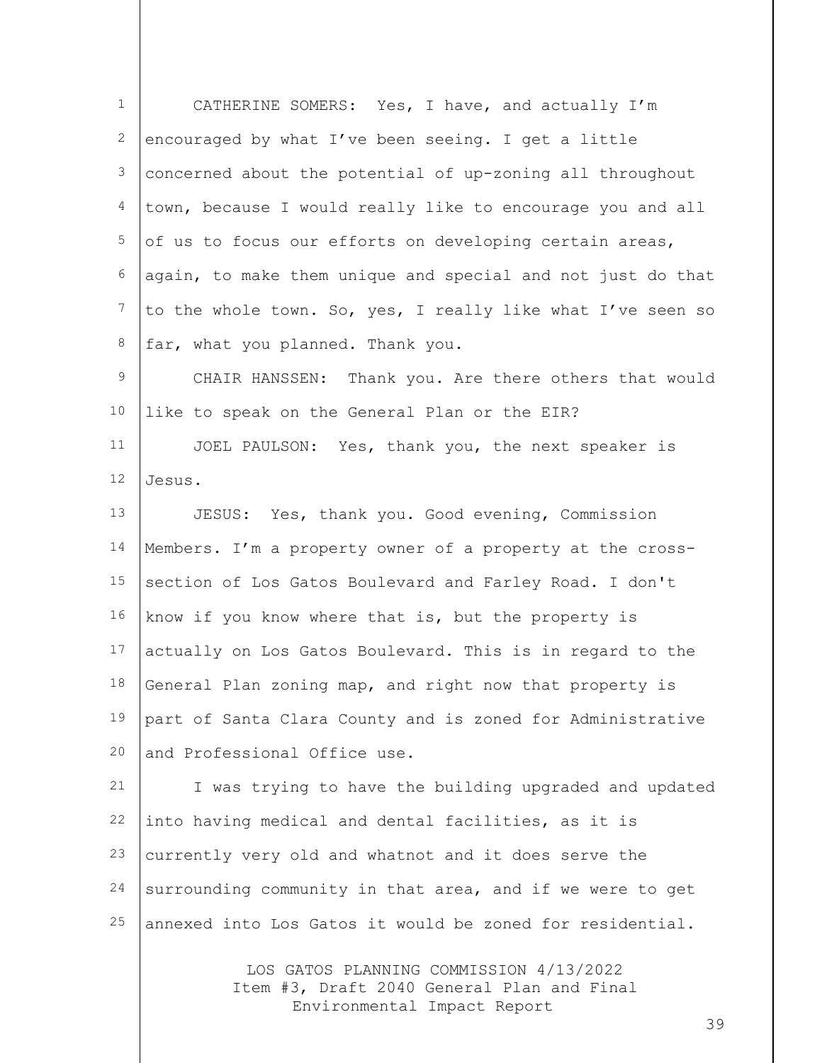CATHERINE SOMERS: Yes, I have, and actually I'm encouraged by what I've been seeing. I get a little concerned about the potential of up-zoning all throughout town, because I would really like to encourage you and all of us to focus our efforts on developing certain areas, again, to make them unique and special and not just do that to the whole town. So, yes, I really like what I've seen so far, what you planned. Thank you.

CHAIR HANSSEN: Thank you. Are there others that would like to speak on the General Plan or the EIR?

JOEL PAULSON: Yes, thank you, the next speaker is Jesus.

JESUS: Yes, thank you. Good evening, Commission Members. I'm a property owner of a property at the cross-section of Los Gatos Boulevard and Farley Road. I don't know if you know where that is, but the property is actually on Los Gatos Boulevard. This is in regard to the General Plan zoning map, and right now that property is part of Santa Clara County and is zoned for Administrative and Professional Office use.

I was trying to have the building upgraded and updated into having medical and dental facilities, as it is currently very old and whatnot and it does serve the surrounding community in that area, and if we were to get annexed into Los Gatos it would be zoned for residential.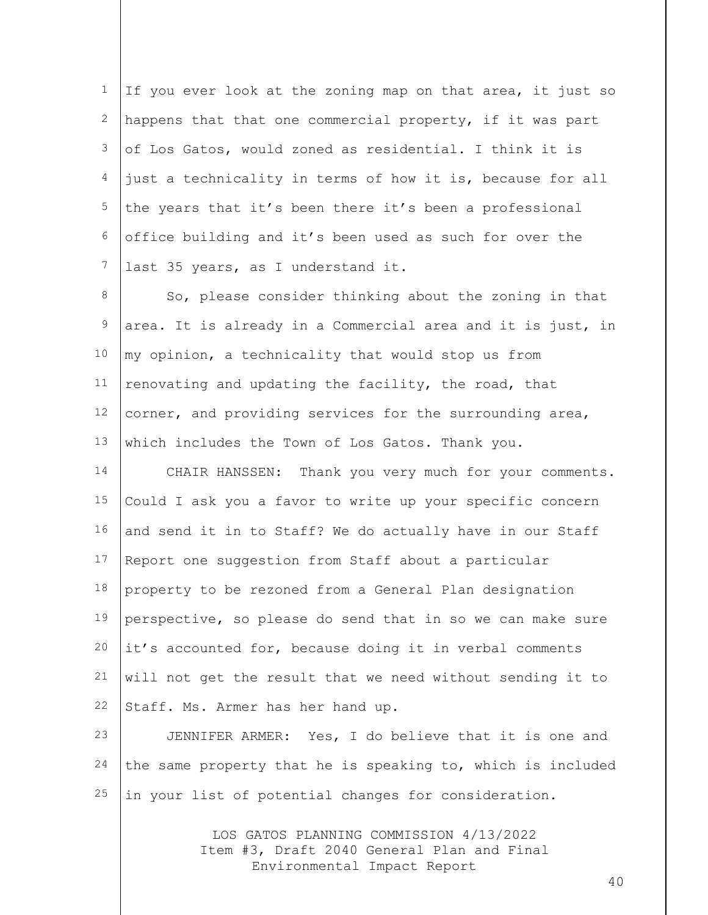If you ever look at the zoning map on that area, it just so happens that that one commercial property, if it was part of Los Gatos, would zoned as residential. I think it is just a technicality in terms of how it is, because for all the years that it's been there it's been a professional office building and it's been used as such for over the last 35 years, as I understand it.

So, please consider thinking about the zoning in that area. It is already in a Commercial area and it is just, in my opinion, a technicality that would stop us from renovating and updating the facility, the road, that corner, and providing services for the surrounding area, which includes the Town of Los Gatos. Thank you.

CHAIR HANSSEN: Thank you very much for your comments. Could I ask you a favor to write up your specific concern and send it in to Staff? We do actually have in our Staff Report one suggestion from Staff about a particular property to be rezoned from a General Plan designation perspective, so please do send that in so we can make sure it's accounted for, because doing it in verbal comments will not get the result that we need without sending it to Staff. Ms. Armer has her hand up.

JENNIFER ARMER: Yes, I do believe that it is one and the same property that he is speaking to, which is included in your list of potential changes for consideration.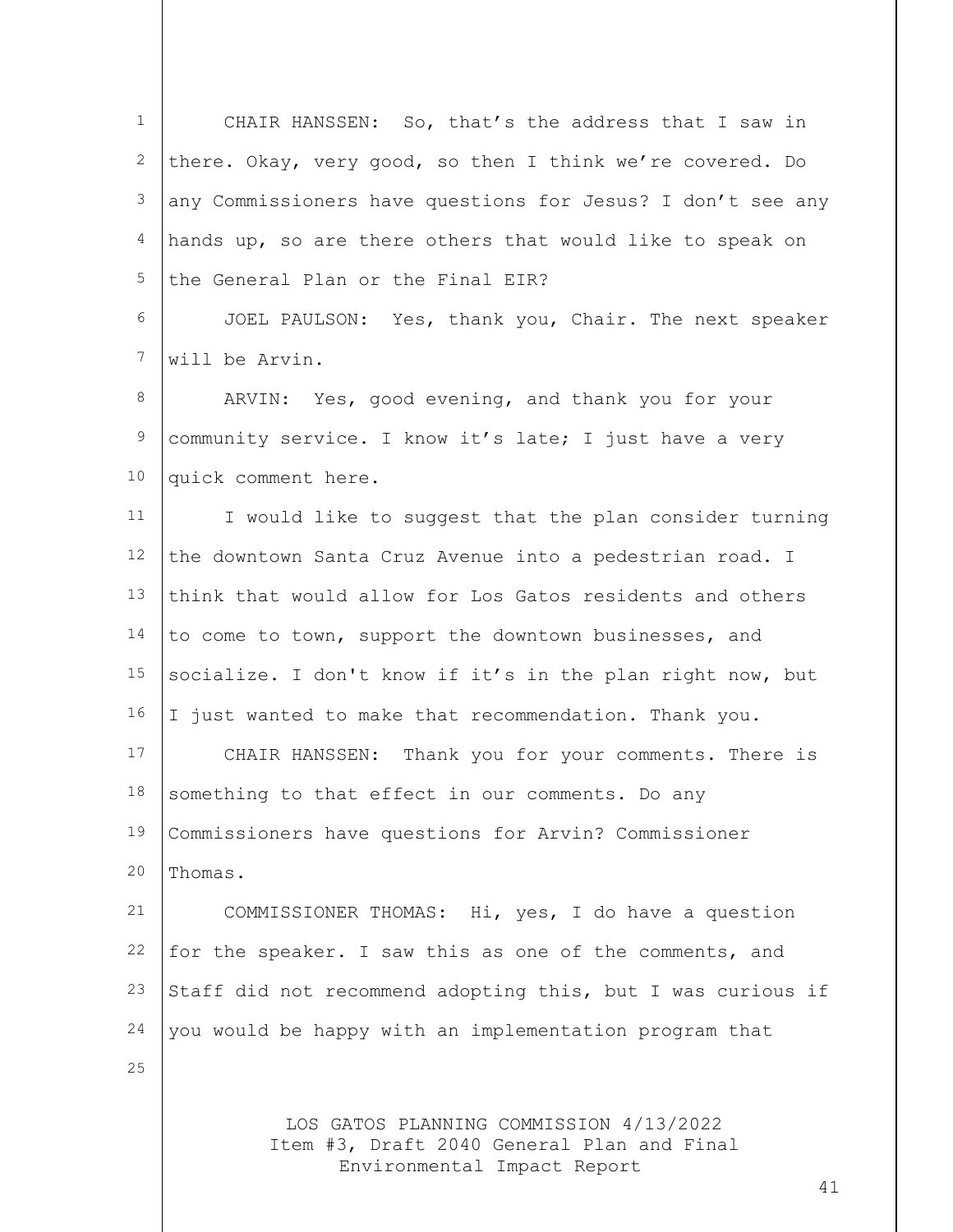CHAIR HANSSEN: So, that's the address that I saw in there. Okay, very good, so then I think we're covered. Do any Commissioners have questions for Jesus? I don't see any hands up, so are there others that would like to speak on the General Plan or the Final EIR?

JOEL PAULSON: Yes, thank you, Chair. The next speaker will be Arvin.

ARVIN: Yes, good evening, and thank you for your community service. I know it's late; I just have a very quick comment here.

I would like to suggest that the plan consider turning the downtown Santa Cruz Avenue into a pedestrian road. I think that would allow for Los Gatos residents and others to come to town, support the downtown businesses, and socialize. I don't know if it's in the plan right now, but I just wanted to make that recommendation. Thank you.

CHAIR HANSSEN: Thank you for your comments. There is something to that effect in our comments. Do any Commissioners have questions for Arvin? Commissioner Thomas.

COMMISSIONER THOMAS: Hi, yes, I do have a question for the speaker. I saw this as one of the comments, and Staff did not recommend adopting this, but I was curious if you would be happy with an implementation program that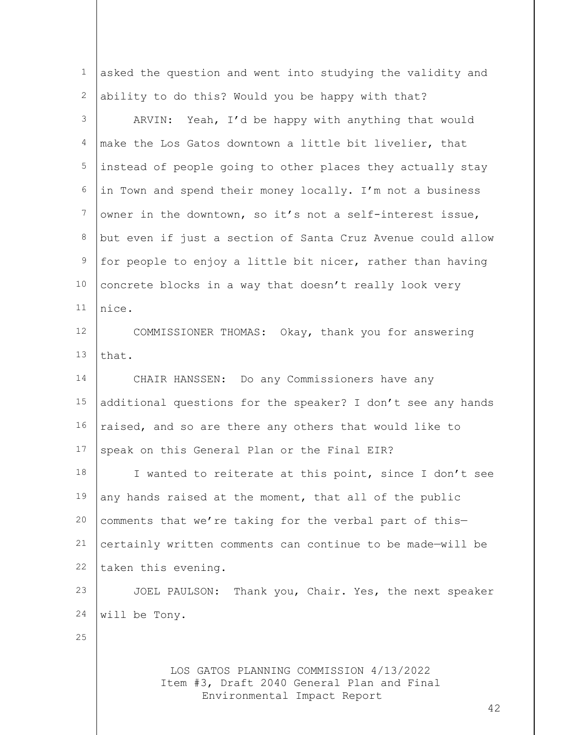asked the question and went into studying the validity and ability to do this? Would you be happy with that?

ARVIN: Yeah, I'd be happy with anything that would make the Los Gatos downtown a little bit livelier, that instead of people going to other places they actually stay in Town and spend their money locally. I'm not a business owner in the downtown, so it's not a self-interest issue, but even if just a section of Santa Cruz Avenue could allow for people to enjoy a little bit nicer, rather than having concrete blocks in a way that doesn't really look very nice.

COMMISSIONER THOMAS: Okay, thank you for answering that.

CHAIR HANSSEN: Do any Commissioners have any additional questions for the speaker? I don't see any hands raised, and so are there any others that would like to speak on this General Plan or the Final EIR?

I wanted to reiterate at this point, since I don't see any hands raised at the moment, that all of the public comments that we're taking for the verbal part of this—certainly written comments can continue to be made—will be taken this evening.

JOEL PAULSON: Thank you, Chair. Yes, the next speaker will be Tony.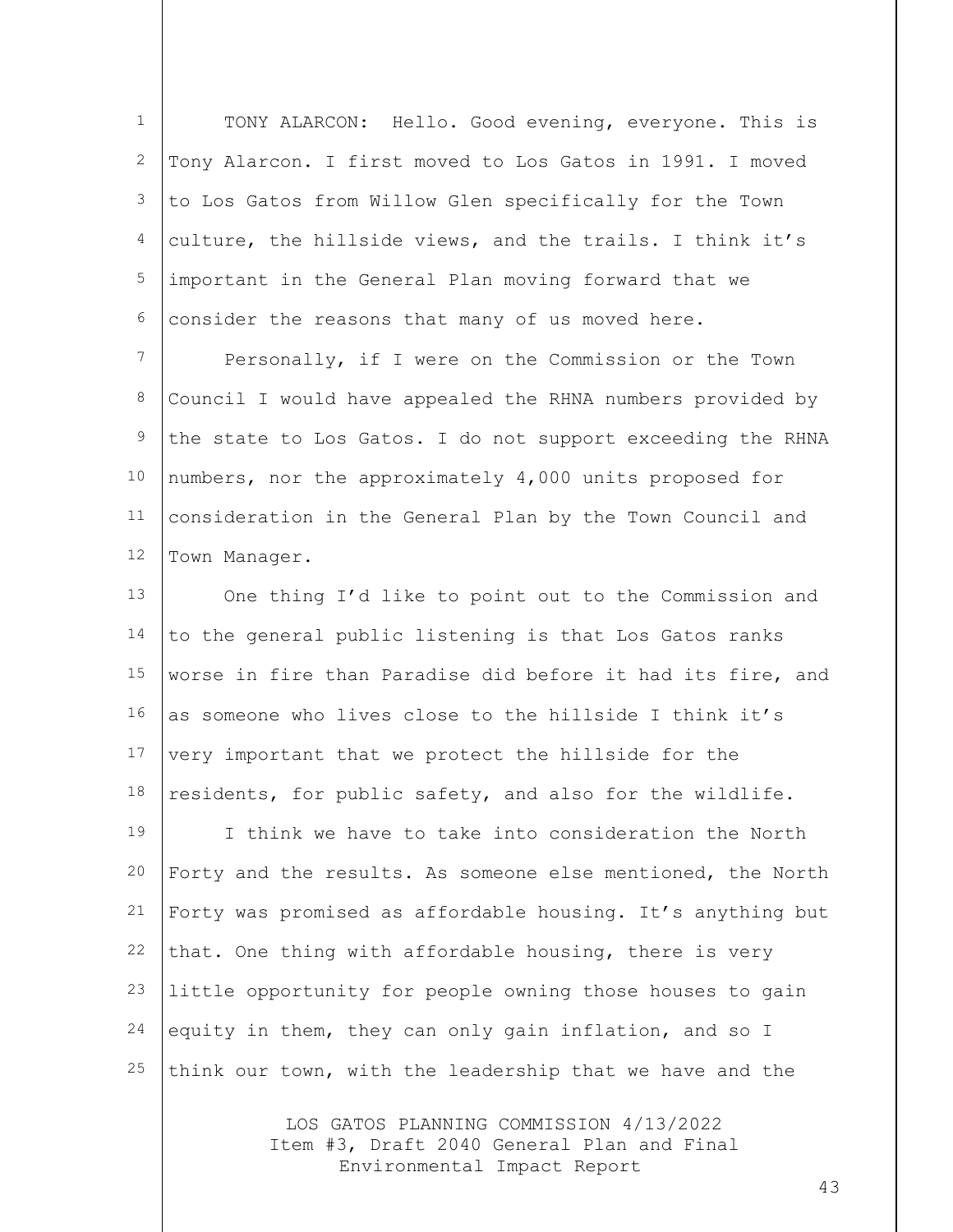TONY ALARCON: Hello. Good evening, everyone. This is Tony Alarcon. I first moved to Los Gatos in 1991. I moved to Los Gatos from Willow Glen specifically for the Town culture, the hillside views, and the trails. I think it's important in the General Plan moving forward that we consider the reasons that many of us moved here.

Personally, if I were on the Commission or the Town Council I would have appealed the RHNA numbers provided by the state to Los Gatos. I do not support exceeding the RHNA numbers, nor the approximately 4,000 units proposed for consideration in the General Plan by the Town Council and Town Manager.

One thing I'd like to point out to the Commission and to the general public listening is that Los Gatos ranks worse in fire than Paradise did before it had its fire, and as someone who lives close to the hillside I think it's very important that we protect the hillside for the residents, for public safety, and also for the wildlife.

I think we have to take into consideration the North Forty and the results. As someone else mentioned, the North Forty was promised as affordable housing. It's anything but that. One thing with affordable housing, there is very little opportunity for people owning those houses to gain equity in them, they can only gain inflation, and so I think our town, with the leadership that we have and the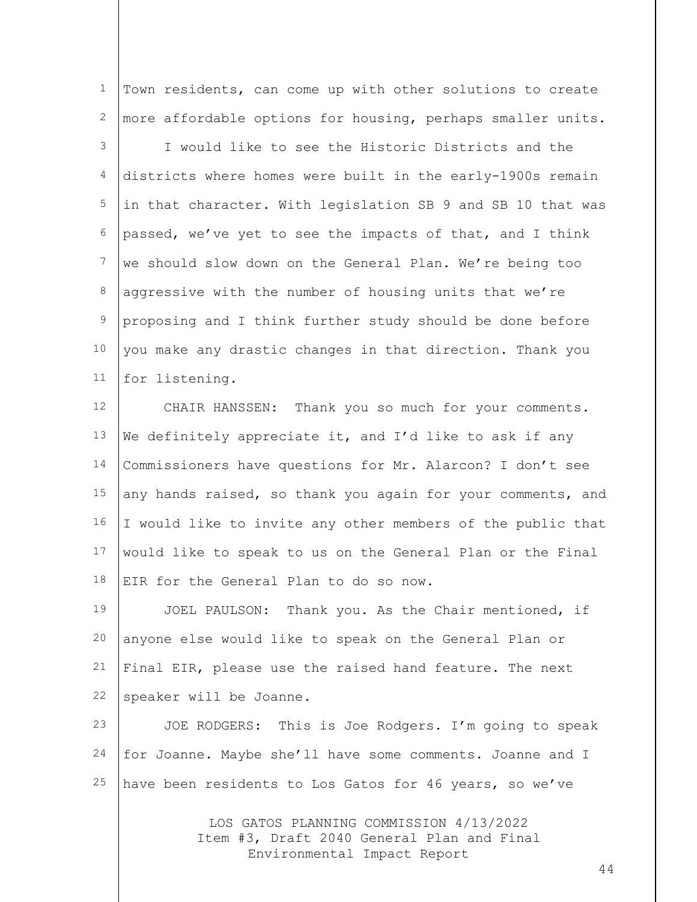Town residents, can come up with other solutions to create more affordable options for housing, perhaps smaller units.

I would like to see the Historic Districts and the districts where homes were built in the early-1900s remain in that character. With legislation SB 9 and SB 10 that was passed, we've yet to see the impacts of that, and I think we should slow down on the General Plan. We're being too aggressive with the number of housing units that we're proposing and I think further study should be done before you make any drastic changes in that direction. Thank you for listening.

CHAIR HANSSEN: Thank you so much for your comments. We definitely appreciate it, and I'd like to ask if any Commissioners have questions for Mr. Alarcon? I don't see any hands raised, so thank you again for your comments, and I would like to invite any other members of the public that would like to speak to us on the General Plan or the Final EIR for the General Plan to do so now.

JOEL PAULSON: Thank you. As the Chair mentioned, if anyone else would like to speak on the General Plan or Final EIR, please use the raised hand feature. The next speaker will be Joanne.

JOE RODGERS: This is Joe Rodgers. I'm going to speak for Joanne. Maybe she'll have some comments. Joanne and I have been residents to Los Gatos for 46 years, so we've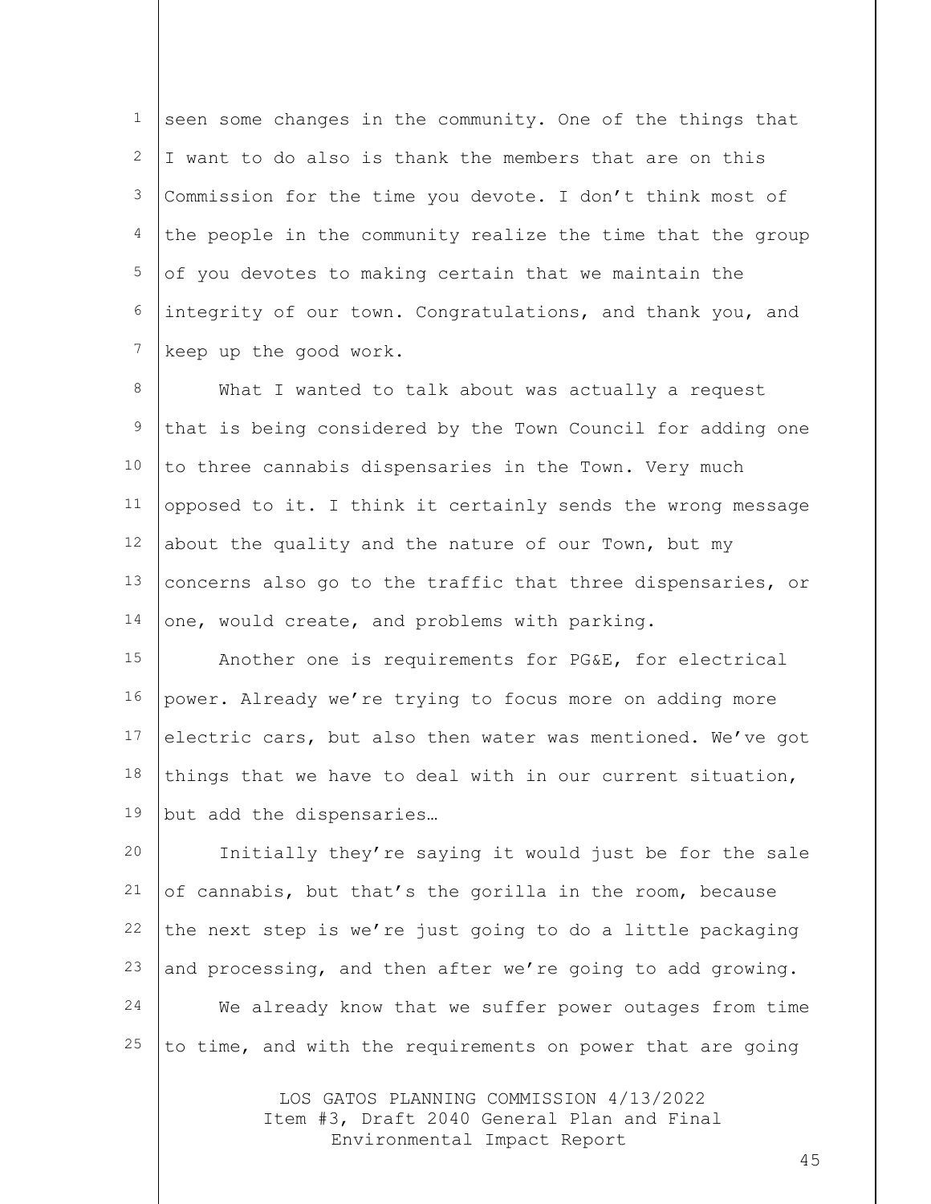seen some changes in the community. One of the things that I want to do also is thank the members that are on this Commission for the time you devote. I don't think most of the people in the community realize the time that the group of you devotes to making certain that we maintain the integrity of our town. Congratulations, and thank you, and keep up the good work.

What I wanted to talk about was actually a request that is being considered by the Town Council for adding one to three cannabis dispensaries in the Town. Very much opposed to it. I think it certainly sends the wrong message about the quality and the nature of our Town, but my concerns also go to the traffic that three dispensaries, or one, would create, and problems with parking.

Another one is requirements for PG&E, for electrical power. Already we're trying to focus more on adding more electric cars, but also then water was mentioned. We've got things that we have to deal with in our current situation, but add the dispensaries…

Initially they're saying it would just be for the sale of cannabis, but that's the gorilla in the room, because the next step is we're just going to do a little packaging and processing, and then after we're going to add growing.

We already know that we suffer power outages from time to time, and with the requirements on power that are going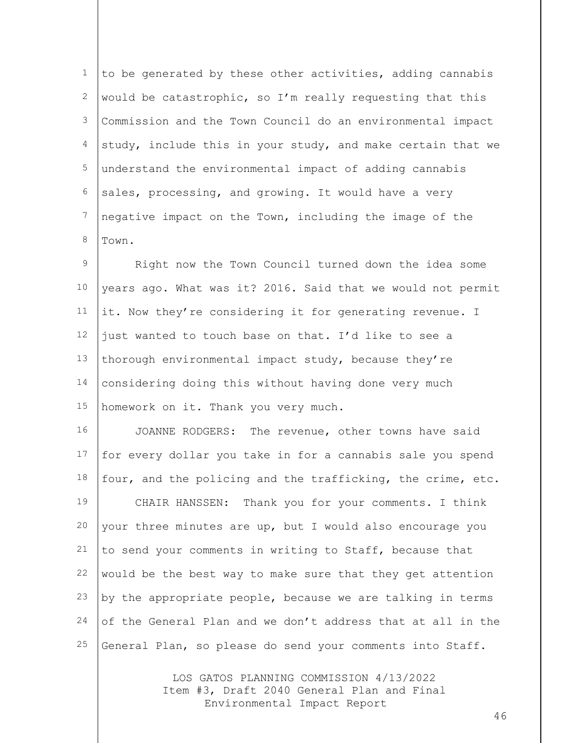to be generated by these other activities, adding cannabis would be catastrophic, so I'm really requesting that this Commission and the Town Council do an environmental impact study, include this in your study, and make certain that we understand the environmental impact of adding cannabis sales, processing, and growing. It would have a very negative impact on the Town, including the image of the Town.

Right now the Town Council turned down the idea some years ago. What was it? 2016. Said that we would not permit it. Now they're considering it for generating revenue. I just wanted to touch base on that. I'd like to see a thorough environmental impact study, because they're considering doing this without having done very much homework on it. Thank you very much.

JOANNE RODGERS: The revenue, other towns have said for every dollar you take in for a cannabis sale you spend four, and the policing and the trafficking, the crime, etc.

CHAIR HANSSEN: Thank you for your comments. I think your three minutes are up, but I would also encourage you to send your comments in writing to Staff, because that would be the best way to make sure that they get attention by the appropriate people, because we are talking in terms of the General Plan and we don't address that at all in the General Plan, so please do send your comments into Staff.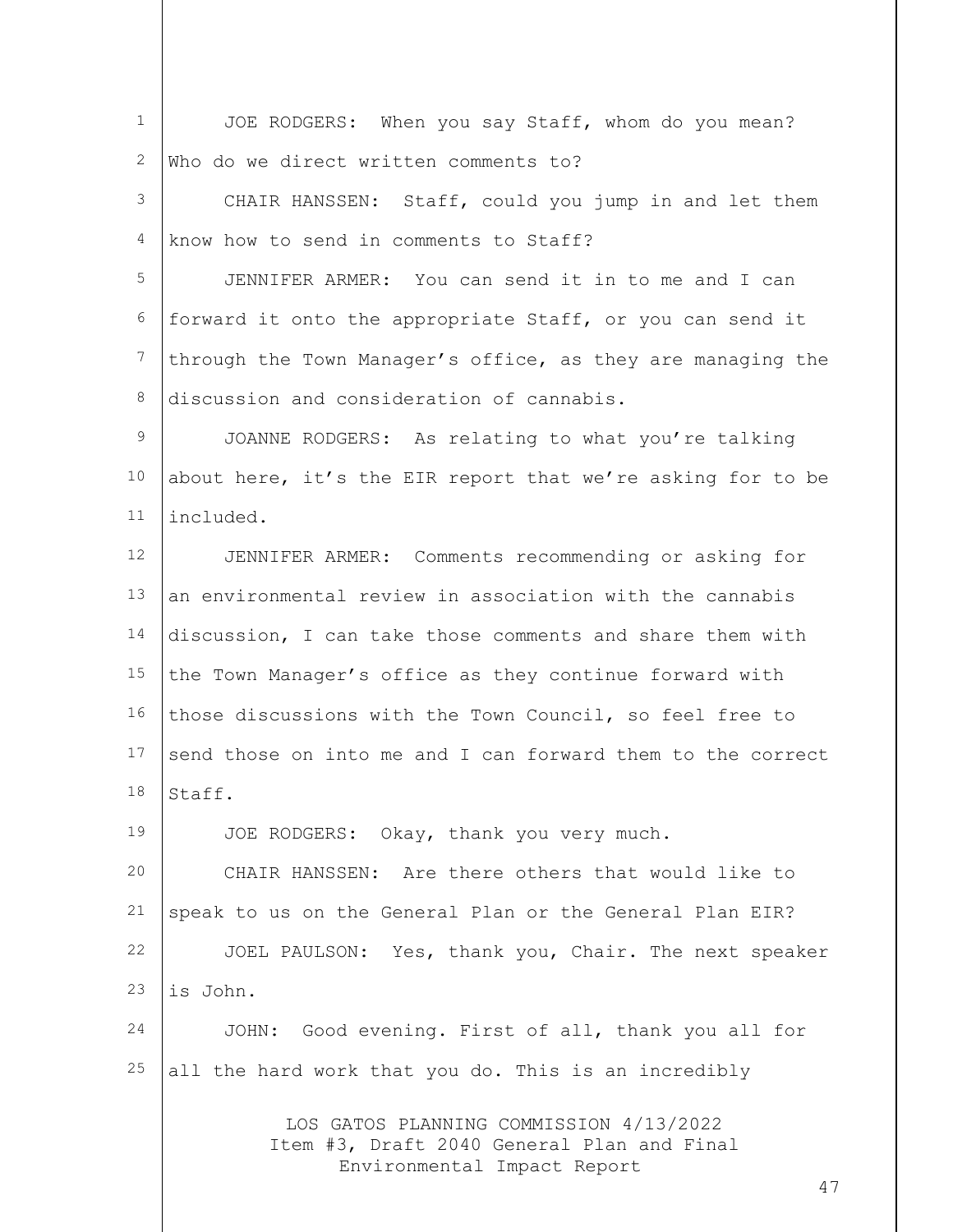JOE RODGERS: When you say Staff, whom do you mean? Who do we direct written comments to?

CHAIR HANSSEN: Staff, could you jump in and let them know how to send in comments to Staff?

JENNIFER ARMER: You can send it in to me and I can forward it onto the appropriate Staff, or you can send it through the Town Manager's office, as they are managing the discussion and consideration of cannabis.

JOANNE RODGERS: As relating to what you're talking about here, it's the EIR report that we're asking for to be included.

JENNIFER ARMER: Comments recommending or asking for an environmental review in association with the cannabis discussion, I can take those comments and share them with the Town Manager's office as they continue forward with those discussions with the Town Council, so feel free to send those on into me and I can forward them to the correct Staff.

JOE RODGERS: Okay, thank you very much.

CHAIR HANSSEN: Are there others that would like to speak to us on the General Plan or the General Plan EIR?

JOEL PAULSON: Yes, thank you, Chair. The next speaker is John.

JOHN: Good evening. First of all, thank you all for all the hard work that you do. This is an incredibly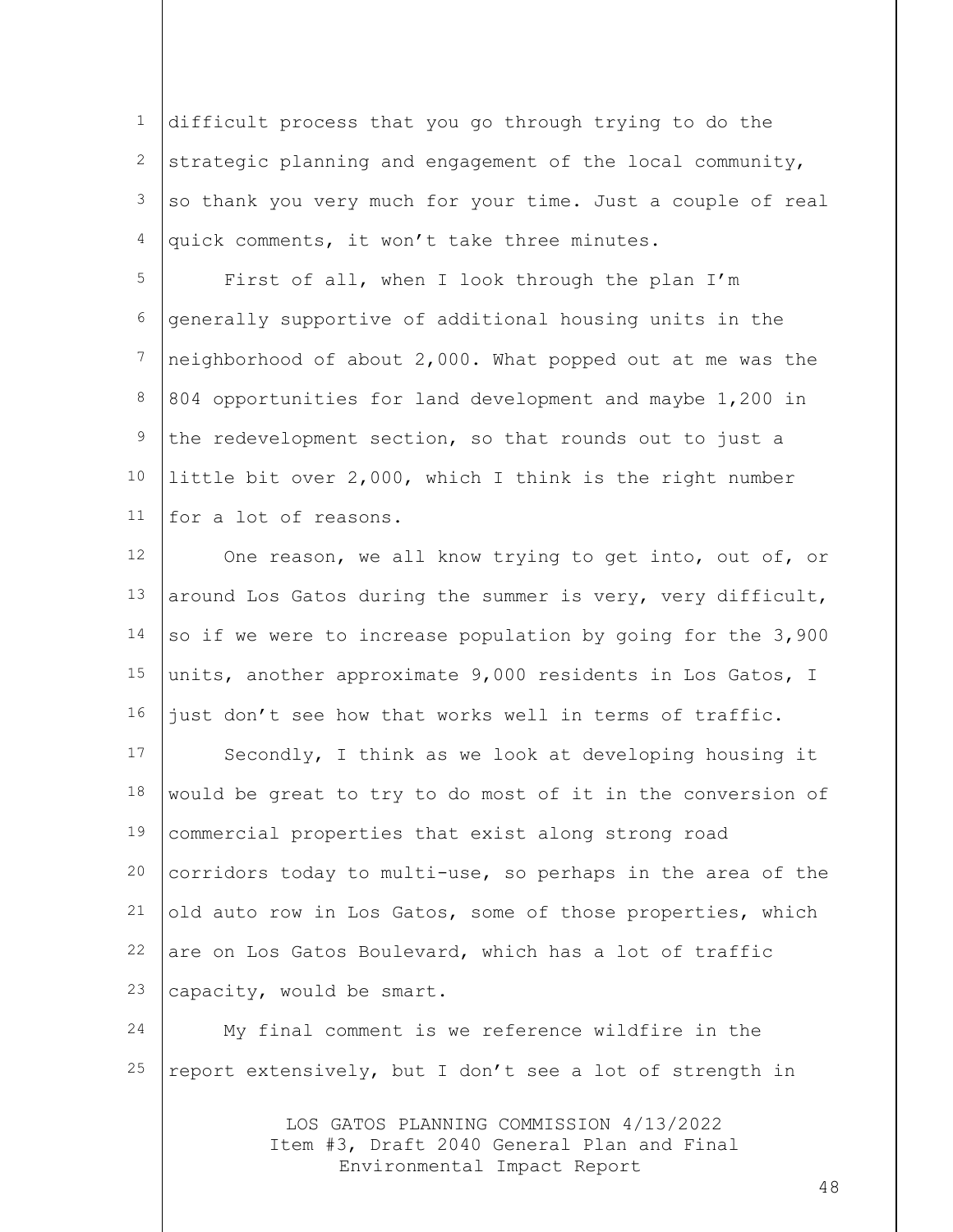difficult process that you go through trying to do the strategic planning and engagement of the local community, so thank you very much for your time. Just a couple of real quick comments, it won't take three minutes.

First of all, when I look through the plan I'm generally supportive of additional housing units in the neighborhood of about 2,000. What popped out at me was the 804 opportunities for land development and maybe 1,200 in the redevelopment section, so that rounds out to just a little bit over 2,000, which I think is the right number for a lot of reasons.

One reason, we all know trying to get into, out of, or around Los Gatos during the summer is very, very difficult, so if we were to increase population by going for the 3,900 units, another approximate 9,000 residents in Los Gatos, I just don't see how that works well in terms of traffic.

Secondly, I think as we look at developing housing it would be great to try to do most of it in the conversion of commercial properties that exist along strong road corridors today to multi-use, so perhaps in the area of the old auto row in Los Gatos, some of those properties, which are on Los Gatos Boulevard, which has a lot of traffic capacity, would be smart.

My final comment is we reference wildfire in the report extensively, but I don't see a lot of strength in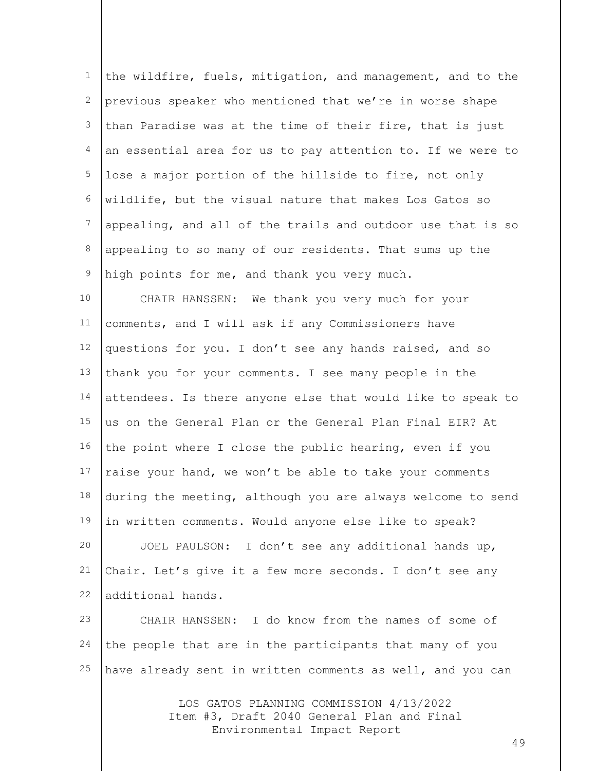the wildfire, fuels, mitigation, and management, and to the previous speaker who mentioned that we're in worse shape than Paradise was at the time of their fire, that is just an essential area for us to pay attention to. If we were to lose a major portion of the hillside to fire, not only wildlife, but the visual nature that makes Los Gatos so appealing, and all of the trails and outdoor use that is so appealing to so many of our residents. That sums up the high points for me, and thank you very much.

CHAIR HANSSEN: We thank you very much for your comments, and I will ask if any Commissioners have questions for you. I don't see any hands raised, and so thank you for your comments. I see many people in the attendees. Is there anyone else that would like to speak to us on the General Plan or the General Plan Final EIR? At the point where I close the public hearing, even if you raise your hand, we won't be able to take your comments during the meeting, although you are always welcome to send in written comments. Would anyone else like to speak?

JOEL PAULSON: I don't see any additional hands up, Chair. Let's give it a few more seconds. I don't see any additional hands.

CHAIR HANSSEN: I do know from the names of some of the people that are in the participants that many of you have already sent in written comments as well, and you can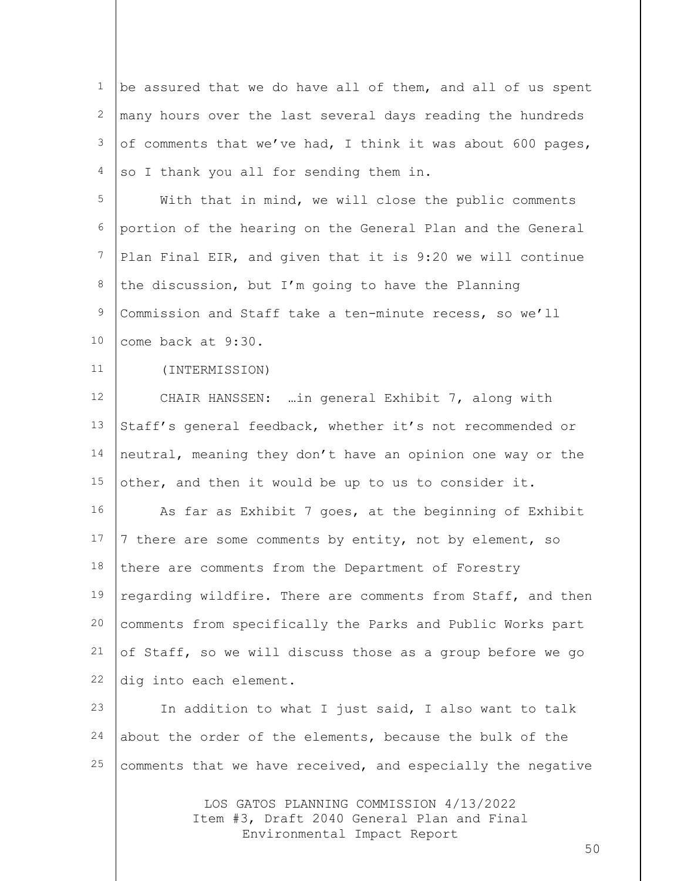be assured that we do have all of them, and all of us spent many hours over the last several days reading the hundreds of comments that we've had, I think it was about 600 pages, so I thank you all for sending them in.

With that in mind, we will close the public comments portion of the hearing on the General Plan and the General Plan Final EIR, and given that it is 9:20 we will continue the discussion, but I'm going to have the Planning Commission and Staff take a ten-minute recess, so we'll come back at 9:30.

(INTERMISSION)

CHAIR HANSSEN: …in general Exhibit 7, along with Staff's general feedback, whether it's not recommended or neutral, meaning they don't have an opinion one way or the other, and then it would be up to us to consider it.

As far as Exhibit 7 goes, at the beginning of Exhibit 7 there are some comments by entity, not by element, so there are comments from the Department of Forestry regarding wildfire. There are comments from Staff, and then comments from specifically the Parks and Public Works part of Staff, so we will discuss those as a group before we go dig into each element.

In addition to what I just said, I also want to talk about the order of the elements, because the bulk of the comments that we have received, and especially the negative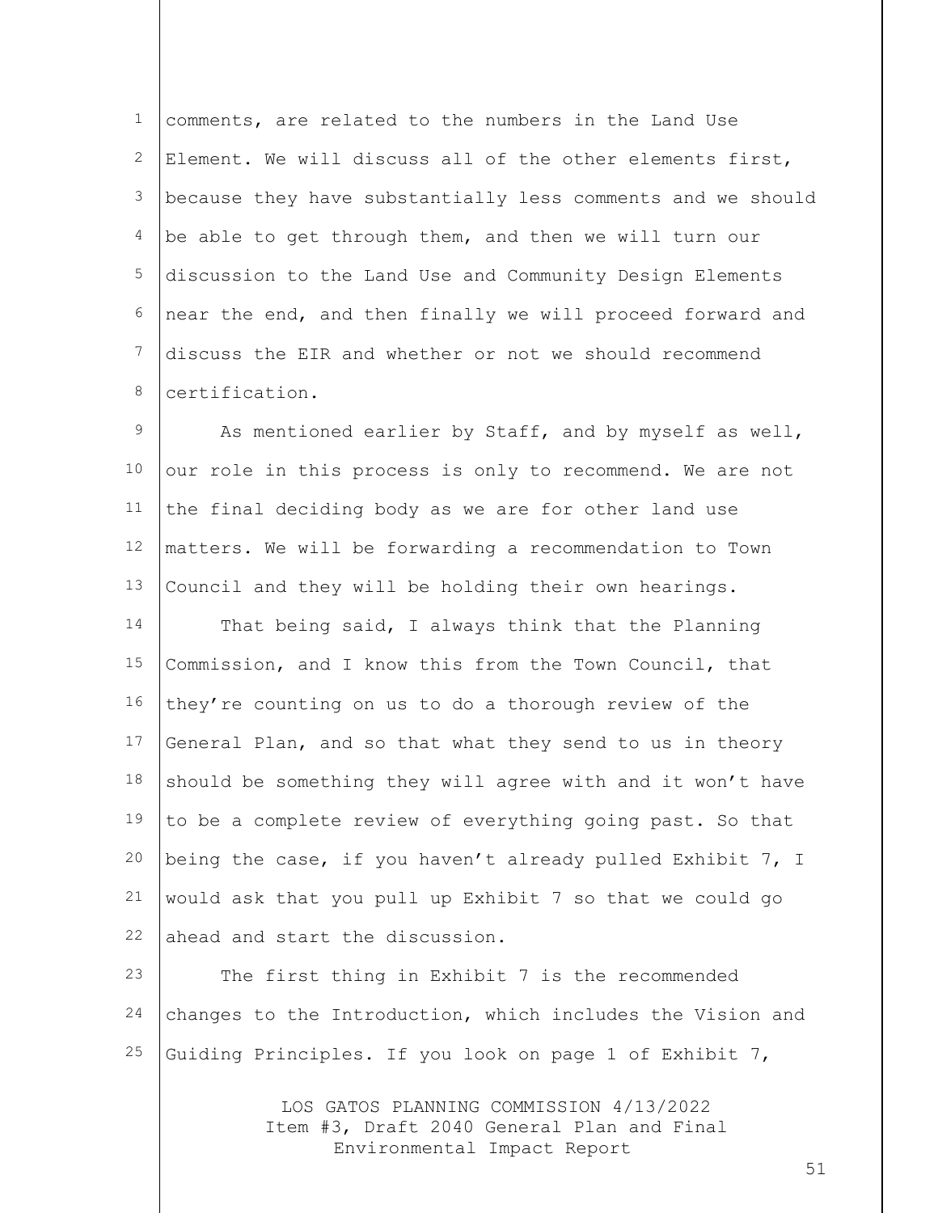comments, are related to the numbers in the Land Use Element. We will discuss all of the other elements first, because they have substantially less comments and we should be able to get through them, and then we will turn our discussion to the Land Use and Community Design Elements near the end, and then finally we will proceed forward and discuss the EIR and whether or not we should recommend certification.

As mentioned earlier by Staff, and by myself as well, our role in this process is only to recommend. We are not the final deciding body as we are for other land use matters. We will be forwarding a recommendation to Town Council and they will be holding their own hearings.

That being said, I always think that the Planning Commission, and I know this from the Town Council, that they're counting on us to do a thorough review of the General Plan, and so that what they send to us in theory should be something they will agree with and it won't have to be a complete review of everything going past. So that being the case, if you haven't already pulled Exhibit 7, I would ask that you pull up Exhibit 7 so that we could go ahead and start the discussion.

The first thing in Exhibit 7 is the recommended changes to the Introduction, which includes the Vision and Guiding Principles. If you look on page 1 of Exhibit 7,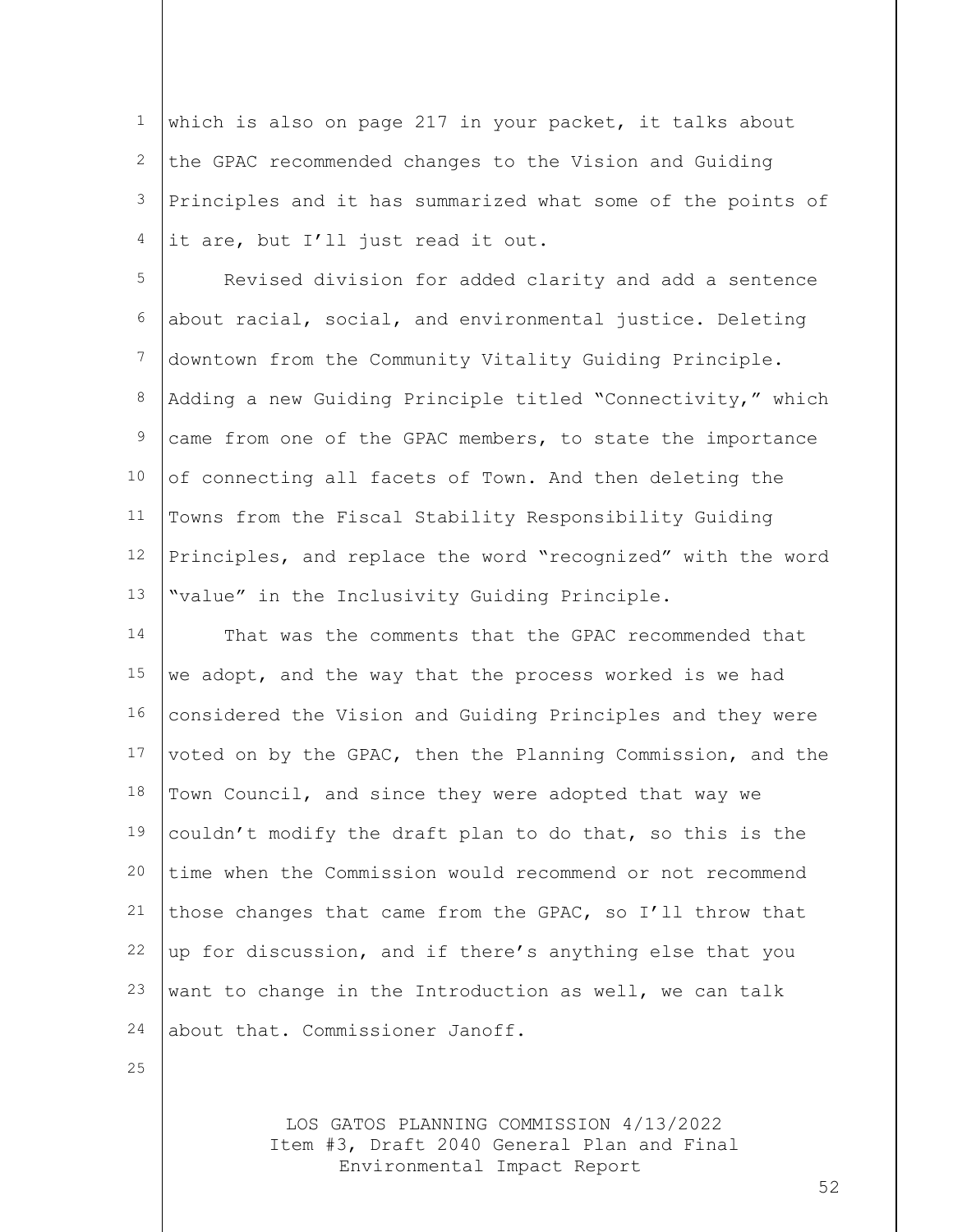which is also on page 217 in your packet, it talks about the GPAC recommended changes to the Vision and Guiding Principles and it has summarized what some of the points of it are, but I'll just read it out.

Revised division for added clarity and add a sentence about racial, social, and environmental justice. Deleting downtown from the Community Vitality Guiding Principle. Adding a new Guiding Principle titled "Connectivity," which came from one of the GPAC members, to state the importance of connecting all facets of Town. And then deleting the Towns from the Fiscal Stability Responsibility Guiding Principles, and replace the word "recognized" with the word "value" in the Inclusivity Guiding Principle.

That was the comments that the GPAC recommended that we adopt, and the way that the process worked is we had considered the Vision and Guiding Principles and they were voted on by the GPAC, then the Planning Commission, and the Town Council, and since they were adopted that way we couldn't modify the draft plan to do that, so this is the time when the Commission would recommend or not recommend those changes that came from the GPAC, so I'll throw that up for discussion, and if there's anything else that you want to change in the Introduction as well, we can talk about that. Commissioner Janoff.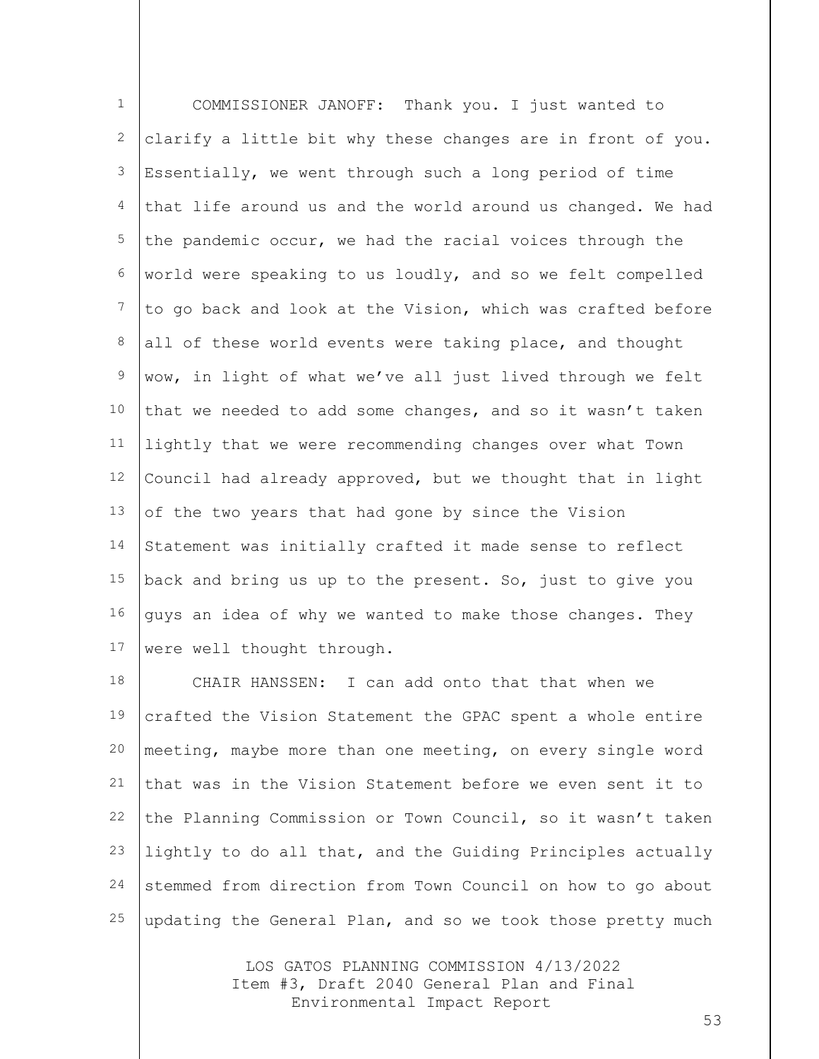COMMISSIONER JANOFF: Thank you. I just wanted to clarify a little bit why these changes are in front of you. Essentially, we went through such a long period of time that life around us and the world around us changed. We had the pandemic occur, we had the racial voices through the world were speaking to us loudly, and so we felt compelled to go back and look at the Vision, which was crafted before all of these world events were taking place, and thought wow, in light of what we've all just lived through we felt that we needed to add some changes, and so it wasn't taken lightly that we were recommending changes over what Town Council had already approved, but we thought that in light of the two years that had gone by since the Vision Statement was initially crafted it made sense to reflect back and bring us up to the present. So, just to give you guys an idea of why we wanted to make those changes. They were well thought through.

CHAIR HANSSEN: I can add onto that that when we crafted the Vision Statement the GPAC spent a whole entire meeting, maybe more than one meeting, on every single word that was in the Vision Statement before we even sent it to the Planning Commission or Town Council, so it wasn't taken lightly to do all that, and the Guiding Principles actually stemmed from direction from Town Council on how to go about updating the General Plan, and so we took those pretty much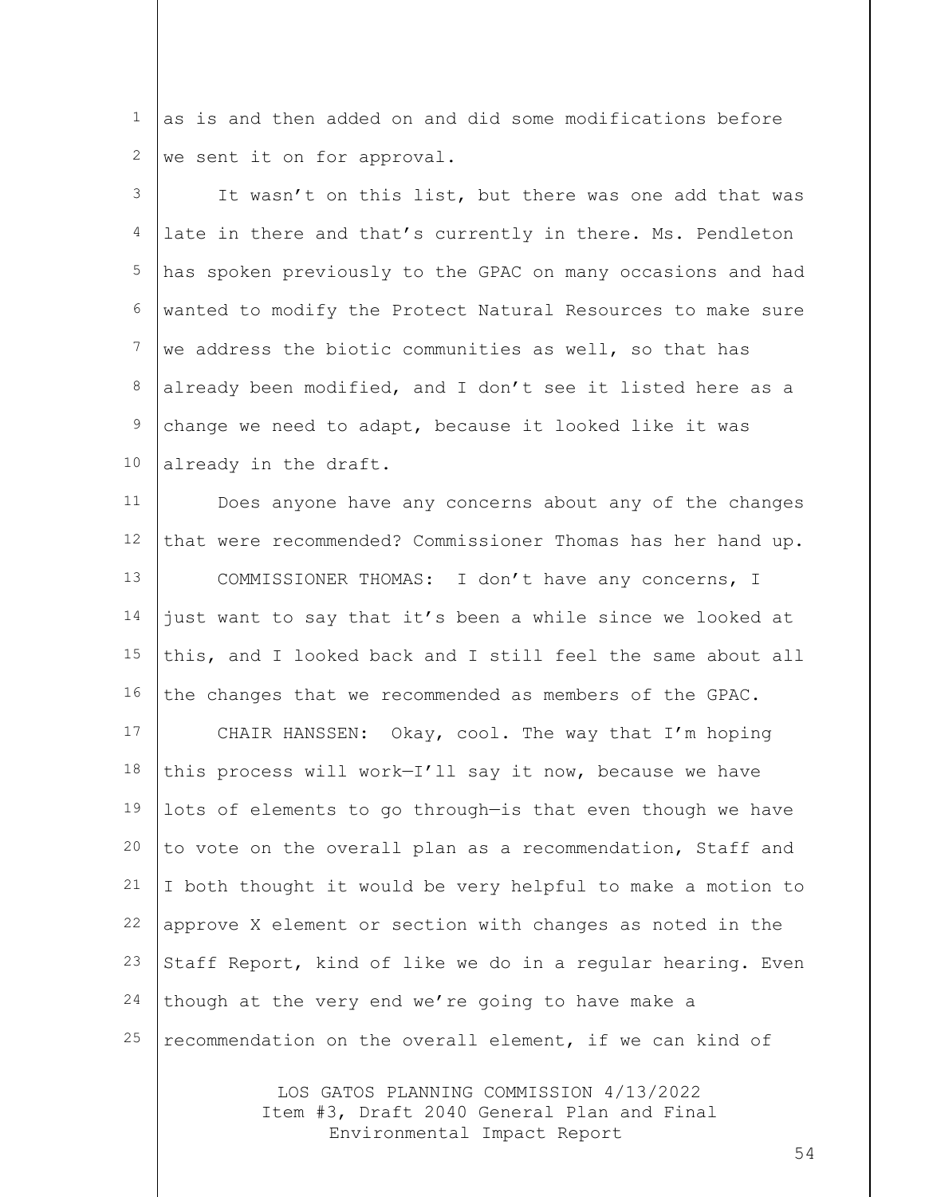as is and then added on and did some modifications before we sent it on for approval.

It wasn't on this list, but there was one add that was late in there and that's currently in there. Ms. Pendleton has spoken previously to the GPAC on many occasions and had wanted to modify the Protect Natural Resources to make sure we address the biotic communities as well, so that has already been modified, and I don't see it listed here as a change we need to adapt, because it looked like it was already in the draft.

Does anyone have any concerns about any of the changes that were recommended? Commissioner Thomas has her hand up.

COMMISSIONER THOMAS: I don't have any concerns, I just want to say that it's been a while since we looked at this, and I looked back and I still feel the same about all the changes that we recommended as members of the GPAC.

CHAIR HANSSEN: Okay, cool. The way that I'm hoping this process will work—I'll say it now, because we have lots of elements to go through—is that even though we have to vote on the overall plan as a recommendation, Staff and I both thought it would be very helpful to make a motion to approve X element or section with changes as noted in the Staff Report, kind of like we do in a regular hearing. Even though at the very end we're going to have make a recommendation on the overall element, if we can kind of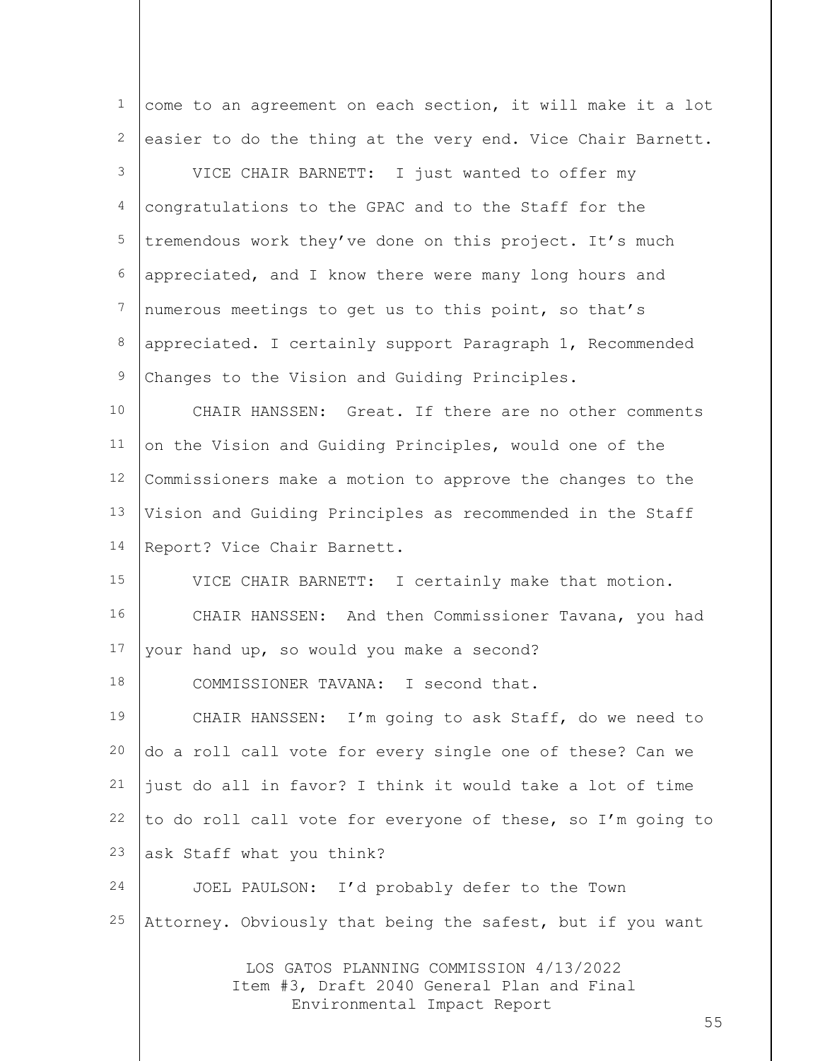come to an agreement on each section, it will make it a lot easier to do the thing at the very end. Vice Chair Barnett.

VICE CHAIR BARNETT: I just wanted to offer my congratulations to the GPAC and to the Staff for the tremendous work they've done on this project. It's much appreciated, and I know there were many long hours and numerous meetings to get us to this point, so that's appreciated. I certainly support Paragraph 1, Recommended Changes to the Vision and Guiding Principles.

CHAIR HANSSEN: Great. If there are no other comments on the Vision and Guiding Principles, would one of the Commissioners make a motion to approve the changes to the Vision and Guiding Principles as recommended in the Staff Report? Vice Chair Barnett.

VICE CHAIR BARNETT: I certainly make that motion.

CHAIR HANSSEN: And then Commissioner Tavana, you had your hand up, so would you make a second?

COMMISSIONER TAVANA: I second that.

CHAIR HANSSEN: I'm going to ask Staff, do we need to do a roll call vote for every single one of these? Can we just do all in favor? I think it would take a lot of time to do roll call vote for everyone of these, so I'm going to ask Staff what you think?

JOEL PAULSON: I'd probably defer to the Town Attorney. Obviously that being the safest, but if you want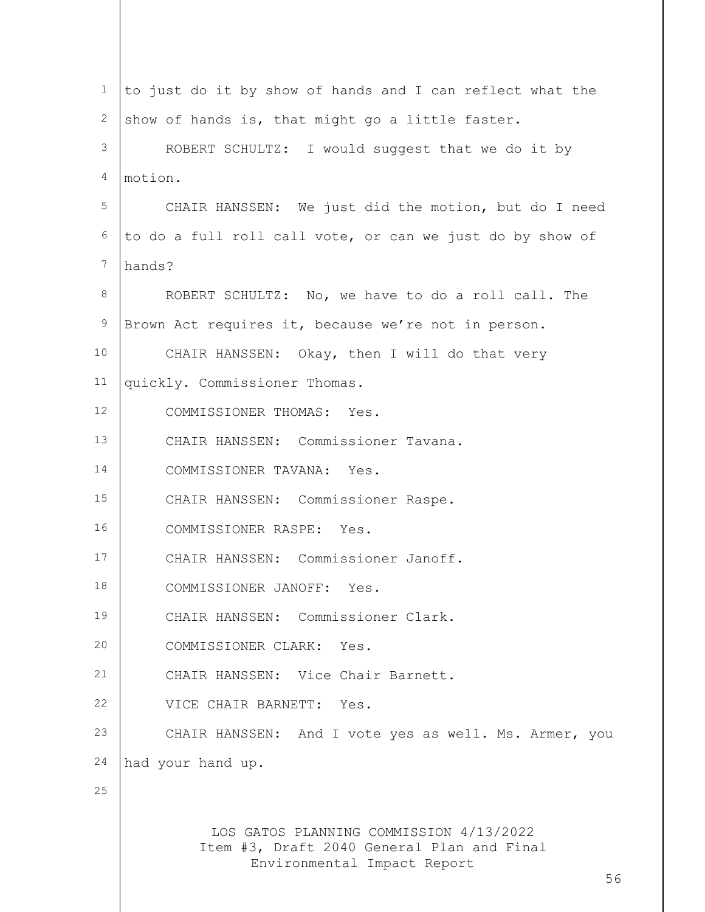to just do it by show of hands and I can reflect what the show of hands is, that might go a little faster.

ROBERT SCHULTZ: I would suggest that we do it by motion.

CHAIR HANSSEN: We just did the motion, but do I need to do a full roll call vote, or can we just do by show of hands?

ROBERT SCHULTZ: No, we have to do a roll call. The Brown Act requires it, because we're not in person.

CHAIR HANSSEN: Okay, then I will do that very quickly. Commissioner Thomas.

COMMISSIONER THOMAS: Yes.

CHAIR HANSSEN: Commissioner Tavana.

COMMISSIONER TAVANA: Yes.

CHAIR HANSSEN: Commissioner Raspe.

COMMISSIONER RASPE: Yes.

CHAIR HANSSEN: Commissioner Janoff.

COMMISSIONER JANOFF: Yes.

CHAIR HANSSEN: Commissioner Clark.

COMMISSIONER CLARK: Yes.

CHAIR HANSSEN: Vice Chair Barnett.

VICE CHAIR BARNETT: Yes.

CHAIR HANSSEN: And I vote yes as well. Ms. Armer, you had your hand up.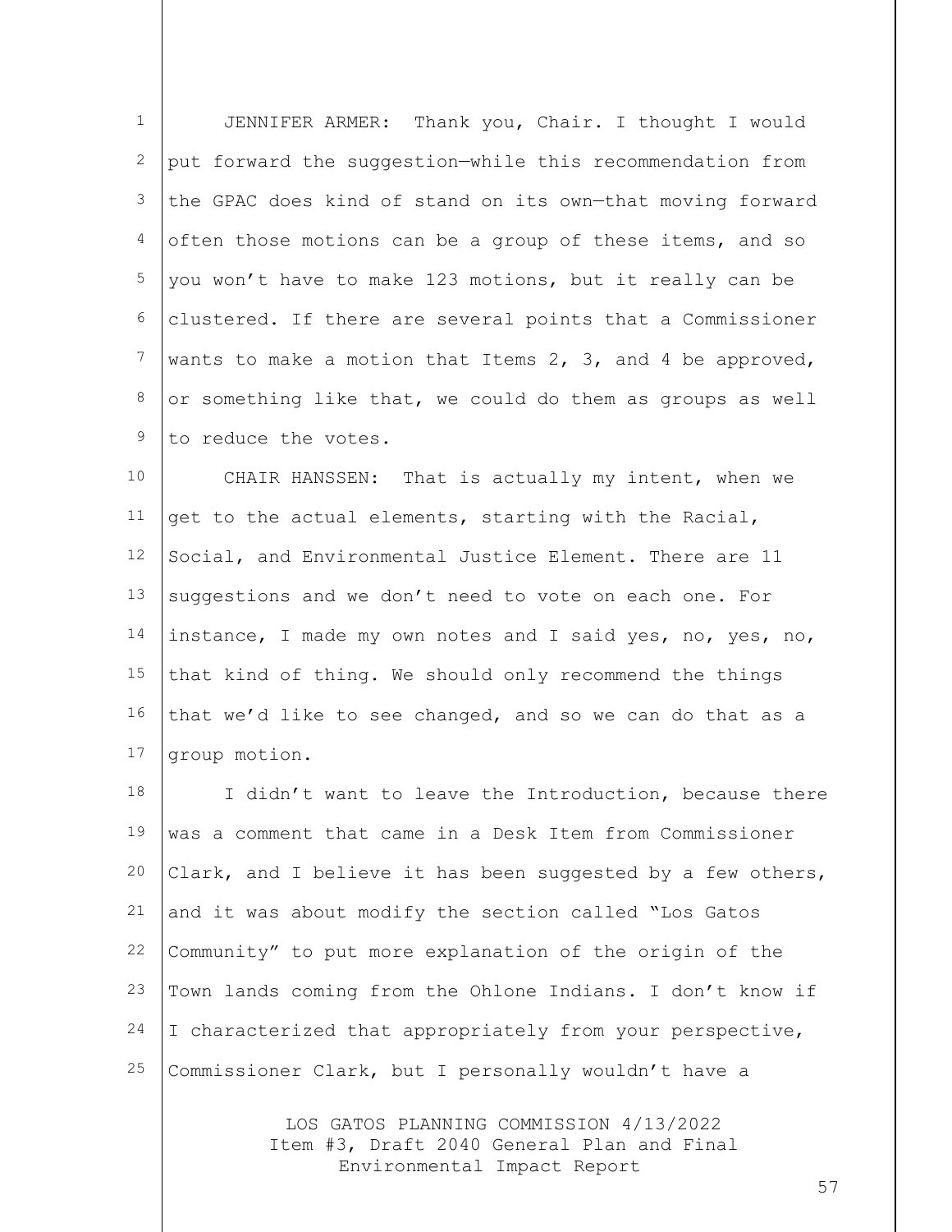JENNIFER ARMER: Thank you, Chair. I thought I would put forward the suggestion—while this recommendation from the GPAC does kind of stand on its own—that moving forward often those motions can be a group of these items, and so you won't have to make 123 motions, but it really can be clustered. If there are several points that a Commissioner wants to make a motion that Items 2, 3, and 4 be approved, or something like that, we could do them as groups as well to reduce the votes.

CHAIR HANSSEN: That is actually my intent, when we get to the actual elements, starting with the Racial, Social, and Environmental Justice Element. There are 11 suggestions and we don't need to vote on each one. For instance, I made my own notes and I said yes, no, yes, no, that kind of thing. We should only recommend the things that we'd like to see changed, and so we can do that as a group motion.

I didn't want to leave the Introduction, because there was a comment that came in a Desk Item from Commissioner Clark, and I believe it has been suggested by a few others, and it was about modify the section called "Los Gatos Community" to put more explanation of the origin of the Town lands coming from the Ohlone Indians. I don't know if I characterized that appropriately from your perspective, Commissioner Clark, but I personally wouldn't have a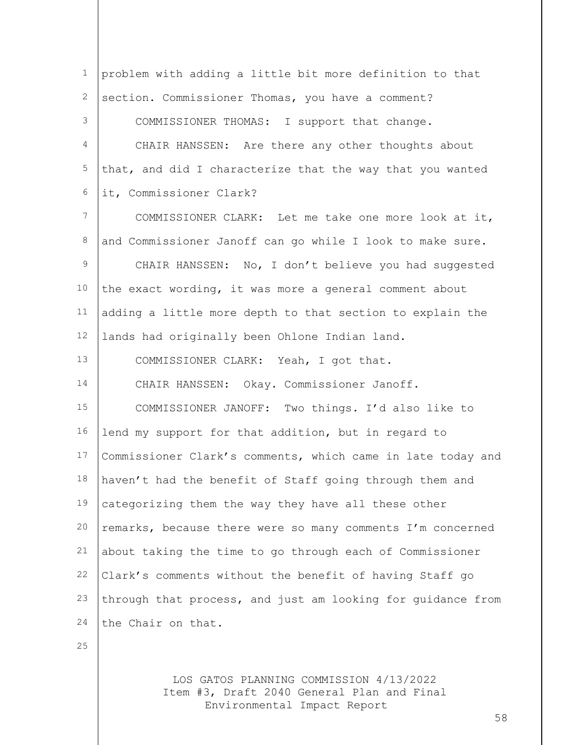problem with adding a little bit more definition to that section. Commissioner Thomas, you have a comment?

COMMISSIONER THOMAS: I support that change.

CHAIR HANSSEN: Are there any other thoughts about that, and did I characterize that the way that you wanted it, Commissioner Clark?

COMMISSIONER CLARK: Let me take one more look at it, and Commissioner Janoff can go while I look to make sure.

CHAIR HANSSEN: No, I don't believe you had suggested the exact wording, it was more a general comment about adding a little more depth to that section to explain the lands had originally been Ohlone Indian land.

COMMISSIONER CLARK: Yeah, I got that.

CHAIR HANSSEN: Okay. Commissioner Janoff.

COMMISSIONER JANOFF: Two things. I'd also like to lend my support for that addition, but in regard to Commissioner Clark's comments, which came in late today and haven't had the benefit of Staff going through them and categorizing them the way they have all these other remarks, because there were so many comments I'm concerned about taking the time to go through each of Commissioner Clark's comments without the benefit of having Staff go through that process, and just am looking for guidance from the Chair on that.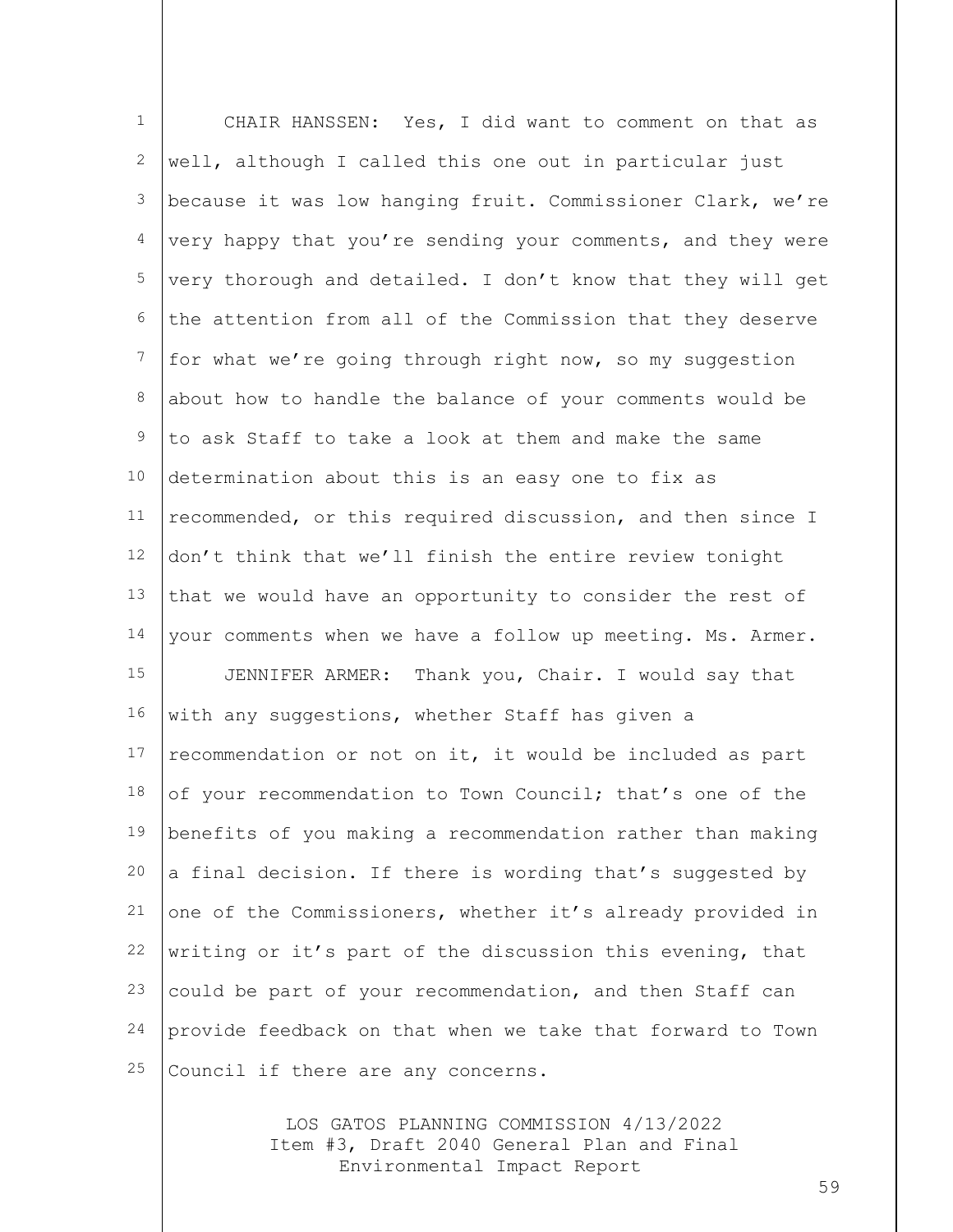CHAIR HANSSEN: Yes, I did want to comment on that as well, although I called this one out in particular just because it was low hanging fruit. Commissioner Clark, we're very happy that you're sending your comments, and they were very thorough and detailed. I don't know that they will get the attention from all of the Commission that they deserve for what we're going through right now, so my suggestion about how to handle the balance of your comments would be to ask Staff to take a look at them and make the same determination about this is an easy one to fix as recommended, or this required discussion, and then since I don't think that we'll finish the entire review tonight that we would have an opportunity to consider the rest of your comments when we have a follow up meeting. Ms. Armer.

JENNIFER ARMER: Thank you, Chair. I would say that with any suggestions, whether Staff has given a recommendation or not on it, it would be included as part of your recommendation to Town Council; that's one of the benefits of you making a recommendation rather than making a final decision. If there is wording that's suggested by one of the Commissioners, whether it's already provided in writing or it's part of the discussion this evening, that could be part of your recommendation, and then Staff can provide feedback on that when we take that forward to Town Council if there are any concerns.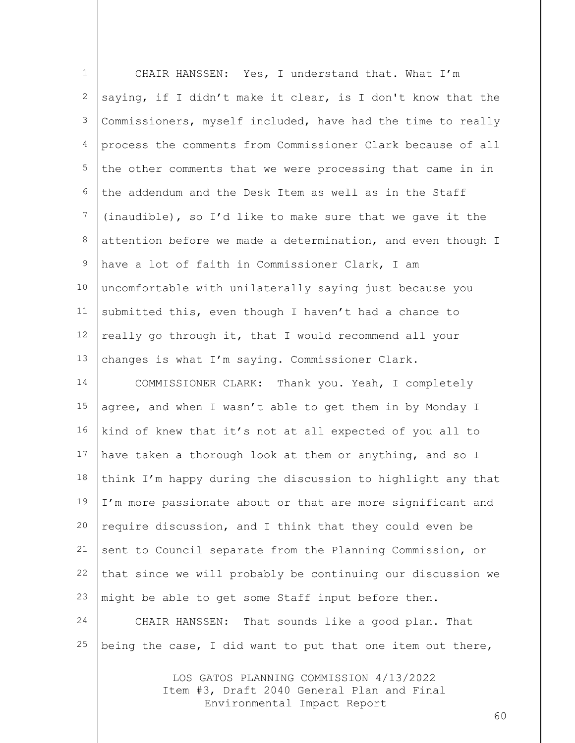CHAIR HANSSEN: Yes, I understand that. What I'm saying, if I didn't make it clear, is I don't know that the Commissioners, myself included, have had the time to really process the comments from Commissioner Clark because of all the other comments that we were processing that came in in the addendum and the Desk Item as well as in the Staff (inaudible), so I'd like to make sure that we gave it the attention before we made a determination, and even though I have a lot of faith in Commissioner Clark, I am uncomfortable with unilaterally saying just because you submitted this, even though I haven't had a chance to really go through it, that I would recommend all your changes is what I'm saying. Commissioner Clark.

COMMISSIONER CLARK: Thank you. Yeah, I completely agree, and when I wasn't able to get them in by Monday I kind of knew that it's not at all expected of you all to have taken a thorough look at them or anything, and so I think I'm happy during the discussion to highlight any that I'm more passionate about or that are more significant and require discussion, and I think that they could even be sent to Council separate from the Planning Commission, or that since we will probably be continuing our discussion we might be able to get some Staff input before then.

CHAIR HANSSEN: That sounds like a good plan. That being the case, I did want to put that one item out there,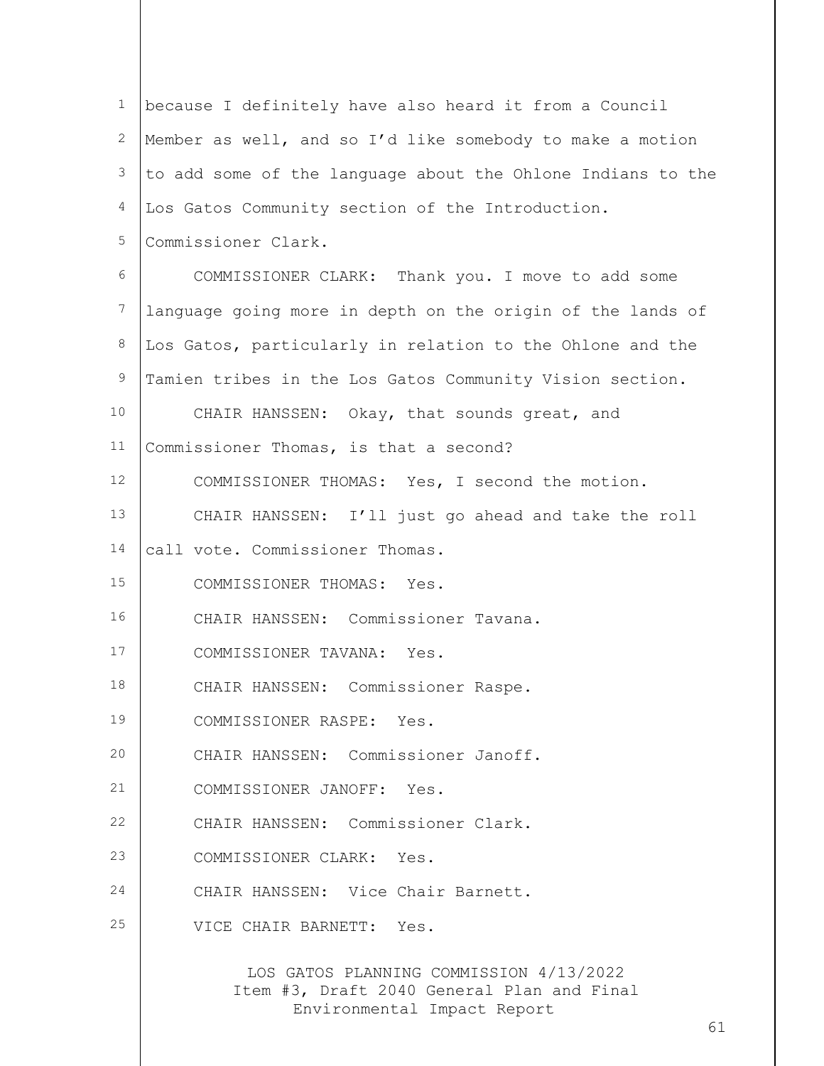because I definitely have also heard it from a Council Member as well, and so I'd like somebody to make a motion to add some of the language about the Ohlone Indians to the Los Gatos Community section of the Introduction. Commissioner Clark.

COMMISSIONER CLARK: Thank you. I move to add some language going more in depth on the origin of the lands of Los Gatos, particularly in relation to the Ohlone and the Tamien tribes in the Los Gatos Community Vision section.

CHAIR HANSSEN: Okay, that sounds great, and Commissioner Thomas, is that a second?

COMMISSIONER THOMAS: Yes, I second the motion.

CHAIR HANSSEN: I'll just go ahead and take the roll call vote. Commissioner Thomas.

COMMISSIONER THOMAS: Yes.

CHAIR HANSSEN: Commissioner Tavana.

COMMISSIONER TAVANA: Yes.

CHAIR HANSSEN: Commissioner Raspe.

COMMISSIONER RASPE: Yes.

CHAIR HANSSEN: Commissioner Janoff.

COMMISSIONER JANOFF: Yes.

CHAIR HANSSEN: Commissioner Clark.

COMMISSIONER CLARK: Yes.

CHAIR HANSSEN: Vice Chair Barnett.

VICE CHAIR BARNETT: Yes.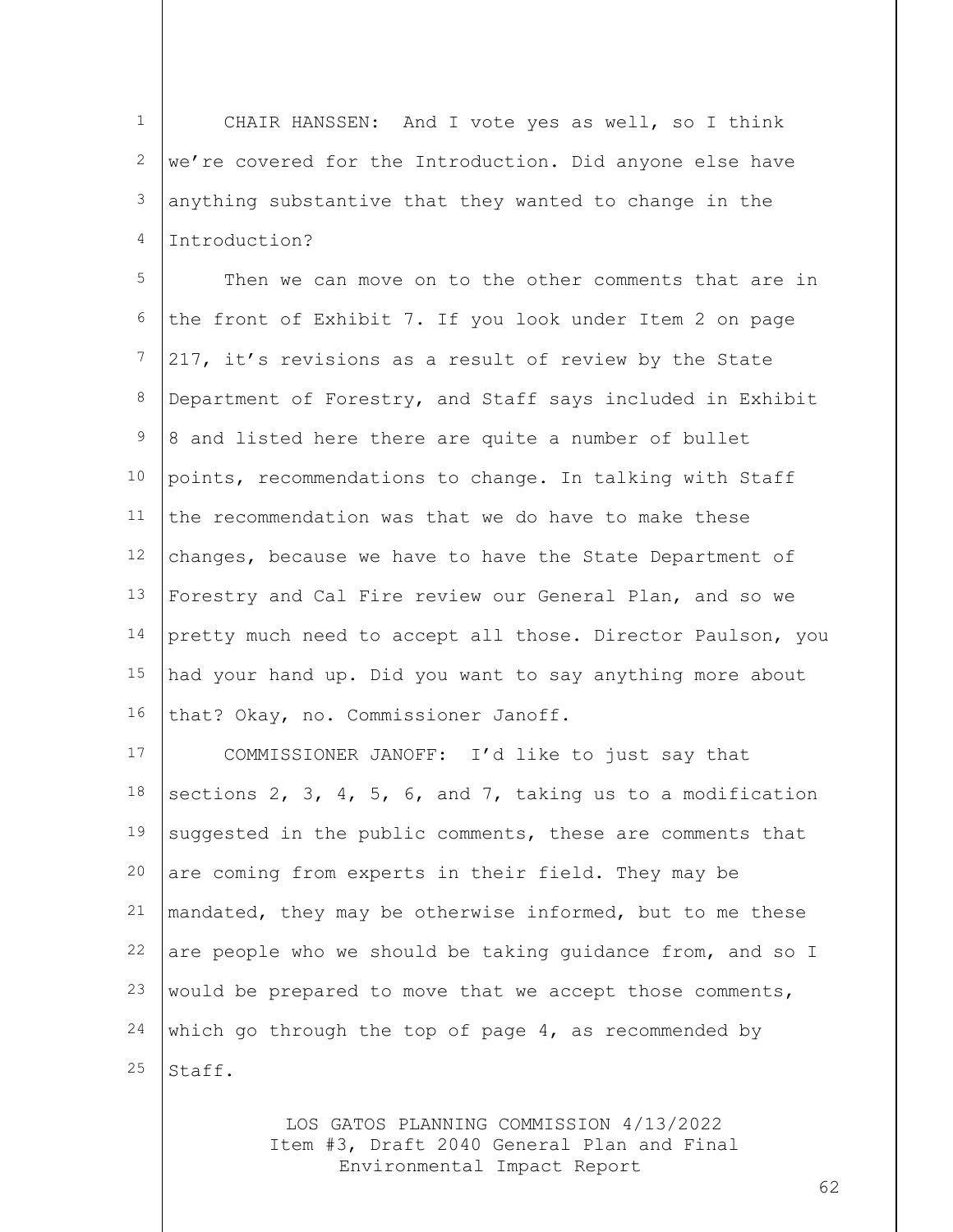CHAIR HANSSEN: And I vote yes as well, so I think we're covered for the Introduction. Did anyone else have anything substantive that they wanted to change in the Introduction?

Then we can move on to the other comments that are in the front of Exhibit 7. If you look under Item 2 on page 217, it's revisions as a result of review by the State Department of Forestry, and Staff says included in Exhibit 8 and listed here there are quite a number of bullet points, recommendations to change. In talking with Staff the recommendation was that we do have to make these changes, because we have to have the State Department of Forestry and Cal Fire review our General Plan, and so we pretty much need to accept all those. Director Paulson, you had your hand up. Did you want to say anything more about that? Okay, no. Commissioner Janoff.

COMMISSIONER JANOFF: I'd like to just say that sections 2, 3, 4, 5, 6, and 7, taking us to a modification suggested in the public comments, these are comments that are coming from experts in their field. They may be mandated, they may be otherwise informed, but to me these are people who we should be taking guidance from, and so I would be prepared to move that we accept those comments, which go through the top of page 4, as recommended by Staff.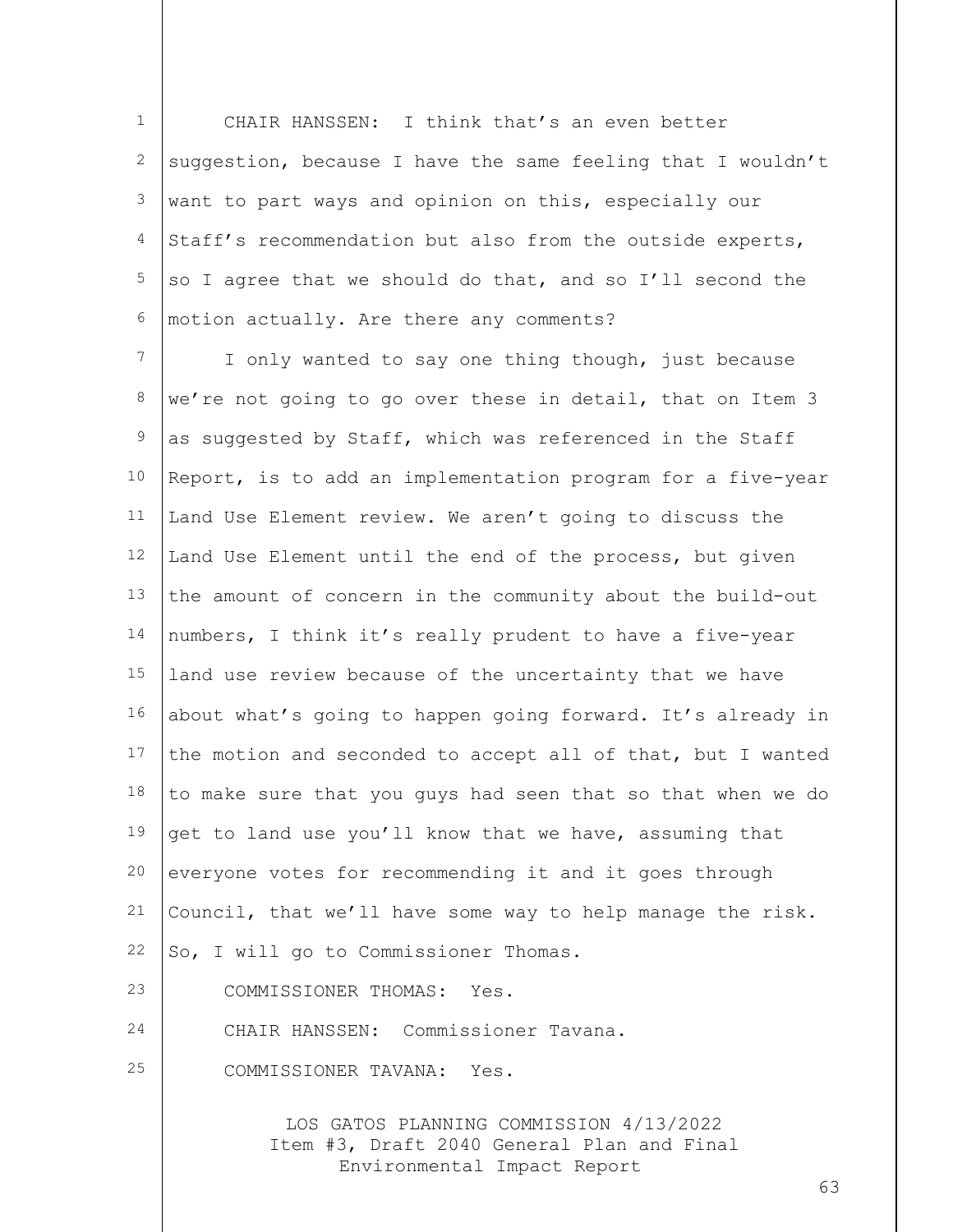CHAIR HANSSEN: I think that's an even better suggestion, because I have the same feeling that I wouldn't want to part ways and opinion on this, especially our Staff's recommendation but also from the outside experts, so I agree that we should do that, and so I'll second the motion actually. Are there any comments?

I only wanted to say one thing though, just because we're not going to go over these in detail, that on Item 3 as suggested by Staff, which was referenced in the Staff Report, is to add an implementation program for a five-year Land Use Element review. We aren't going to discuss the Land Use Element until the end of the process, but given the amount of concern in the community about the build-out numbers, I think it's really prudent to have a five-year land use review because of the uncertainty that we have about what's going to happen going forward. It's already in the motion and seconded to accept all of that, but I wanted to make sure that you guys had seen that so that when we do get to land use you'll know that we have, assuming that everyone votes for recommending it and it goes through Council, that we'll have some way to help manage the risk. So, I will go to Commissioner Thomas.

COMMISSIONER THOMAS: Yes.

CHAIR HANSSEN: Commissioner Tavana.

COMMISSIONER TAVANA: Yes.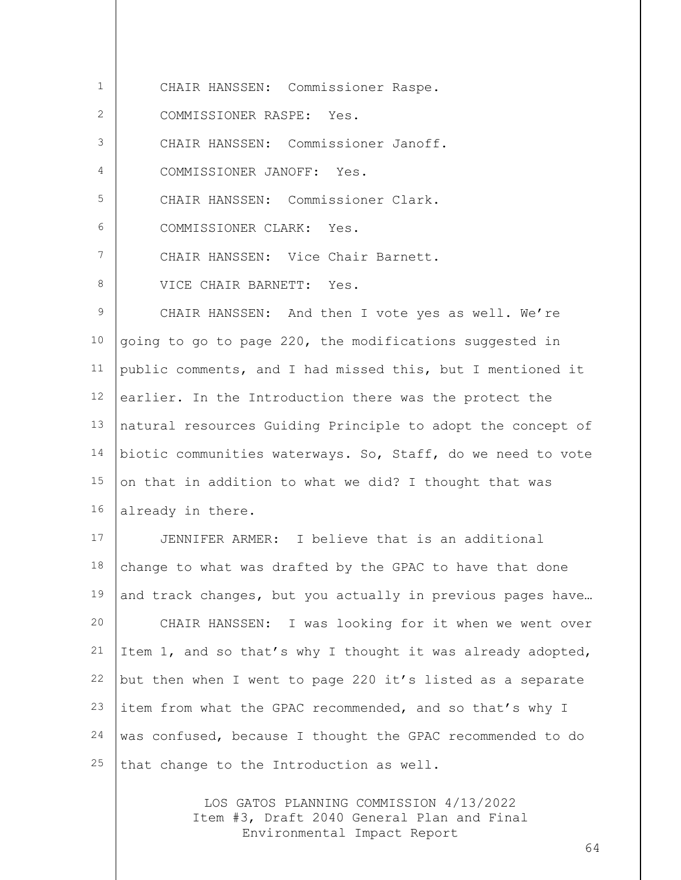CHAIR HANSSEN: Commissioner Raspe.

COMMISSIONER RASPE: Yes.

CHAIR HANSSEN: Commissioner Janoff.

COMMISSIONER JANOFF: Yes.

CHAIR HANSSEN: Commissioner Clark.

COMMISSIONER CLARK: Yes.

CHAIR HANSSEN: Vice Chair Barnett.

VICE CHAIR BARNETT: Yes.

CHAIR HANSSEN: And then I vote yes as well. We're going to go to page 220, the modifications suggested in public comments, and I had missed this, but I mentioned it earlier. In the Introduction there was the protect the natural resources Guiding Principle to adopt the concept of biotic communities waterways. So, Staff, do we need to vote on that in addition to what we did? I thought that was already in there.

JENNIFER ARMER: I believe that is an additional change to what was drafted by the GPAC to have that done and track changes, but you actually in previous pages have…

CHAIR HANSSEN: I was looking for it when we went over Item 1, and so that's why I thought it was already adopted, but then when I went to page 220 it's listed as a separate item from what the GPAC recommended, and so that's why I was confused, because I thought the GPAC recommended to do that change to the Introduction as well.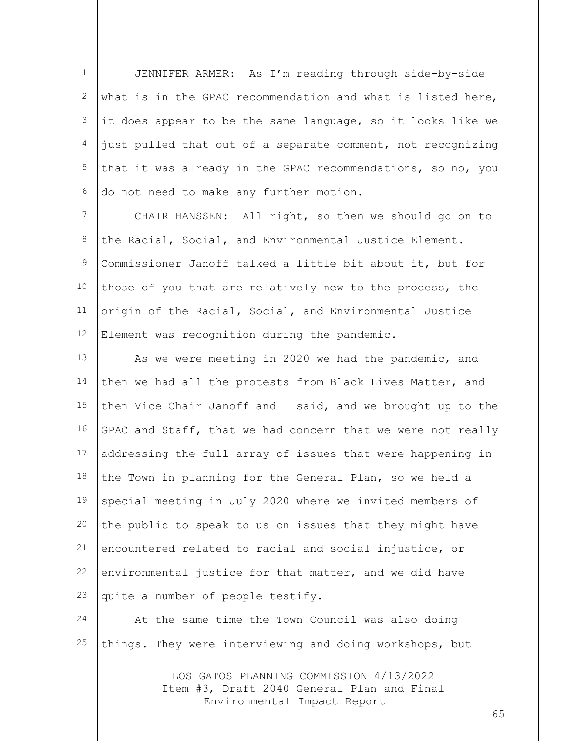JENNIFER ARMER: As I'm reading through side-by-side what is in the GPAC recommendation and what is listed here, it does appear to be the same language, so it looks like we just pulled that out of a separate comment, not recognizing that it was already in the GPAC recommendations, so no, you do not need to make any further motion.

CHAIR HANSSEN: All right, so then we should go on to the Racial, Social, and Environmental Justice Element. Commissioner Janoff talked a little bit about it, but for those of you that are relatively new to the process, the origin of the Racial, Social, and Environmental Justice Element was recognition during the pandemic.

As we were meeting in 2020 we had the pandemic, and then we had all the protests from Black Lives Matter, and then Vice Chair Janoff and I said, and we brought up to the GPAC and Staff, that we had concern that we were not really addressing the full array of issues that were happening in the Town in planning for the General Plan, so we held a special meeting in July 2020 where we invited members of the public to speak to us on issues that they might have encountered related to racial and social injustice, or environmental justice for that matter, and we did have quite a number of people testify.

At the same time the Town Council was also doing things. They were interviewing and doing workshops, but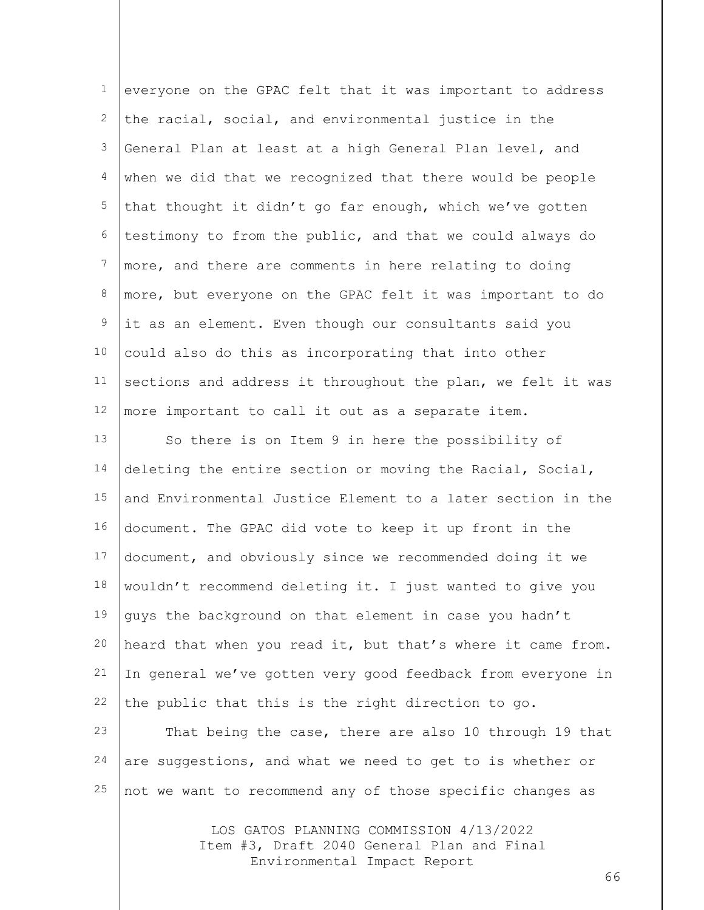everyone on the GPAC felt that it was important to address the racial, social, and environmental justice in the General Plan at least at a high General Plan level, and when we did that we recognized that there would be people that thought it didn't go far enough, which we've gotten testimony to from the public, and that we could always do more, and there are comments in here relating to doing more, but everyone on the GPAC felt it was important to do it as an element. Even though our consultants said you could also do this as incorporating that into other sections and address it throughout the plan, we felt it was more important to call it out as a separate item.

So there is on Item 9 in here the possibility of deleting the entire section or moving the Racial, Social, and Environmental Justice Element to a later section in the document. The GPAC did vote to keep it up front in the document, and obviously since we recommended doing it we wouldn't recommend deleting it. I just wanted to give you guys the background on that element in case you hadn't heard that when you read it, but that's where it came from. In general we've gotten very good feedback from everyone in the public that this is the right direction to go.

That being the case, there are also 10 through 19 that are suggestions, and what we need to get to is whether or not we want to recommend any of those specific changes as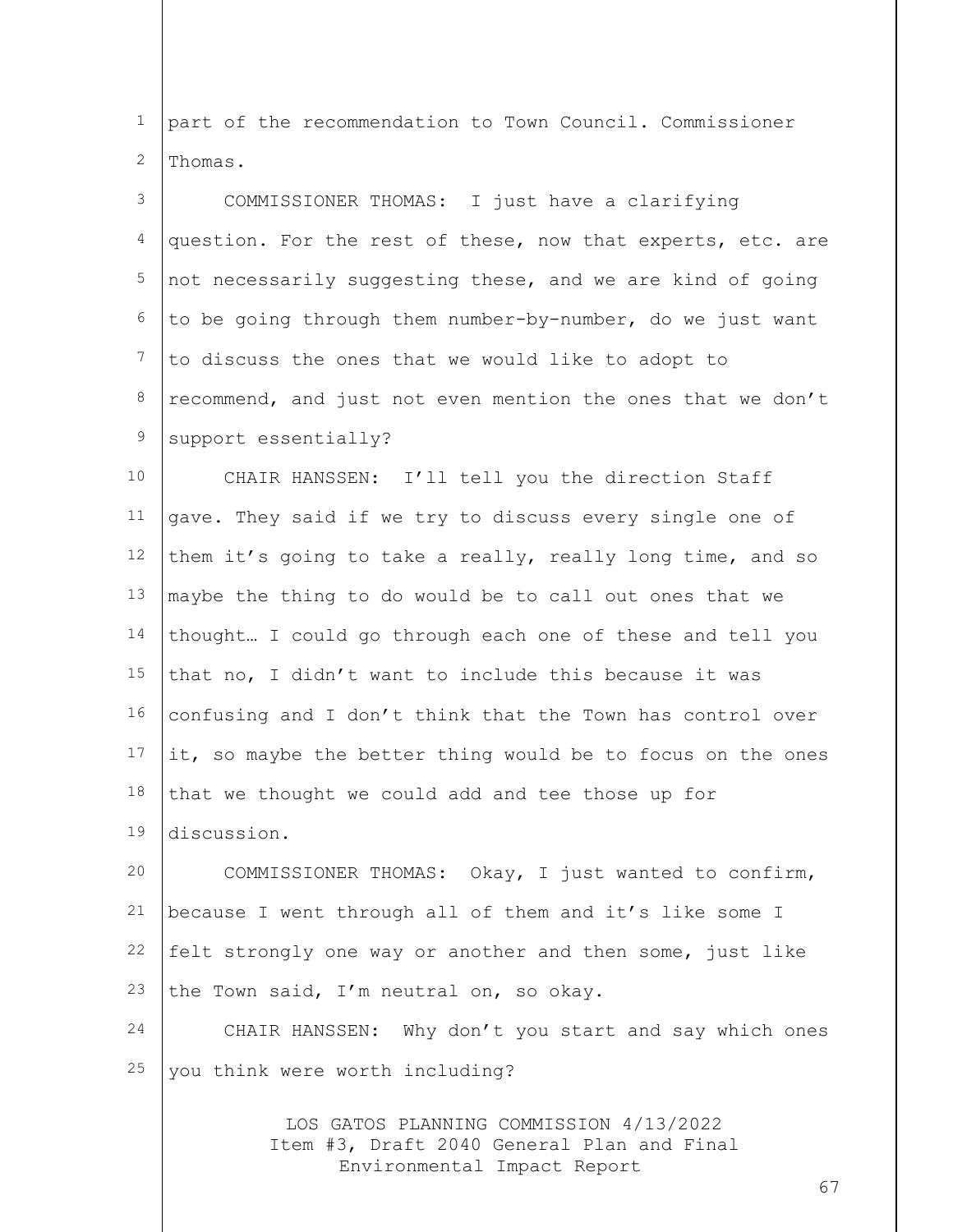part of the recommendation to Town Council. Commissioner Thomas.

COMMISSIONER THOMAS: I just have a clarifying question. For the rest of these, now that experts, etc. are not necessarily suggesting these, and we are kind of going to be going through them number-by-number, do we just want to discuss the ones that we would like to adopt to recommend, and just not even mention the ones that we don't support essentially?

CHAIR HANSSEN: I'll tell you the direction Staff gave. They said if we try to discuss every single one of them it's going to take a really, really long time, and so maybe the thing to do would be to call out ones that we thought… I could go through each one of these and tell you that no, I didn't want to include this because it was confusing and I don't think that the Town has control over it, so maybe the better thing would be to focus on the ones that we thought we could add and tee those up for discussion.

COMMISSIONER THOMAS: Okay, I just wanted to confirm, because I went through all of them and it's like some I felt strongly one way or another and then some, just like the Town said, I'm neutral on, so okay.

CHAIR HANSSEN: Why don't you start and say which ones you think were worth including?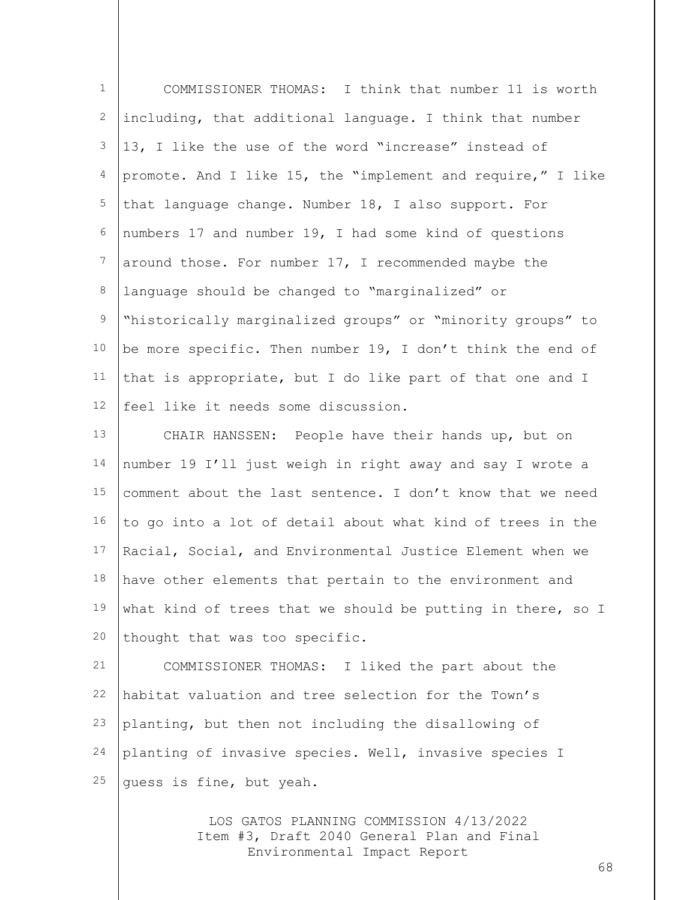COMMISSIONER THOMAS: I think that number 11 is worth including, that additional language. I think that number 13, I like the use of the word "increase" instead of promote. And I like 15, the "implement and require," I like that language change. Number 18, I also support. For numbers 17 and number 19, I had some kind of questions around those. For number 17, I recommended maybe the language should be changed to "marginalized" or "historically marginalized groups" or "minority groups" to be more specific. Then number 19, I don't think the end of that is appropriate, but I do like part of that one and I feel like it needs some discussion.

CHAIR HANSSEN: People have their hands up, but on number 19 I'll just weigh in right away and say I wrote a comment about the last sentence. I don't know that we need to go into a lot of detail about what kind of trees in the Racial, Social, and Environmental Justice Element when we have other elements that pertain to the environment and what kind of trees that we should be putting in there, so I thought that was too specific.

COMMISSIONER THOMAS: I liked the part about the habitat valuation and tree selection for the Town's planting, but then not including the disallowing of planting of invasive species. Well, invasive species I guess is fine, but yeah.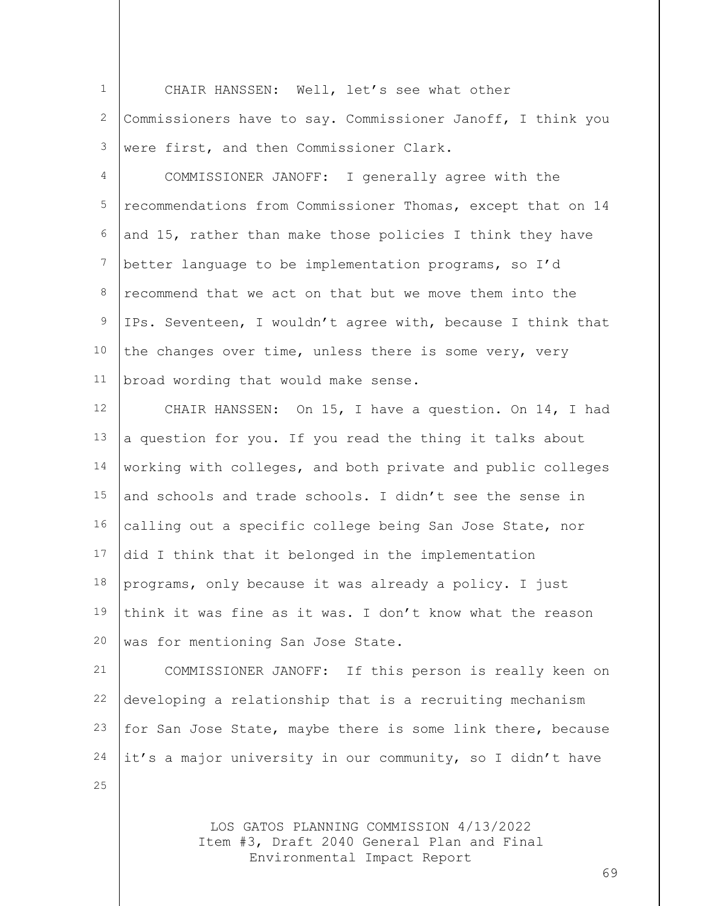CHAIR HANSSEN: Well, let's see what other Commissioners have to say. Commissioner Janoff, I think you were first, and then Commissioner Clark.

COMMISSIONER JANOFF: I generally agree with the recommendations from Commissioner Thomas, except that on 14 and 15, rather than make those policies I think they have better language to be implementation programs, so I'd recommend that we act on that but we move them into the IPs. Seventeen, I wouldn't agree with, because I think that the changes over time, unless there is some very, very broad wording that would make sense.

CHAIR HANSSEN: On 15, I have a question. On 14, I had a question for you. If you read the thing it talks about working with colleges, and both private and public colleges and schools and trade schools. I didn't see the sense in calling out a specific college being San Jose State, nor did I think that it belonged in the implementation programs, only because it was already a policy. I just think it was fine as it was. I don't know what the reason was for mentioning San Jose State.

COMMISSIONER JANOFF: If this person is really keen on developing a relationship that is a recruiting mechanism for San Jose State, maybe there is some link there, because it's a major university in our community, so I didn't have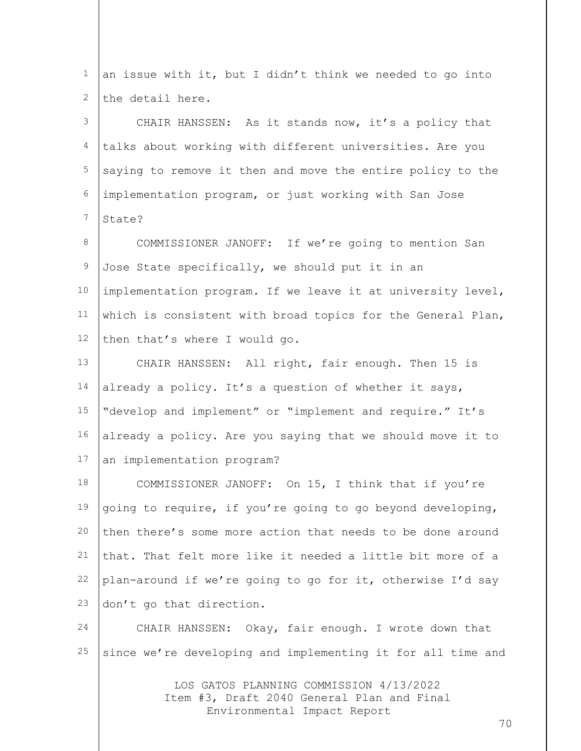an issue with it, but I didn't think we needed to go into the detail here.

CHAIR HANSSEN: As it stands now, it's a policy that talks about working with different universities. Are you saying to remove it then and move the entire policy to the implementation program, or just working with San Jose State?

COMMISSIONER JANOFF: If we're going to mention San Jose State specifically, we should put it in an implementation program. If we leave it at university level, which is consistent with broad topics for the General Plan, then that's where I would go.

CHAIR HANSSEN: All right, fair enough. Then 15 is already a policy. It's a question of whether it says, "develop and implement" or "implement and require." It's already a policy. Are you saying that we should move it to an implementation program?

COMMISSIONER JANOFF: On 15, I think that if you're going to require, if you're going to go beyond developing, then there's some more action that needs to be done around that. That felt more like it needed a little bit more of a plan-around if we're going to go for it, otherwise I'd say don't go that direction.

CHAIR HANSSEN: Okay, fair enough. I wrote down that since we're developing and implementing it for all time and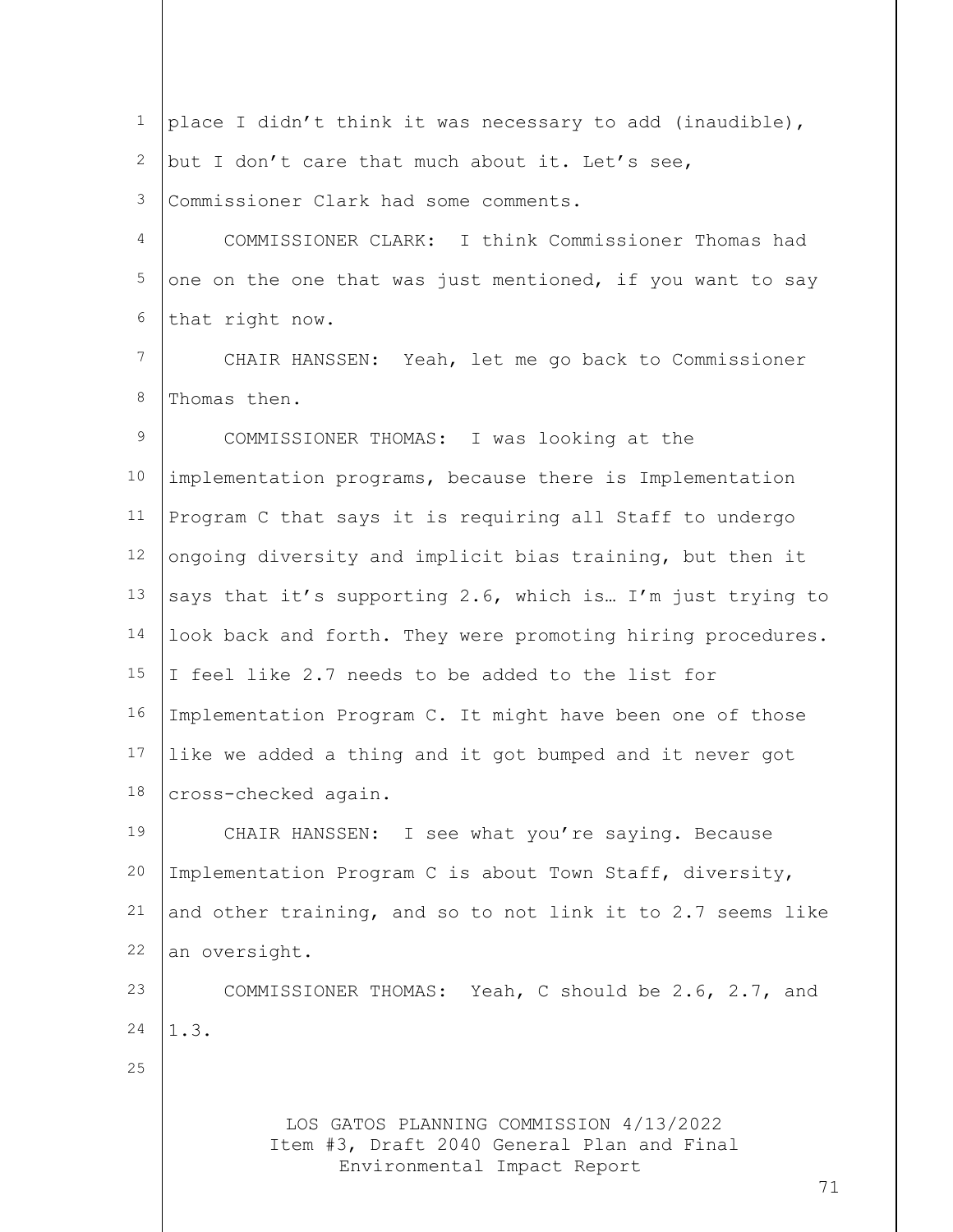place I didn't think it was necessary to add (inaudible), but I don't care that much about it. Let's see, Commissioner Clark had some comments.

COMMISSIONER CLARK: I think Commissioner Thomas had one on the one that was just mentioned, if you want to say that right now.

CHAIR HANSSEN: Yeah, let me go back to Commissioner Thomas then.

COMMISSIONER THOMAS: I was looking at the implementation programs, because there is Implementation Program C that says it is requiring all Staff to undergo ongoing diversity and implicit bias training, but then it says that it's supporting 2.6, which is… I'm just trying to look back and forth. They were promoting hiring procedures. I feel like 2.7 needs to be added to the list for Implementation Program C. It might have been one of those like we added a thing and it got bumped and it never got cross-checked again.

CHAIR HANSSEN: I see what you're saying. Because Implementation Program C is about Town Staff, diversity, and other training, and so to not link it to 2.7 seems like an oversight.

COMMISSIONER THOMAS: Yeah, C should be 2.6, 2.7, and 1.3.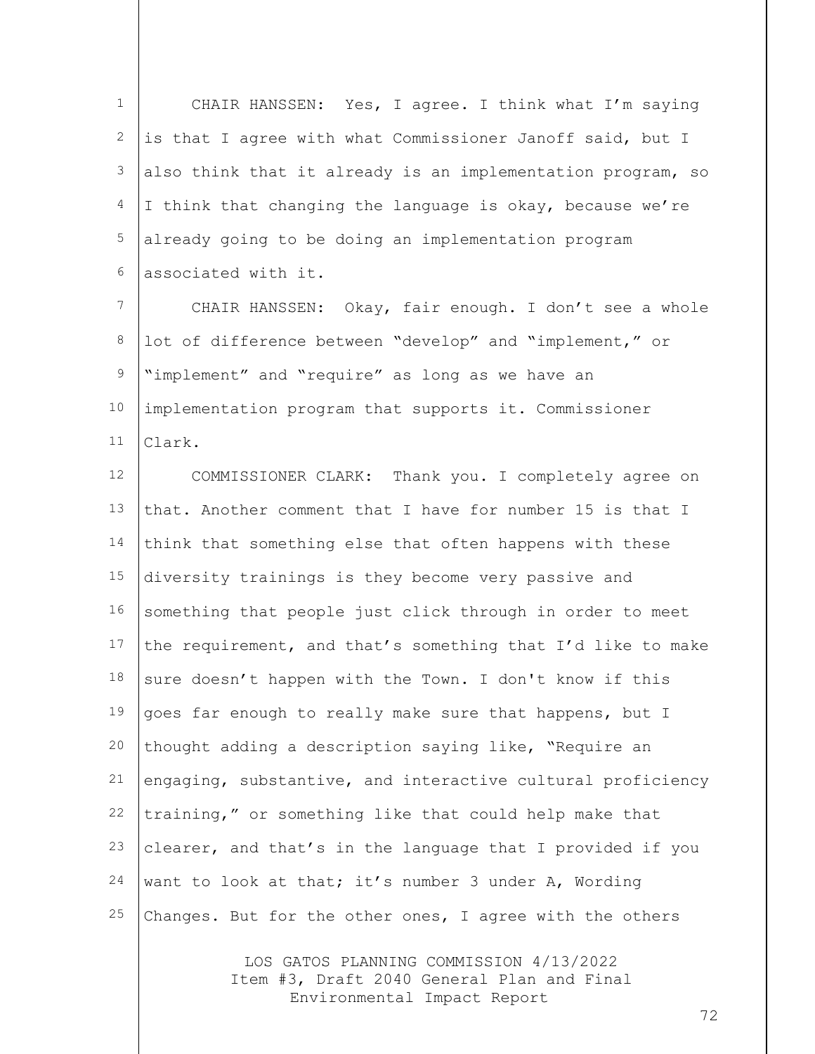CHAIR HANSSEN: Yes, I agree. I think what I'm saying is that I agree with what Commissioner Janoff said, but I also think that it already is an implementation program, so I think that changing the language is okay, because we're already going to be doing an implementation program associated with it.

CHAIR HANSSEN: Okay, fair enough. I don't see a whole lot of difference between "develop" and "implement," or "implement" and "require" as long as we have an implementation program that supports it. Commissioner Clark.

COMMISSIONER CLARK: Thank you. I completely agree on that. Another comment that I have for number 15 is that I think that something else that often happens with these diversity trainings is they become very passive and something that people just click through in order to meet the requirement, and that's something that I'd like to make sure doesn't happen with the Town. I don't know if this goes far enough to really make sure that happens, but I thought adding a description saying like, "Require an engaging, substantive, and interactive cultural proficiency training," or something like that could help make that clearer, and that's in the language that I provided if you want to look at that; it's number 3 under A, Wording Changes. But for the other ones, I agree with the others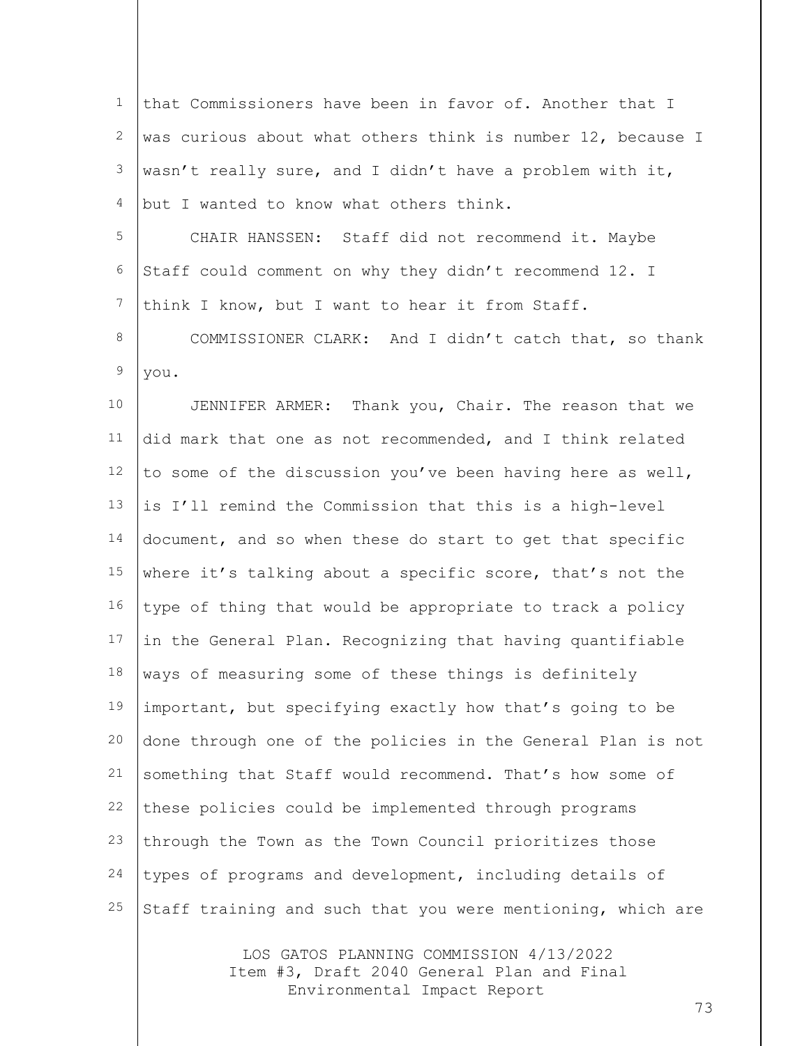that Commissioners have been in favor of. Another that I was curious about what others think is number 12, because I wasn't really sure, and I didn't have a problem with it, but I wanted to know what others think.

CHAIR HANSSEN: Staff did not recommend it. Maybe Staff could comment on why they didn't recommend 12. I think I know, but I want to hear it from Staff.

COMMISSIONER CLARK: And I didn't catch that, so thank you.

JENNIFER ARMER: Thank you, Chair. The reason that we did mark that one as not recommended, and I think related to some of the discussion you've been having here as well, is I'll remind the Commission that this is a high-level document, and so when these do start to get that specific where it's talking about a specific score, that's not the type of thing that would be appropriate to track a policy in the General Plan. Recognizing that having quantifiable ways of measuring some of these things is definitely important, but specifying exactly how that's going to be done through one of the policies in the General Plan is not something that Staff would recommend. That's how some of these policies could be implemented through programs through the Town as the Town Council prioritizes those types of programs and development, including details of Staff training and such that you were mentioning, which are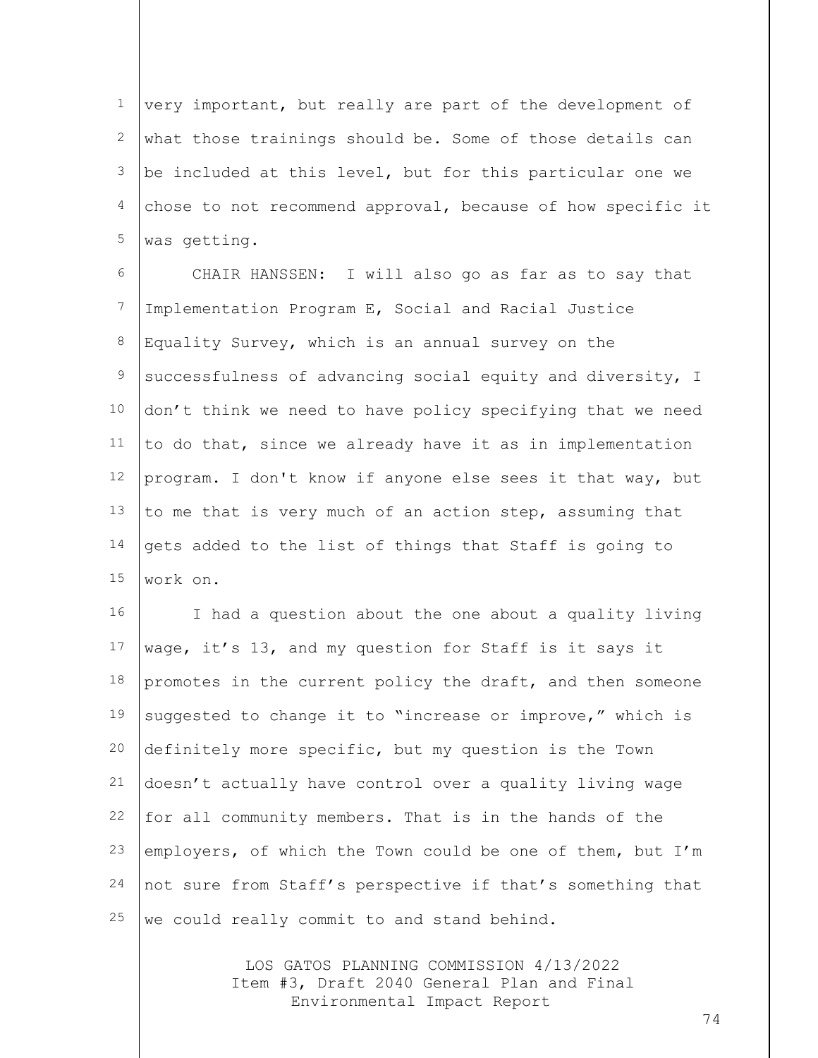very important, but really are part of the development of what those trainings should be. Some of those details can be included at this level, but for this particular one we chose to not recommend approval, because of how specific it was getting.

CHAIR HANSSEN: I will also go as far as to say that Implementation Program E, Social and Racial Justice Equality Survey, which is an annual survey on the successfulness of advancing social equity and diversity, I don't think we need to have policy specifying that we need to do that, since we already have it as in implementation program. I don't know if anyone else sees it that way, but to me that is very much of an action step, assuming that gets added to the list of things that Staff is going to work on.

I had a question about the one about a quality living wage, it's 13, and my question for Staff is it says it promotes in the current policy the draft, and then someone suggested to change it to "increase or improve," which is definitely more specific, but my question is the Town doesn't actually have control over a quality living wage for all community members. That is in the hands of the employers, of which the Town could be one of them, but I'm not sure from Staff's perspective if that's something that we could really commit to and stand behind.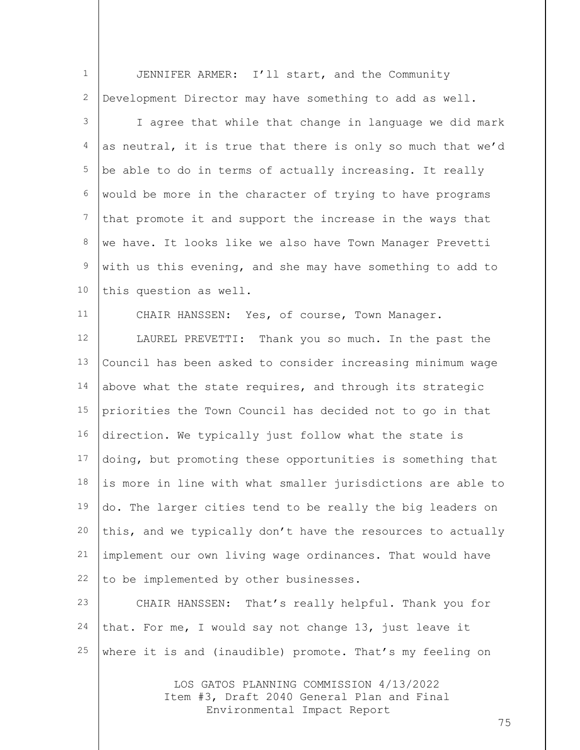JENNIFER ARMER: I'll start, and the Community Development Director may have something to add as well.

I agree that while that change in language we did mark as neutral, it is true that there is only so much that we'd be able to do in terms of actually increasing. It really would be more in the character of trying to have programs that promote it and support the increase in the ways that we have. It looks like we also have Town Manager Prevetti with us this evening, and she may have something to add to this question as well.

CHAIR HANSSEN: Yes, of course, Town Manager.

LAUREL PREVETTI: Thank you so much. In the past the Council has been asked to consider increasing minimum wage above what the state requires, and through its strategic priorities the Town Council has decided not to go in that direction. We typically just follow what the state is doing, but promoting these opportunities is something that is more in line with what smaller jurisdictions are able to do. The larger cities tend to be really the big leaders on this, and we typically don't have the resources to actually implement our own living wage ordinances. That would have to be implemented by other businesses.

CHAIR HANSSEN: That's really helpful. Thank you for that. For me, I would say not change 13, just leave it where it is and (inaudible) promote. That's my feeling on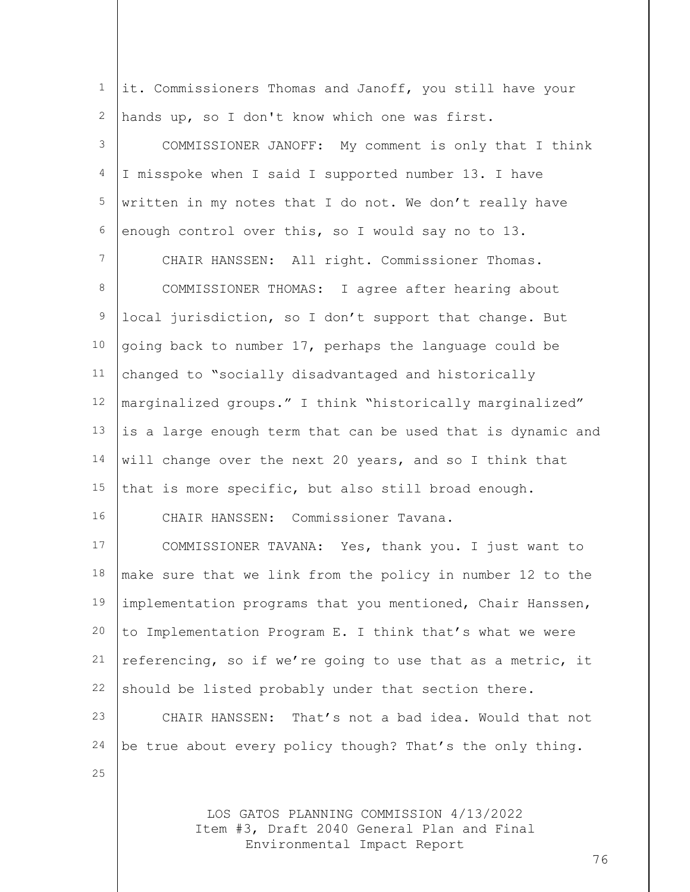it. Commissioners Thomas and Janoff, you still have your hands up, so I don't know which one was first.

COMMISSIONER JANOFF: My comment is only that I think I misspoke when I said I supported number 13. I have written in my notes that I do not. We don’t really have enough control over this, so I would say no to 13.

CHAIR HANSSEN: All right. Commissioner Thomas.

COMMISSIONER THOMAS: I agree after hearing about local jurisdiction, so I don’t support that change. But going back to number 17, perhaps the language could be changed to “socially disadvantaged and historically marginalized groups.” I think “historically marginalized” is a large enough term that can be used that is dynamic and will change over the next 20 years, and so I think that that is more specific, but also still broad enough.

CHAIR HANSSEN: Commissioner Tavana.

COMMISSIONER TAVANA: Yes, thank you. I just want to make sure that we link from the policy in number 12 to the implementation programs that you mentioned, Chair Hanssen, to Implementation Program E. I think that’s what we were referencing, so if we’re going to use that as a metric, it should be listed probably under that section there.

CHAIR HANSSEN: That’s not a bad idea. Would that not be true about every policy though? That’s the only thing.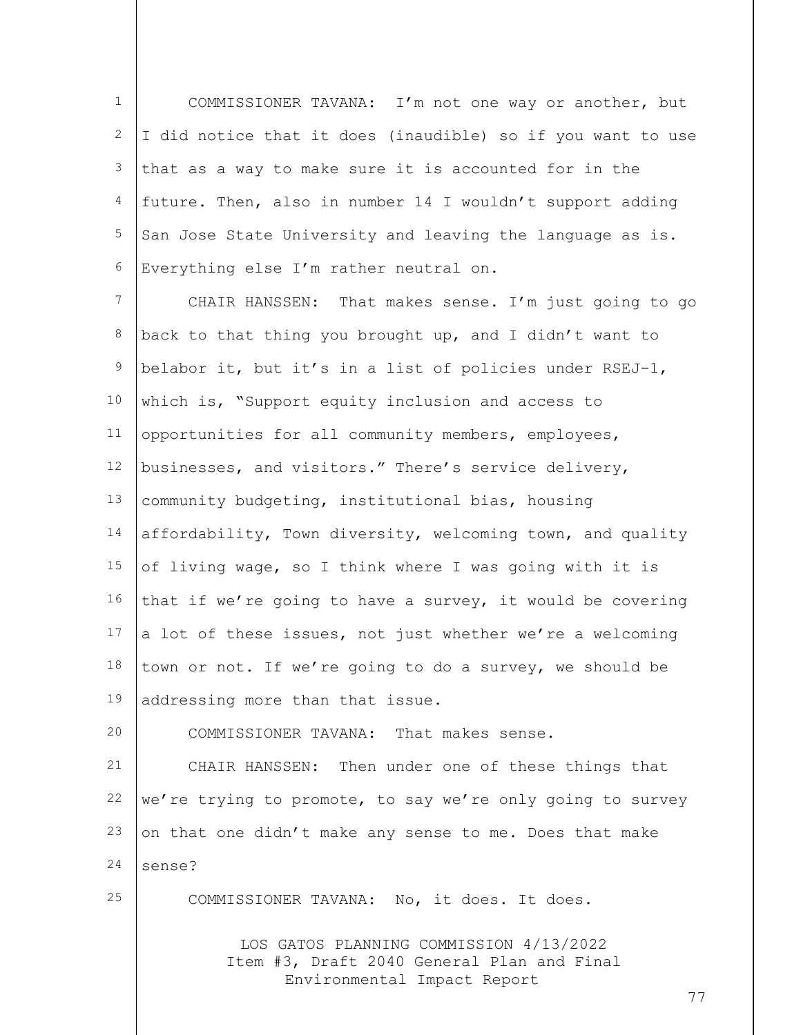COMMISSIONER TAVANA: I'm not one way or another, but I did notice that it does (inaudible) so if you want to use that as a way to make sure it is accounted for in the future. Then, also in number 14 I wouldn't support adding San Jose State University and leaving the language as is. Everything else I'm rather neutral on.

CHAIR HANSSEN: That makes sense. I'm just going to go back to that thing you brought up, and I didn't want to belabor it, but it's in a list of policies under RSEJ-1, which is, "Support equity inclusion and access to opportunities for all community members, employees, businesses, and visitors." There's service delivery, community budgeting, institutional bias, housing affordability, Town diversity, welcoming town, and quality of living wage, so I think where I was going with it is that if we're going to have a survey, it would be covering a lot of these issues, not just whether we're a welcoming town or not. If we're going to do a survey, we should be addressing more than that issue.

COMMISSIONER TAVANA: That makes sense.

CHAIR HANSSEN: Then under one of these things that we're trying to promote, to say we're only going to survey on that one didn't make any sense to me. Does that make sense?

COMMISSIONER TAVANA: No, it does. It does.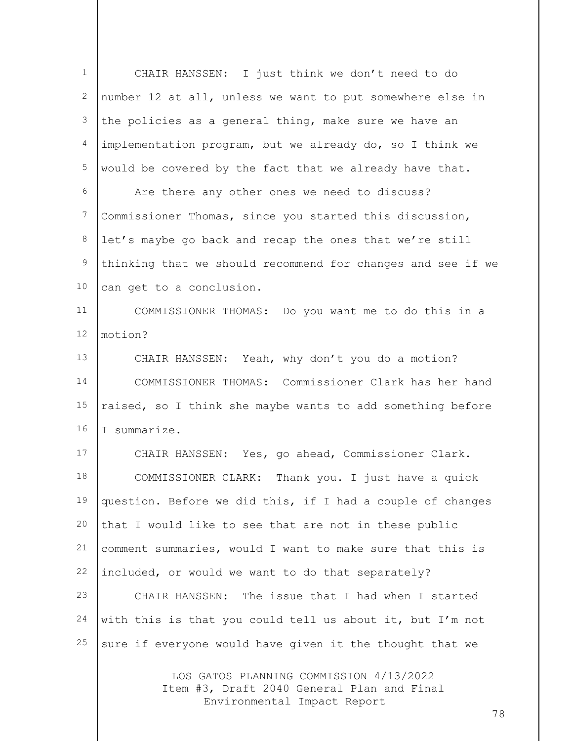CHAIR HANSSEN: I just think we don't need to do number 12 at all, unless we want to put somewhere else in the policies as a general thing, make sure we have an implementation program, but we already do, so I think we would be covered by the fact that we already have that.

Are there any other ones we need to discuss? Commissioner Thomas, since you started this discussion, let's maybe go back and recap the ones that we're still thinking that we should recommend for changes and see if we can get to a conclusion.

COMMISSIONER THOMAS: Do you want me to do this in a motion?

CHAIR HANSSEN: Yeah, why don't you do a motion?

COMMISSIONER THOMAS: Commissioner Clark has her hand raised, so I think she maybe wants to add something before I summarize.

CHAIR HANSSEN: Yes, go ahead, Commissioner Clark.

COMMISSIONER CLARK: Thank you. I just have a quick question. Before we did this, if I had a couple of changes that I would like to see that are not in these public comment summaries, would I want to make sure that this is included, or would we want to do that separately?

CHAIR HANSSEN: The issue that I had when I started with this is that you could tell us about it, but I'm not sure if everyone would have given it the thought that we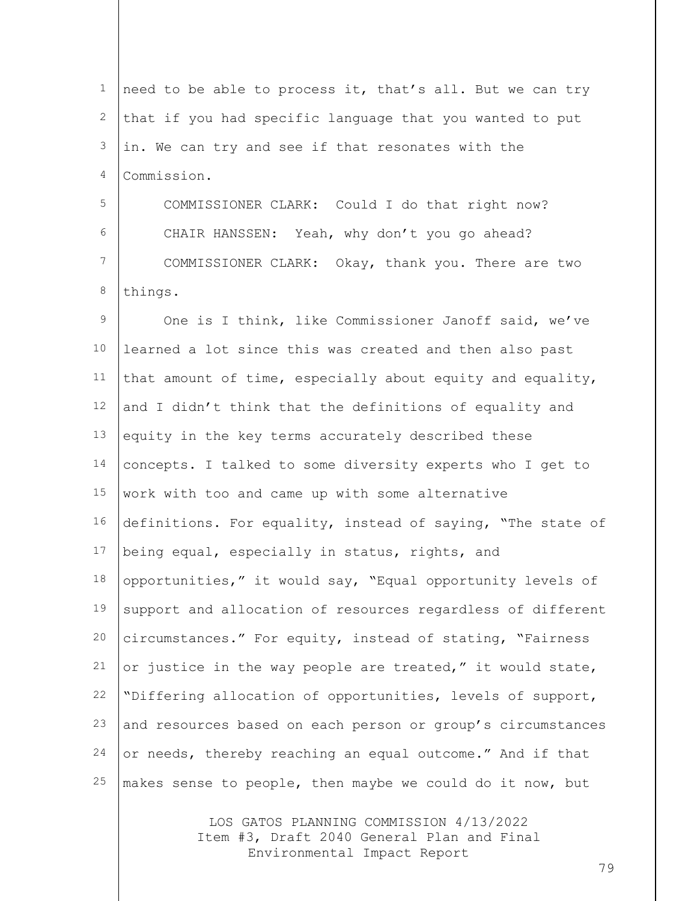need to be able to process it, that's all. But we can try that if you had specific language that you wanted to put in. We can try and see if that resonates with the Commission.

COMMISSIONER CLARK: Could I do that right now?

CHAIR HANSSEN: Yeah, why don't you go ahead?

COMMISSIONER CLARK: Okay, thank you. There are two things.

One is I think, like Commissioner Janoff said, we've learned a lot since this was created and then also past that amount of time, especially about equity and equality, and I didn't think that the definitions of equality and equity in the key terms accurately described these concepts. I talked to some diversity experts who I get to work with too and came up with some alternative definitions. For equality, instead of saying, "The state of being equal, especially in status, rights, and opportunities," it would say, "Equal opportunity levels of support and allocation of resources regardless of different circumstances." For equity, instead of stating, "Fairness or justice in the way people are treated," it would state, "Differing allocation of opportunities, levels of support, and resources based on each person or group's circumstances or needs, thereby reaching an equal outcome." And if that makes sense to people, then maybe we could do it now, but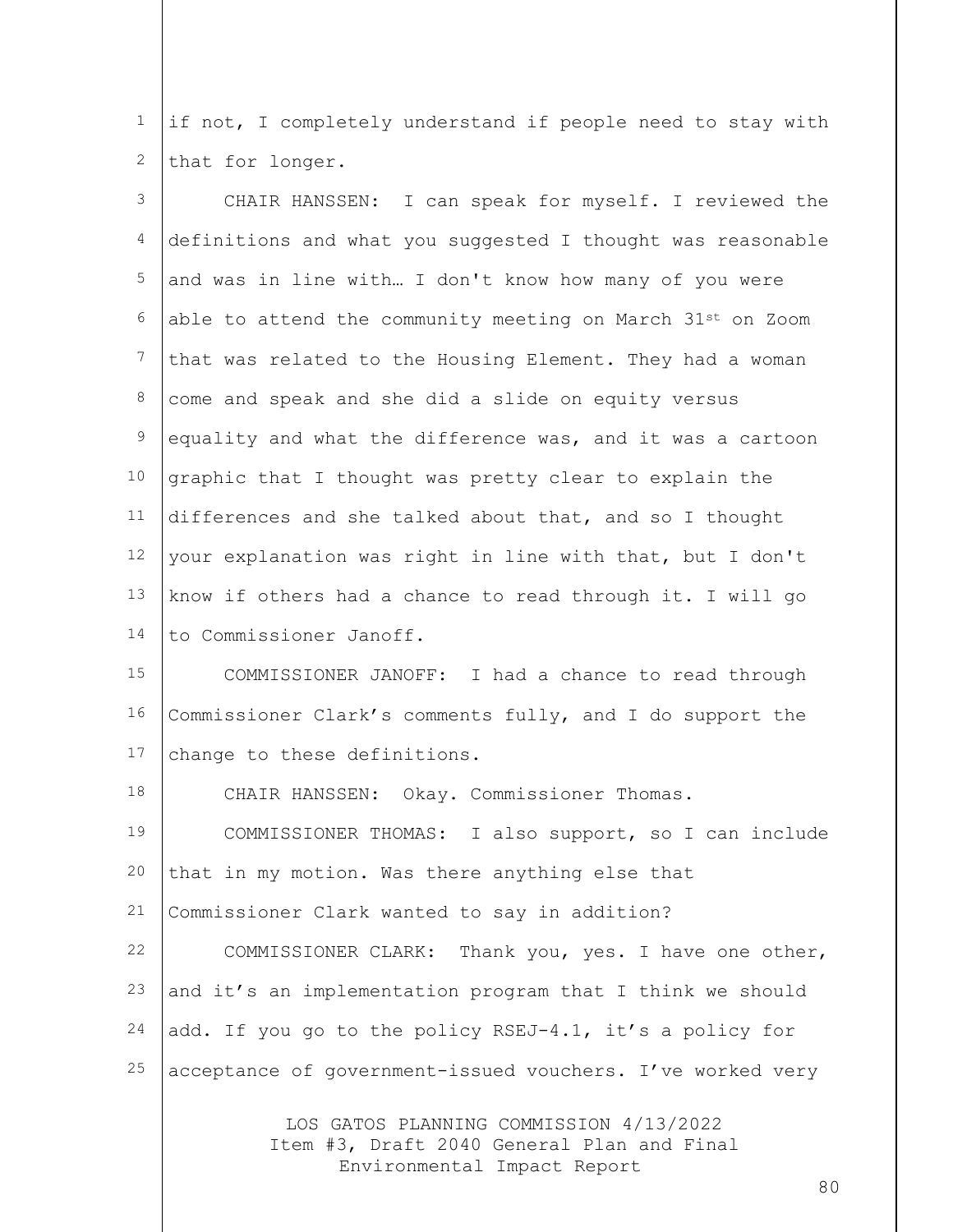if not, I completely understand if people need to stay with that for longer.

CHAIR HANSSEN: I can speak for myself. I reviewed the definitions and what you suggested I thought was reasonable and was in line with… I don't know how many of you were able to attend the community meeting on March 31st on Zoom that was related to the Housing Element. They had a woman come and speak and she did a slide on equity versus equality and what the difference was, and it was a cartoon graphic that I thought was pretty clear to explain the differences and she talked about that, and so I thought your explanation was right in line with that, but I don't know if others had a chance to read through it. I will go to Commissioner Janoff.

COMMISSIONER JANOFF: I had a chance to read through Commissioner Clark's comments fully, and I do support the change to these definitions.

CHAIR HANSSEN: Okay. Commissioner Thomas.

COMMISSIONER THOMAS: I also support, so I can include that in my motion. Was there anything else that Commissioner Clark wanted to say in addition?

COMMISSIONER CLARK: Thank you, yes. I have one other, and it's an implementation program that I think we should add. If you go to the policy RSEJ-4.1, it's a policy for acceptance of government-issued vouchers. I've worked very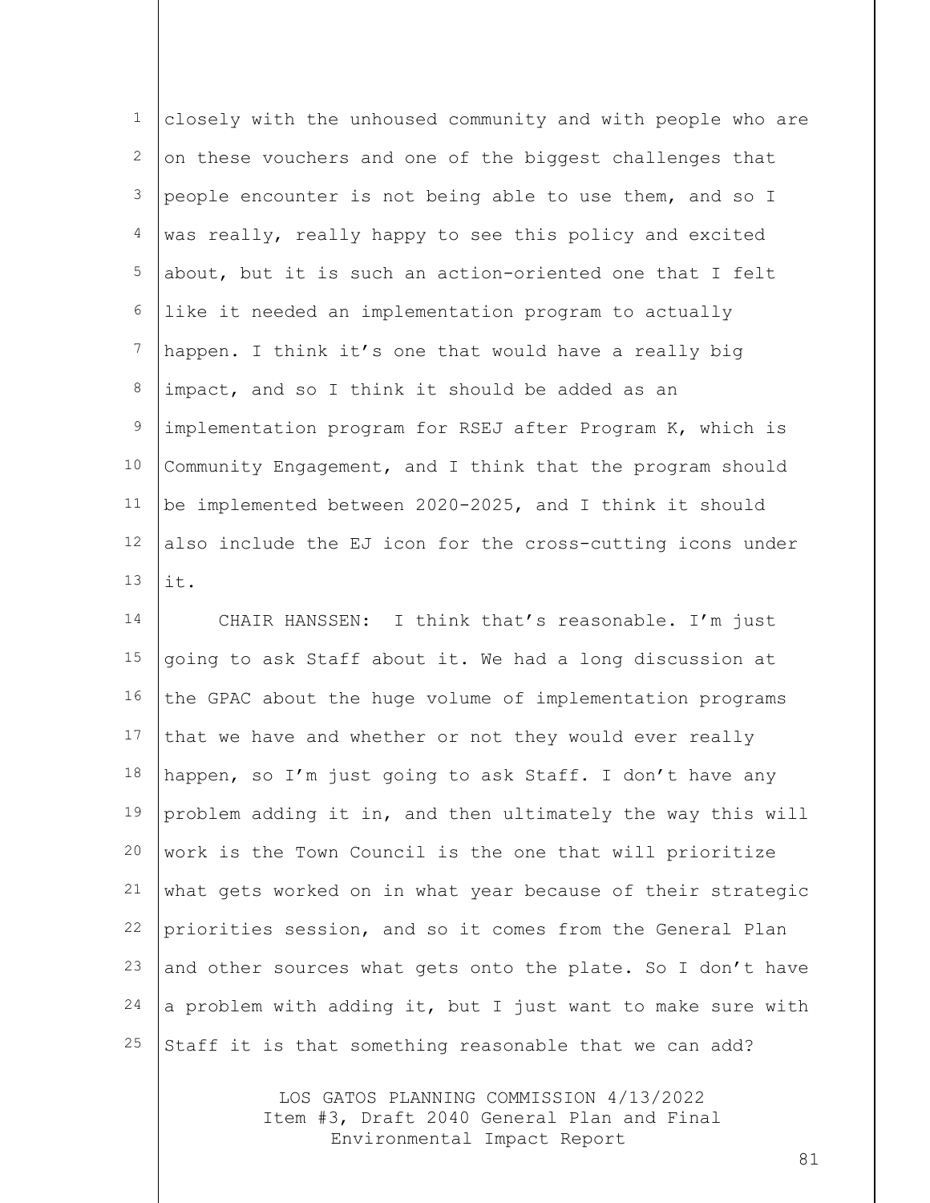closely with the unhoused community and with people who are on these vouchers and one of the biggest challenges that people encounter is not being able to use them, and so I was really, really happy to see this policy and excited about, but it is such an action-oriented one that I felt like it needed an implementation program to actually happen. I think it's one that would have a really big impact, and so I think it should be added as an implementation program for RSEJ after Program K, which is Community Engagement, and I think that the program should be implemented between 2020-2025, and I think it should also include the EJ icon for the cross-cutting icons under it.

CHAIR HANSSEN: I think that's reasonable. I'm just going to ask Staff about it. We had a long discussion at the GPAC about the huge volume of implementation programs that we have and whether or not they would ever really happen, so I'm just going to ask Staff. I don't have any problem adding it in, and then ultimately the way this will work is the Town Council is the one that will prioritize what gets worked on in what year because of their strategic priorities session, and so it comes from the General Plan and other sources what gets onto the plate. So I don't have a problem with adding it, but I just want to make sure with Staff it is that something reasonable that we can add?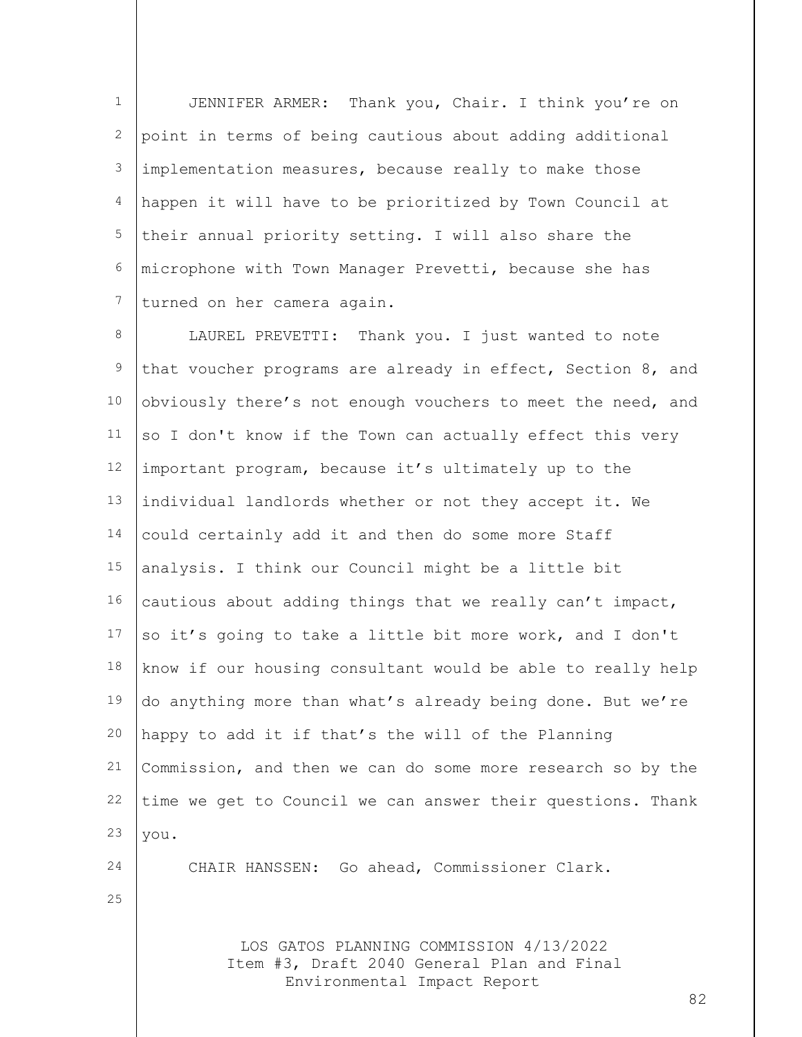JENNIFER ARMER: Thank you, Chair. I think you're on point in terms of being cautious about adding additional implementation measures, because really to make those happen it will have to be prioritized by Town Council at their annual priority setting. I will also share the microphone with Town Manager Prevetti, because she has turned on her camera again.

LAUREL PREVETTI: Thank you. I just wanted to note that voucher programs are already in effect, Section 8, and obviously there's not enough vouchers to meet the need, and so I don't know if the Town can actually effect this very important program, because it's ultimately up to the individual landlords whether or not they accept it. We could certainly add it and then do some more Staff analysis. I think our Council might be a little bit cautious about adding things that we really can't impact, so it's going to take a little bit more work, and I don't know if our housing consultant would be able to really help do anything more than what's already being done. But we're happy to add it if that's the will of the Planning Commission, and then we can do some more research so by the time we get to Council we can answer their questions. Thank you.

CHAIR HANSSEN: Go ahead, Commissioner Clark.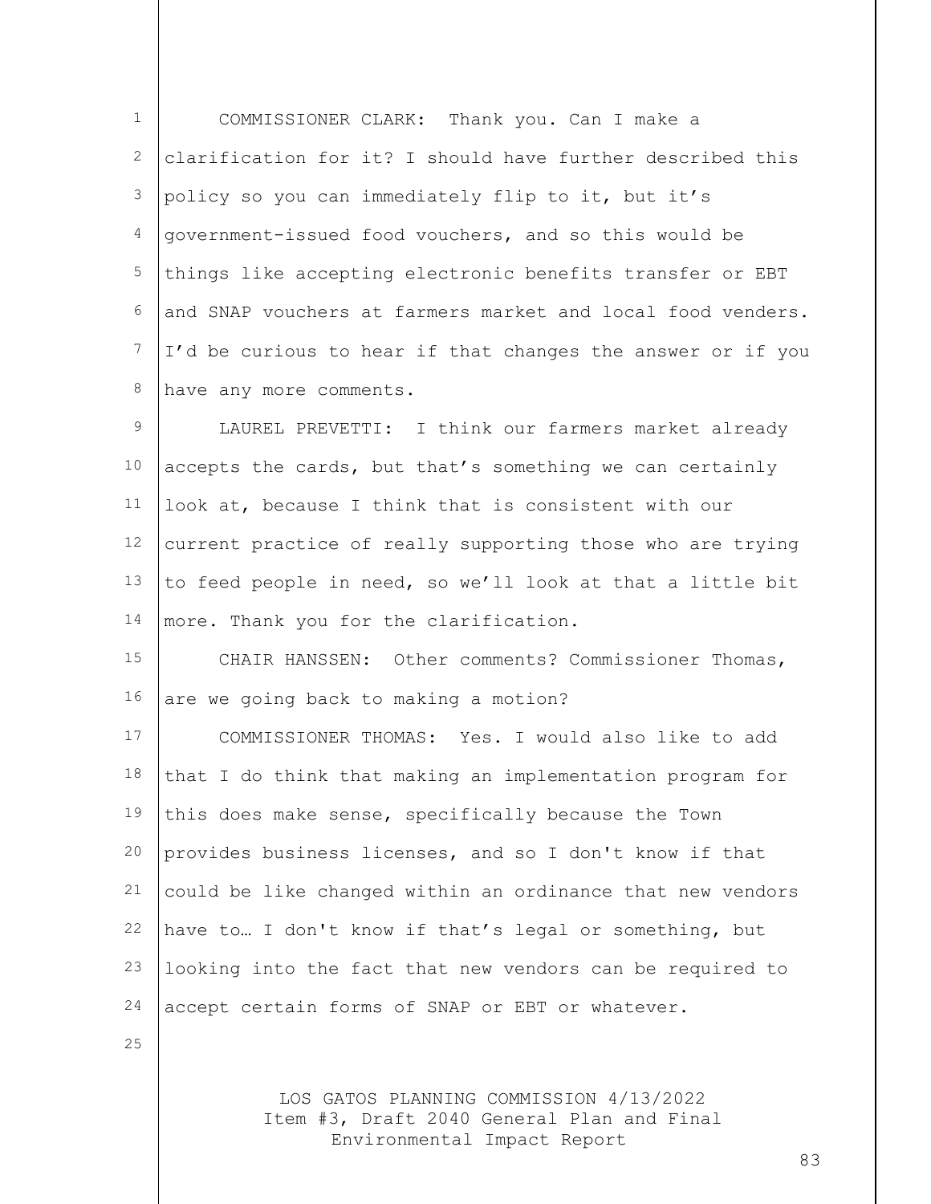COMMISSIONER CLARK: Thank you. Can I make a clarification for it? I should have further described this policy so you can immediately flip to it, but it's government-issued food vouchers, and so this would be things like accepting electronic benefits transfer or EBT and SNAP vouchers at farmers market and local food venders. I'd be curious to hear if that changes the answer or if you have any more comments.

LAUREL PREVETTI: I think our farmers market already accepts the cards, but that's something we can certainly look at, because I think that is consistent with our current practice of really supporting those who are trying to feed people in need, so we'll look at that a little bit more. Thank you for the clarification.

CHAIR HANSSEN: Other comments? Commissioner Thomas, are we going back to making a motion?

COMMISSIONER THOMAS: Yes. I would also like to add that I do think that making an implementation program for this does make sense, specifically because the Town provides business licenses, and so I don't know if that could be like changed within an ordinance that new vendors have to… I don't know if that's legal or something, but looking into the fact that new vendors can be required to accept certain forms of SNAP or EBT or whatever.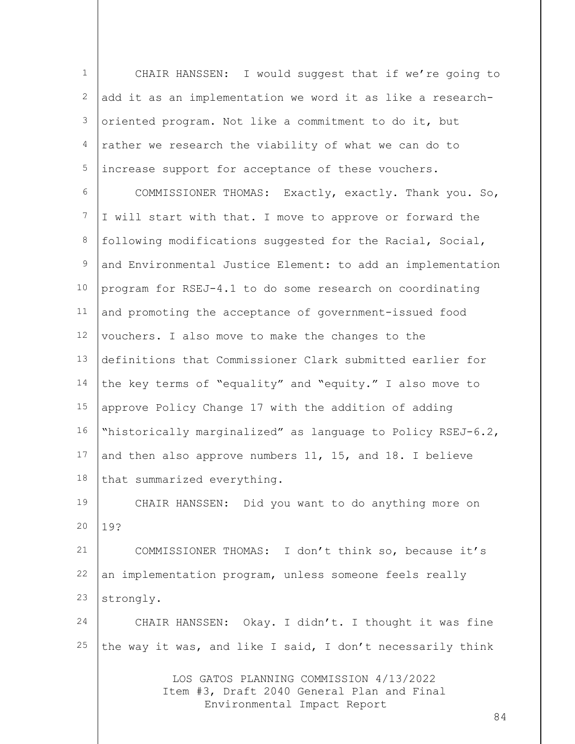CHAIR HANSSEN: I would suggest that if we're going to add it as an implementation we word it as like a research-oriented program. Not like a commitment to do it, but rather we research the viability of what we can do to increase support for acceptance of these vouchers.

COMMISSIONER THOMAS: Exactly, exactly. Thank you. So, I will start with that. I move to approve or forward the following modifications suggested for the Racial, Social, and Environmental Justice Element: to add an implementation program for RSEJ-4.1 to do some research on coordinating and promoting the acceptance of government-issued food vouchers. I also move to make the changes to the definitions that Commissioner Clark submitted earlier for the key terms of "equality" and "equity." I also move to approve Policy Change 17 with the addition of adding "historically marginalized" as language to Policy RSEJ-6.2, and then also approve numbers 11, 15, and 18. I believe that summarized everything.

CHAIR HANSSEN: Did you want to do anything more on 19?

COMMISSIONER THOMAS: I don't think so, because it's an implementation program, unless someone feels really strongly.

CHAIR HANSSEN: Okay. I didn't. I thought it was fine the way it was, and like I said, I don't necessarily think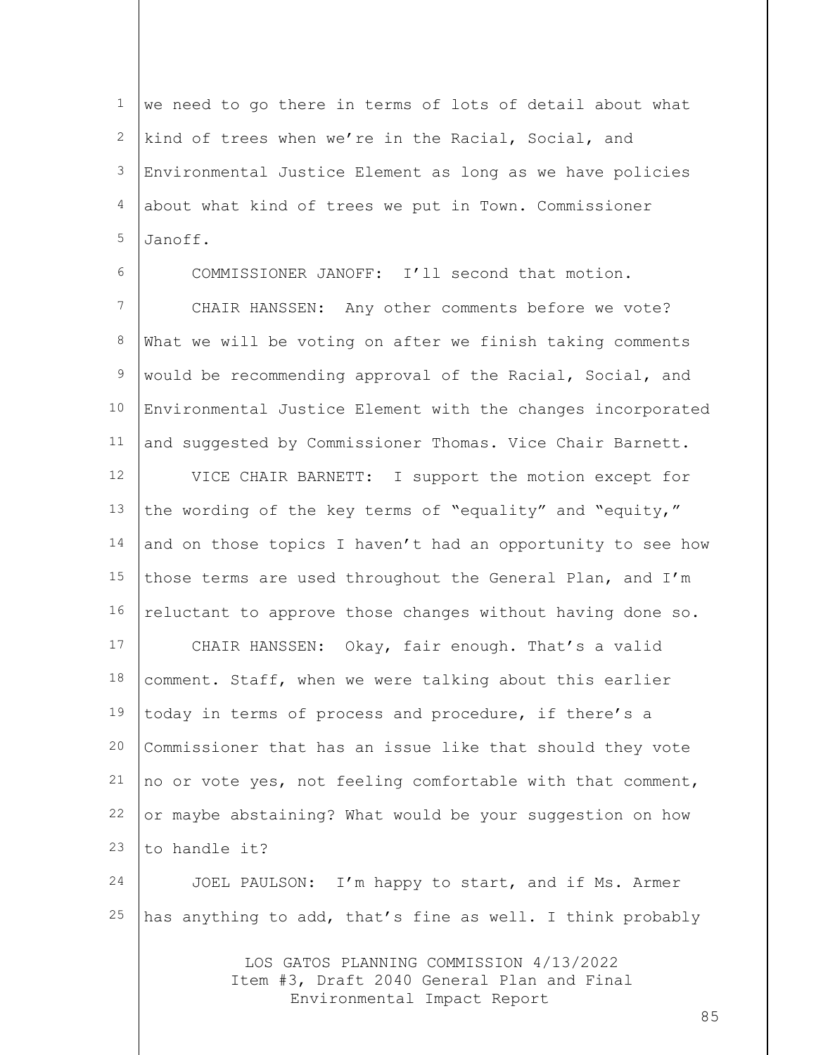we need to go there in terms of lots of detail about what kind of trees when we're in the Racial, Social, and Environmental Justice Element as long as we have policies about what kind of trees we put in Town. Commissioner Janoff.

COMMISSIONER JANOFF: I'll second that motion.

CHAIR HANSSEN: Any other comments before we vote? What we will be voting on after we finish taking comments would be recommending approval of the Racial, Social, and Environmental Justice Element with the changes incorporated and suggested by Commissioner Thomas. Vice Chair Barnett.

VICE CHAIR BARNETT: I support the motion except for the wording of the key terms of "equality" and "equity," and on those topics I haven't had an opportunity to see how those terms are used throughout the General Plan, and I'm reluctant to approve those changes without having done so.

CHAIR HANSSEN: Okay, fair enough. That's a valid comment. Staff, when we were talking about this earlier today in terms of process and procedure, if there's a Commissioner that has an issue like that should they vote no or vote yes, not feeling comfortable with that comment, or maybe abstaining? What would be your suggestion on how to handle it?

JOEL PAULSON: I'm happy to start, and if Ms. Armer has anything to add, that's fine as well. I think probably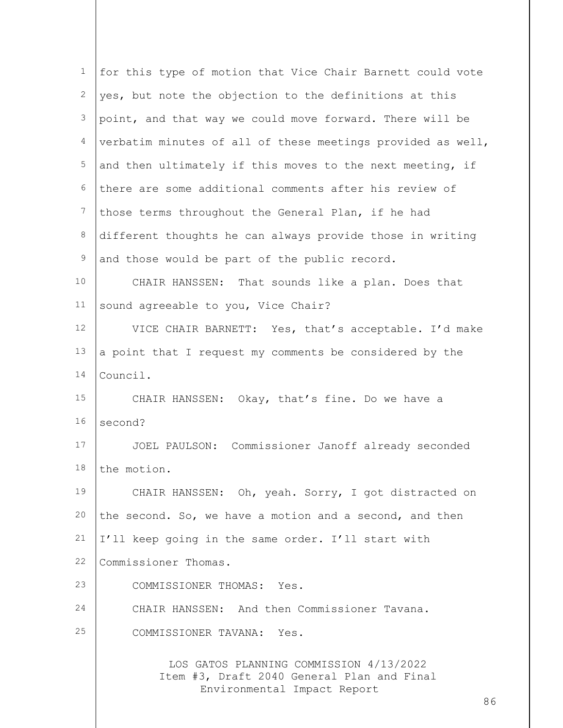for this type of motion that Vice Chair Barnett could vote yes, but note the objection to the definitions at this point, and that way we could move forward. There will be verbatim minutes of all of these meetings provided as well, and then ultimately if this moves to the next meeting, if there are some additional comments after his review of those terms throughout the General Plan, if he had different thoughts he can always provide those in writing and those would be part of the public record.

CHAIR HANSSEN: That sounds like a plan. Does that sound agreeable to you, Vice Chair?

VICE CHAIR BARNETT: Yes, that's acceptable. I'd make a point that I request my comments be considered by the Council.

CHAIR HANSSEN: Okay, that's fine. Do we have a second?

JOEL PAULSON: Commissioner Janoff already seconded the motion.

CHAIR HANSSEN: Oh, yeah. Sorry, I got distracted on the second. So, we have a motion and a second, and then I'll keep going in the same order. I'll start with Commissioner Thomas.

COMMISSIONER THOMAS: Yes.

CHAIR HANSSEN: And then Commissioner Tavana.

COMMISSIONER TAVANA: Yes.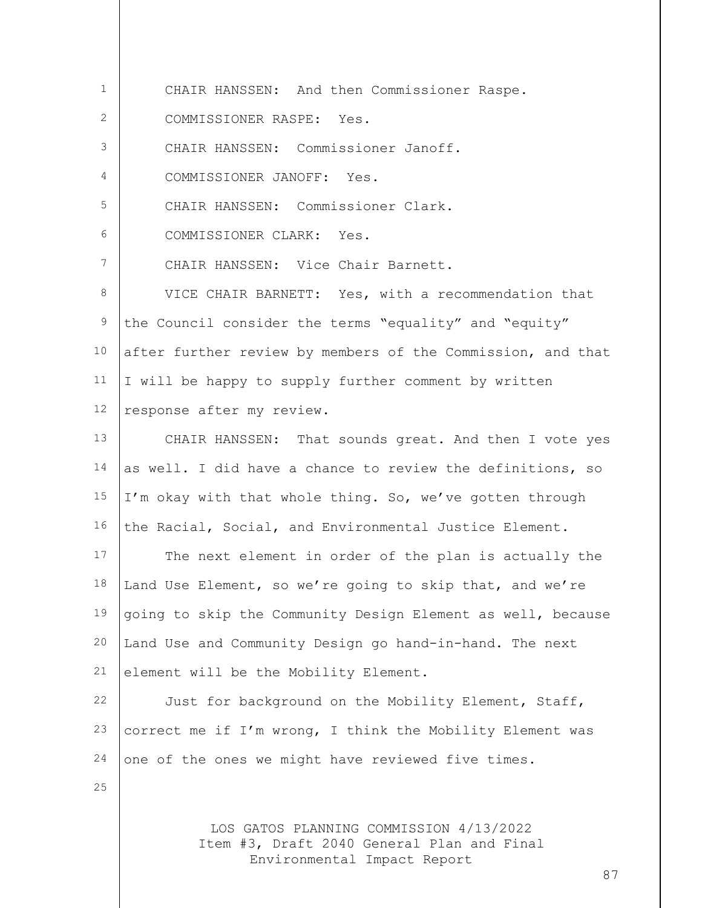CHAIR HANSSEN: And then Commissioner Raspe.

COMMISSIONER RASPE: Yes.

CHAIR HANSSEN: Commissioner Janoff.

COMMISSIONER JANOFF: Yes.

CHAIR HANSSEN: Commissioner Clark.

COMMISSIONER CLARK: Yes.

CHAIR HANSSEN: Vice Chair Barnett.

VICE CHAIR BARNETT: Yes, with a recommendation that the Council consider the terms "equality" and "equity" after further review by members of the Commission, and that I will be happy to supply further comment by written response after my review.

CHAIR HANSSEN: That sounds great. And then I vote yes as well. I did have a chance to review the definitions, so I'm okay with that whole thing. So, we've gotten through the Racial, Social, and Environmental Justice Element.

The next element in order of the plan is actually the Land Use Element, so we're going to skip that, and we're going to skip the Community Design Element as well, because Land Use and Community Design go hand-in-hand. The next element will be the Mobility Element.

Just for background on the Mobility Element, Staff, correct me if I'm wrong, I think the Mobility Element was one of the ones we might have reviewed five times.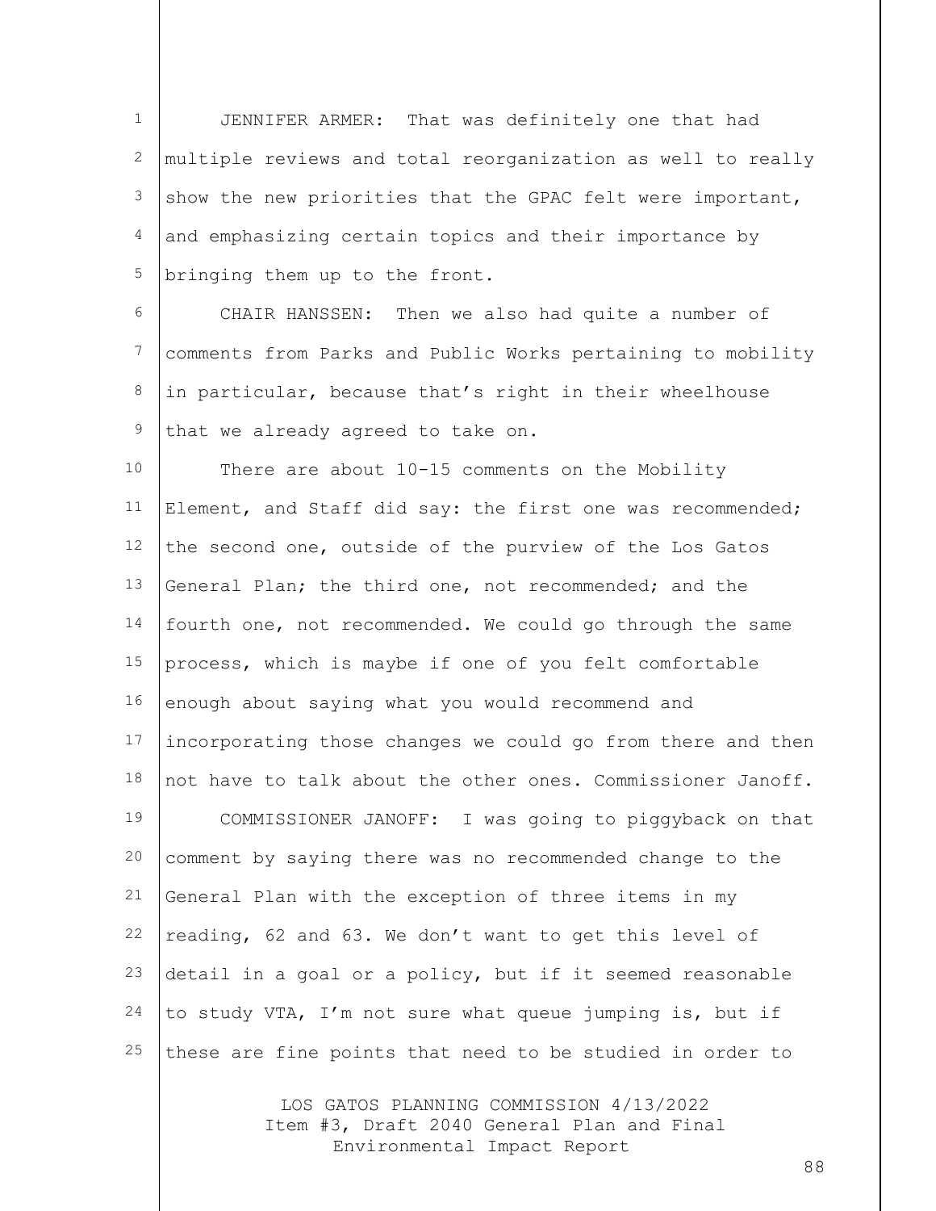JENNIFER ARMER: That was definitely one that had multiple reviews and total reorganization as well to really show the new priorities that the GPAC felt were important, and emphasizing certain topics and their importance by bringing them up to the front.

CHAIR HANSSEN: Then we also had quite a number of comments from Parks and Public Works pertaining to mobility in particular, because that's right in their wheelhouse that we already agreed to take on.

There are about 10-15 comments on the Mobility Element, and Staff did say: the first one was recommended; the second one, outside of the purview of the Los Gatos General Plan; the third one, not recommended; and the fourth one, not recommended. We could go through the same process, which is maybe if one of you felt comfortable enough about saying what you would recommend and incorporating those changes we could go from there and then not have to talk about the other ones. Commissioner Janoff.

COMMISSIONER JANOFF: I was going to piggyback on that comment by saying there was no recommended change to the General Plan with the exception of three items in my reading, 62 and 63. We don't want to get this level of detail in a goal or a policy, but if it seemed reasonable to study VTA, I'm not sure what queue jumping is, but if these are fine points that need to be studied in order to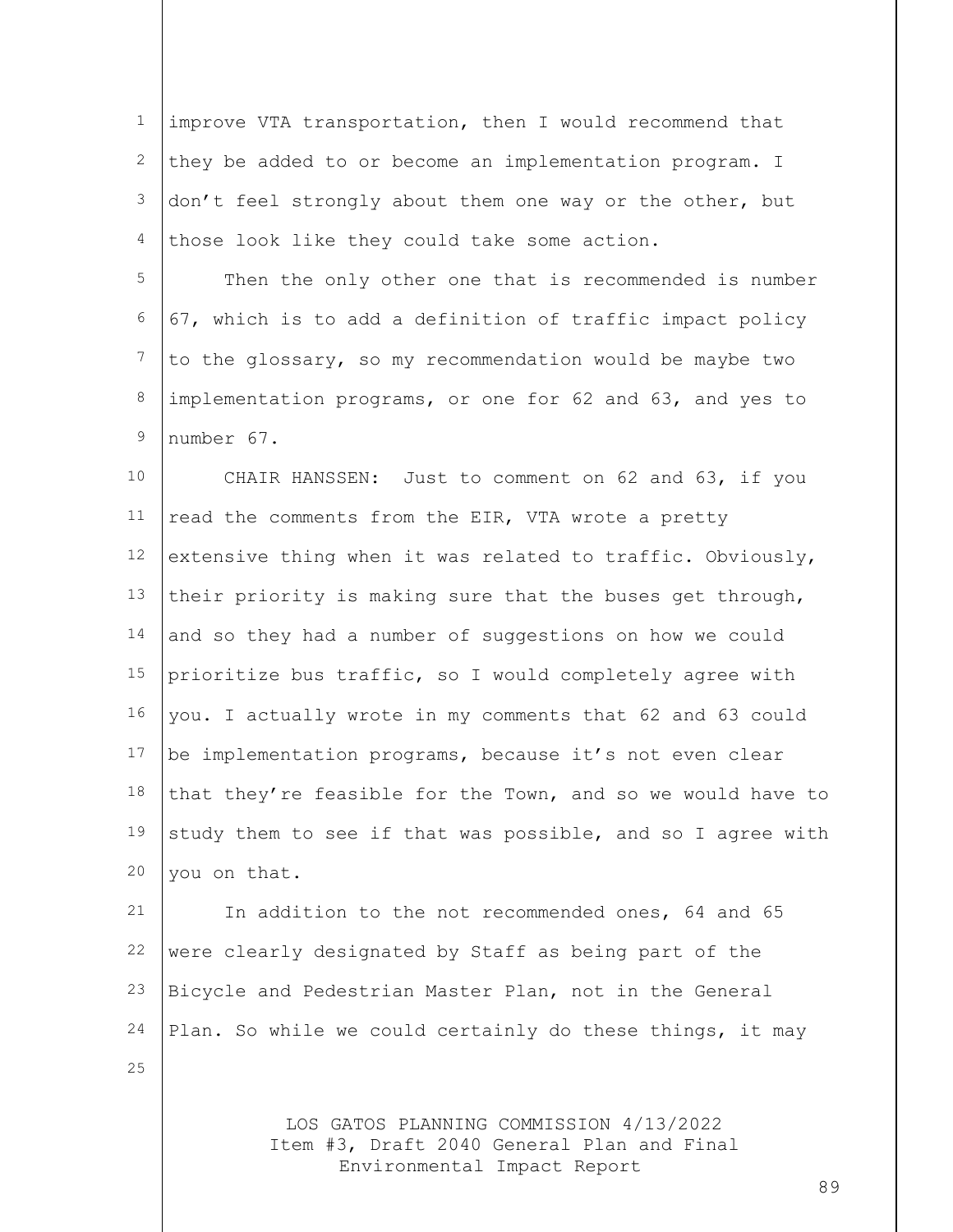improve VTA transportation, then I would recommend that they be added to or become an implementation program. I don't feel strongly about them one way or the other, but those look like they could take some action.

Then the only other one that is recommended is number 67, which is to add a definition of traffic impact policy to the glossary, so my recommendation would be maybe two implementation programs, or one for 62 and 63, and yes to number 67.

CHAIR HANSSEN: Just to comment on 62 and 63, if you read the comments from the EIR, VTA wrote a pretty extensive thing when it was related to traffic. Obviously, their priority is making sure that the buses get through, and so they had a number of suggestions on how we could prioritize bus traffic, so I would completely agree with you. I actually wrote in my comments that 62 and 63 could be implementation programs, because it's not even clear that they're feasible for the Town, and so we would have to study them to see if that was possible, and so I agree with you on that.

In addition to the not recommended ones, 64 and 65 were clearly designated by Staff as being part of the Bicycle and Pedestrian Master Plan, not in the General Plan. So while we could certainly do these things, it may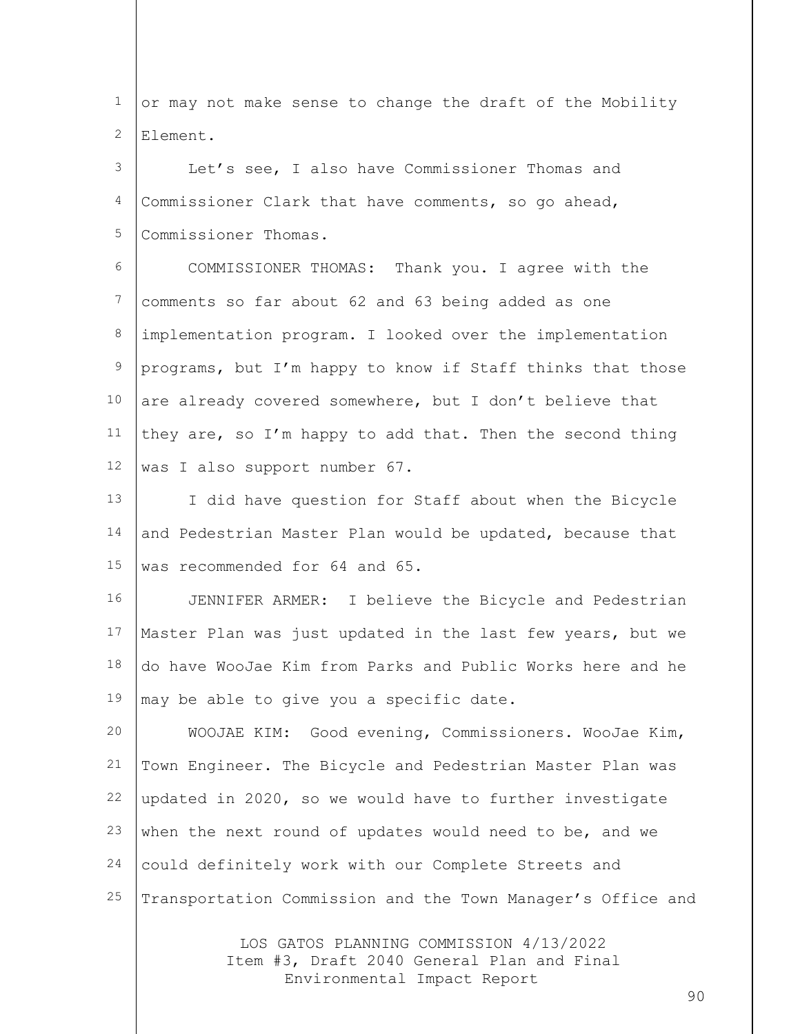or may not make sense to change the draft of the Mobility Element.

Let's see, I also have Commissioner Thomas and Commissioner Clark that have comments, so go ahead, Commissioner Thomas.

COMMISSIONER THOMAS: Thank you. I agree with the comments so far about 62 and 63 being added as one implementation program. I looked over the implementation programs, but I'm happy to know if Staff thinks that those are already covered somewhere, but I don't believe that they are, so I'm happy to add that. Then the second thing was I also support number 67.

I did have question for Staff about when the Bicycle and Pedestrian Master Plan would be updated, because that was recommended for 64 and 65.

JENNIFER ARMER: I believe the Bicycle and Pedestrian Master Plan was just updated in the last few years, but we do have WooJae Kim from Parks and Public Works here and he may be able to give you a specific date.

WOOJAE KIM: Good evening, Commissioners. WooJae Kim, Town Engineer. The Bicycle and Pedestrian Master Plan was updated in 2020, so we would have to further investigate when the next round of updates would need to be, and we could definitely work with our Complete Streets and Transportation Commission and the Town Manager's Office and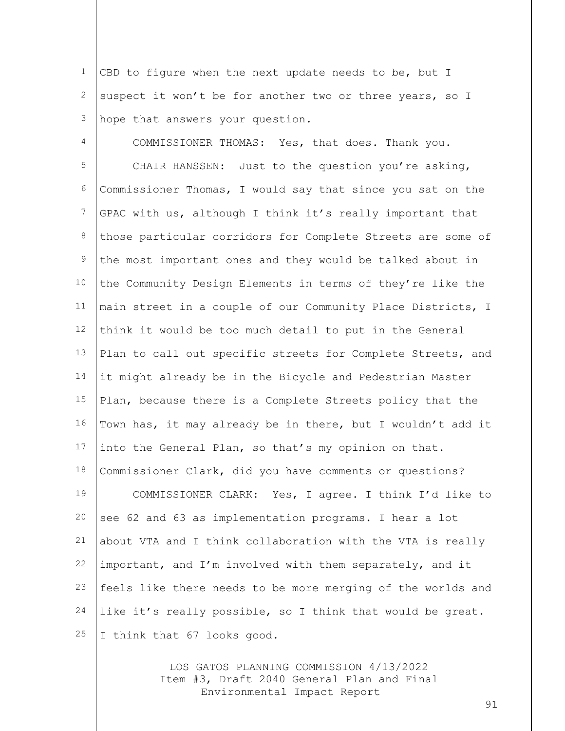CBD to figure when the next update needs to be, but I suspect it won't be for another two or three years, so I hope that answers your question.

COMMISSIONER THOMAS: Yes, that does. Thank you.

CHAIR HANSSEN: Just to the question you're asking, Commissioner Thomas, I would say that since you sat on the GPAC with us, although I think it's really important that those particular corridors for Complete Streets are some of the most important ones and they would be talked about in the Community Design Elements in terms of they're like the main street in a couple of our Community Place Districts, I think it would be too much detail to put in the General Plan to call out specific streets for Complete Streets, and it might already be in the Bicycle and Pedestrian Master Plan, because there is a Complete Streets policy that the Town has, it may already be in there, but I wouldn't add it into the General Plan, so that's my opinion on that. Commissioner Clark, did you have comments or questions?

COMMISSIONER CLARK: Yes, I agree. I think I'd like to see 62 and 63 as implementation programs. I hear a lot about VTA and I think collaboration with the VTA is really important, and I'm involved with them separately, and it feels like there needs to be more merging of the worlds and like it's really possible, so I think that would be great. I think that 67 looks good.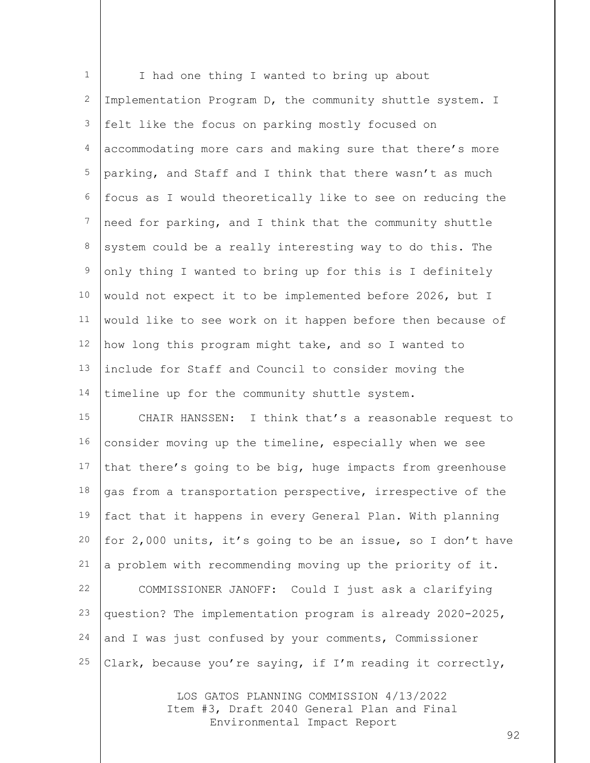I had one thing I wanted to bring up about Implementation Program D, the community shuttle system. I felt like the focus on parking mostly focused on accommodating more cars and making sure that there's more parking, and Staff and I think that there wasn't as much focus as I would theoretically like to see on reducing the need for parking, and I think that the community shuttle system could be a really interesting way to do this. The only thing I wanted to bring up for this is I definitely would not expect it to be implemented before 2026, but I would like to see work on it happen before then because of how long this program might take, and so I wanted to include for Staff and Council to consider moving the timeline up for the community shuttle system.

CHAIR HANSSEN: I think that's a reasonable request to consider moving up the timeline, especially when we see that there's going to be big, huge impacts from greenhouse gas from a transportation perspective, irrespective of the fact that it happens in every General Plan. With planning for 2,000 units, it's going to be an issue, so I don't have a problem with recommending moving up the priority of it.

COMMISSIONER JANOFF: Could I just ask a clarifying question? The implementation program is already 2020-2025, and I was just confused by your comments, Commissioner Clark, because you're saying, if I'm reading it correctly,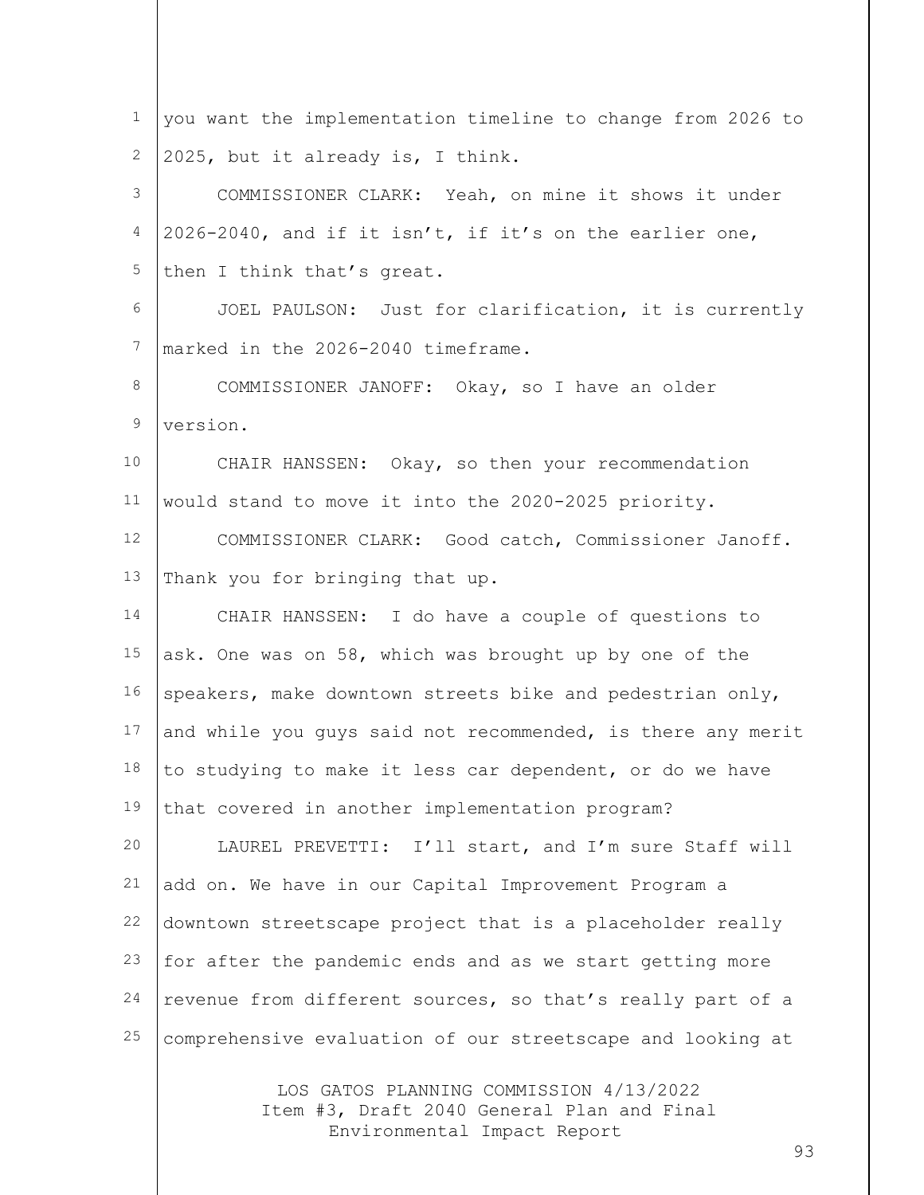you want the implementation timeline to change from 2026 to 2025, but it already is, I think.

COMMISSIONER CLARK: Yeah, on mine it shows it under 2026-2040, and if it isn't, if it's on the earlier one, then I think that's great.

JOEL PAULSON: Just for clarification, it is currently marked in the 2026-2040 timeframe.

COMMISSIONER JANOFF: Okay, so I have an older version.

CHAIR HANSSEN: Okay, so then your recommendation would stand to move it into the 2020-2025 priority.

COMMISSIONER CLARK: Good catch, Commissioner Janoff. Thank you for bringing that up.

CHAIR HANSSEN: I do have a couple of questions to ask. One was on 58, which was brought up by one of the speakers, make downtown streets bike and pedestrian only, and while you guys said not recommended, is there any merit to studying to make it less car dependent, or do we have that covered in another implementation program?

LAUREL PREVETTI: I'll start, and I'm sure Staff will add on. We have in our Capital Improvement Program a downtown streetscape project that is a placeholder really for after the pandemic ends and as we start getting more revenue from different sources, so that's really part of a comprehensive evaluation of our streetscape and looking at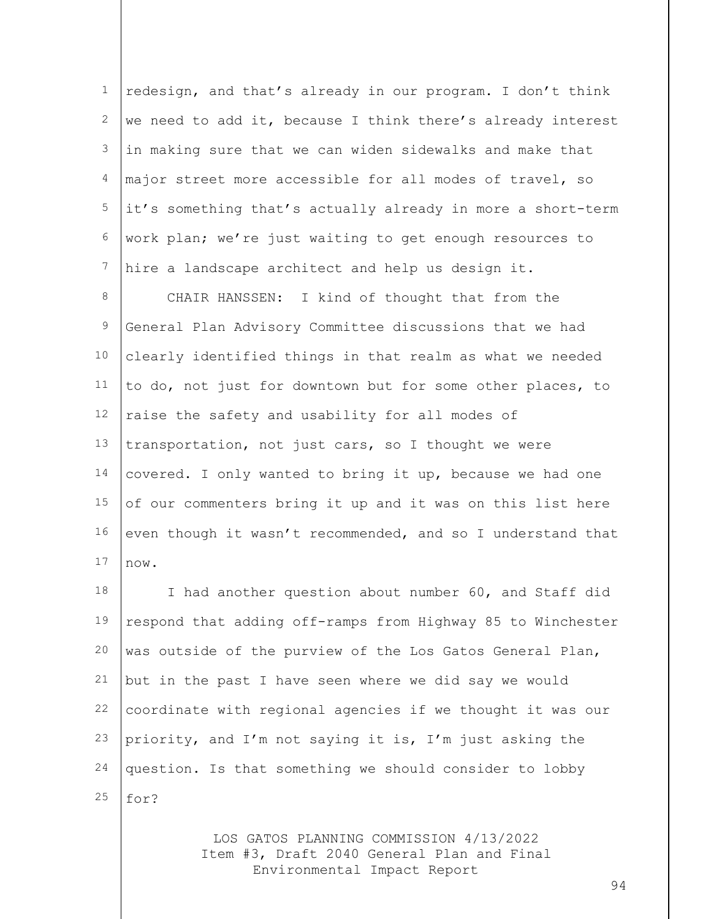redesign, and that's already in our program. I don't think we need to add it, because I think there's already interest in making sure that we can widen sidewalks and make that major street more accessible for all modes of travel, so it's something that's actually already in more a short-term work plan; we're just waiting to get enough resources to hire a landscape architect and help us design it.

CHAIR HANSSEN: I kind of thought that from the General Plan Advisory Committee discussions that we had clearly identified things in that realm as what we needed to do, not just for downtown but for some other places, to raise the safety and usability for all modes of transportation, not just cars, so I thought we were covered. I only wanted to bring it up, because we had one of our commenters bring it up and it was on this list here even though it wasn't recommended, and so I understand that now.

I had another question about number 60, and Staff did respond that adding off-ramps from Highway 85 to Winchester was outside of the purview of the Los Gatos General Plan, but in the past I have seen where we did say we would coordinate with regional agencies if we thought it was our priority, and I'm not saying it is, I'm just asking the question. Is that something we should consider to lobby for?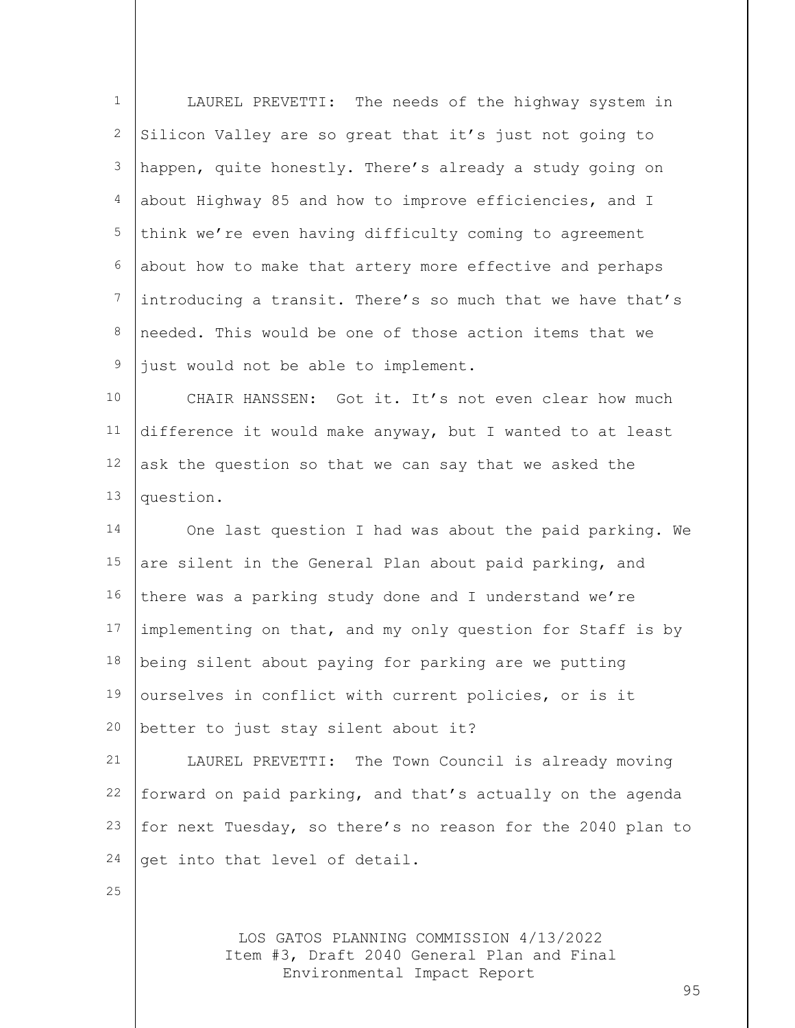LAUREL PREVETTI: The needs of the highway system in Silicon Valley are so great that it's just not going to happen, quite honestly. There's already a study going on about Highway 85 and how to improve efficiencies, and I think we're even having difficulty coming to agreement about how to make that artery more effective and perhaps introducing a transit. There's so much that we have that's needed. This would be one of those action items that we just would not be able to implement.

CHAIR HANSSEN: Got it. It's not even clear how much difference it would make anyway, but I wanted to at least ask the question so that we can say that we asked the question.

One last question I had was about the paid parking. We are silent in the General Plan about paid parking, and there was a parking study done and I understand we're implementing on that, and my only question for Staff is by being silent about paying for parking are we putting ourselves in conflict with current policies, or is it better to just stay silent about it?

LAUREL PREVETTI: The Town Council is already moving forward on paid parking, and that's actually on the agenda for next Tuesday, so there's no reason for the 2040 plan to get into that level of detail.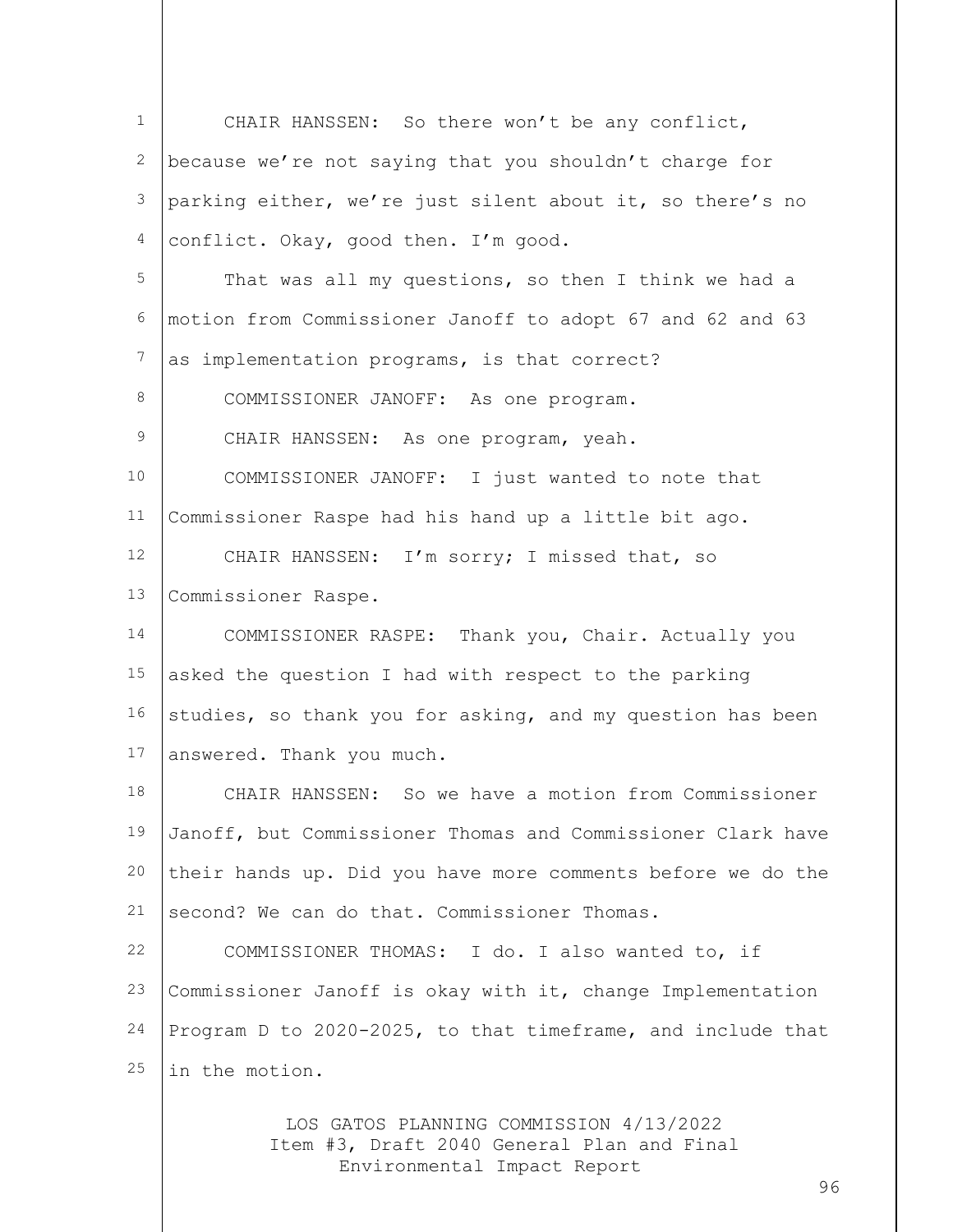CHAIR HANSSEN: So there won't be any conflict, because we're not saying that you shouldn't charge for parking either, we're just silent about it, so there's no conflict. Okay, good then. I'm good.

That was all my questions, so then I think we had a motion from Commissioner Janoff to adopt 67 and 62 and 63 as implementation programs, is that correct?

COMMISSIONER JANOFF: As one program.

CHAIR HANSSEN: As one program, yeah.

COMMISSIONER JANOFF: I just wanted to note that Commissioner Raspe had his hand up a little bit ago.

CHAIR HANSSEN: I'm sorry; I missed that, so Commissioner Raspe.

COMMISSIONER RASPE: Thank you, Chair. Actually you asked the question I had with respect to the parking studies, so thank you for asking, and my question has been answered. Thank you much.

CHAIR HANSSEN: So we have a motion from Commissioner Janoff, but Commissioner Thomas and Commissioner Clark have their hands up. Did you have more comments before we do the second? We can do that. Commissioner Thomas.

COMMISSIONER THOMAS: I do. I also wanted to, if Commissioner Janoff is okay with it, change Implementation Program D to 2020-2025, to that timeframe, and include that in the motion.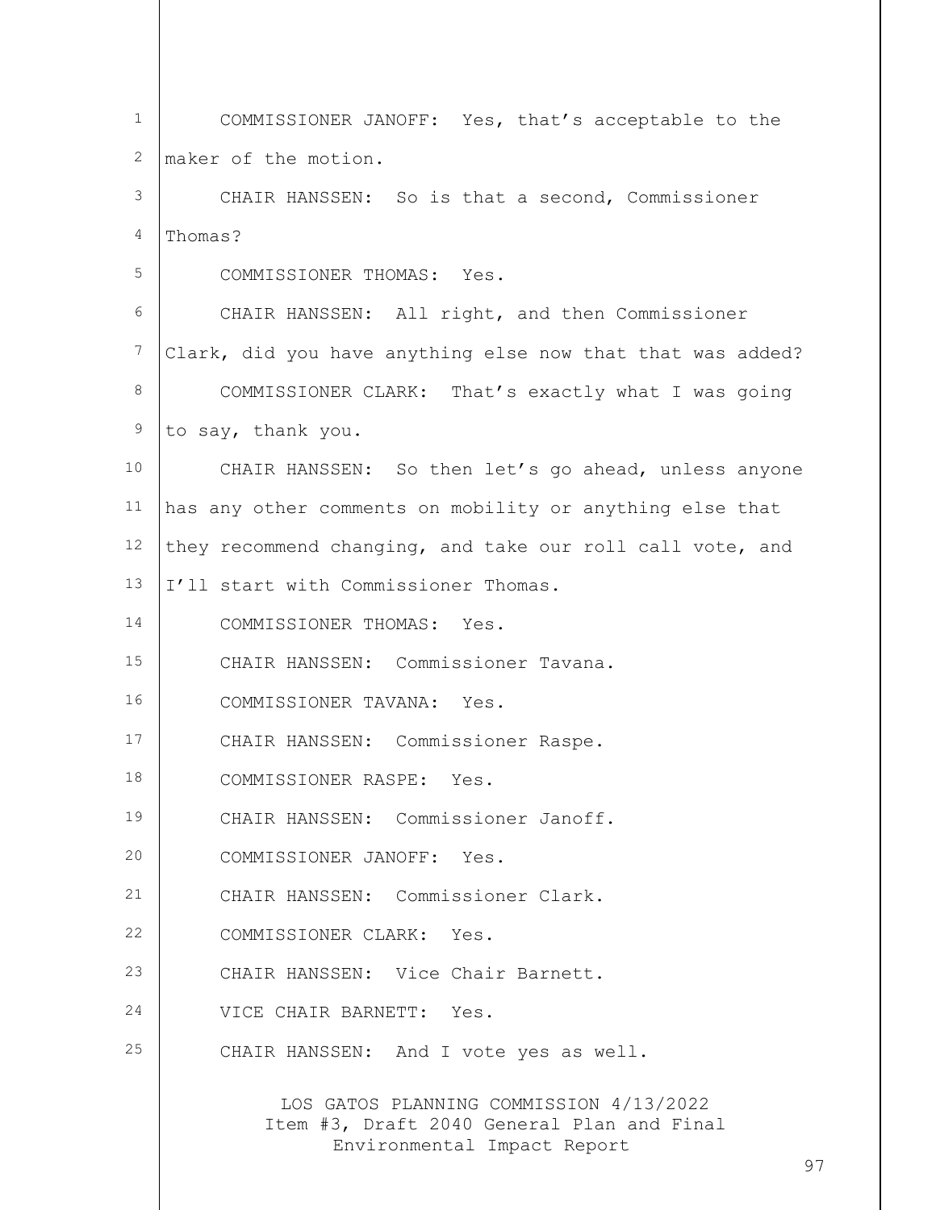COMMISSIONER JANOFF: Yes, that's acceptable to the maker of the motion.

CHAIR HANSSEN: So is that a second, Commissioner Thomas?

COMMISSIONER THOMAS: Yes.

CHAIR HANSSEN: All right, and then Commissioner Clark, did you have anything else now that that was added?

COMMISSIONER CLARK: That's exactly what I was going to say, thank you.

CHAIR HANSSEN: So then let's go ahead, unless anyone has any other comments on mobility or anything else that they recommend changing, and take our roll call vote, and I'll start with Commissioner Thomas.

COMMISSIONER THOMAS: Yes.

CHAIR HANSSEN: Commissioner Tavana.

COMMISSIONER TAVANA: Yes.

CHAIR HANSSEN: Commissioner Raspe.

COMMISSIONER RASPE: Yes.

CHAIR HANSSEN: Commissioner Janoff.

COMMISSIONER JANOFF: Yes.

CHAIR HANSSEN: Commissioner Clark.

COMMISSIONER CLARK: Yes.

CHAIR HANSSEN: Vice Chair Barnett.

VICE CHAIR BARNETT: Yes.

CHAIR HANSSEN: And I vote yes as well.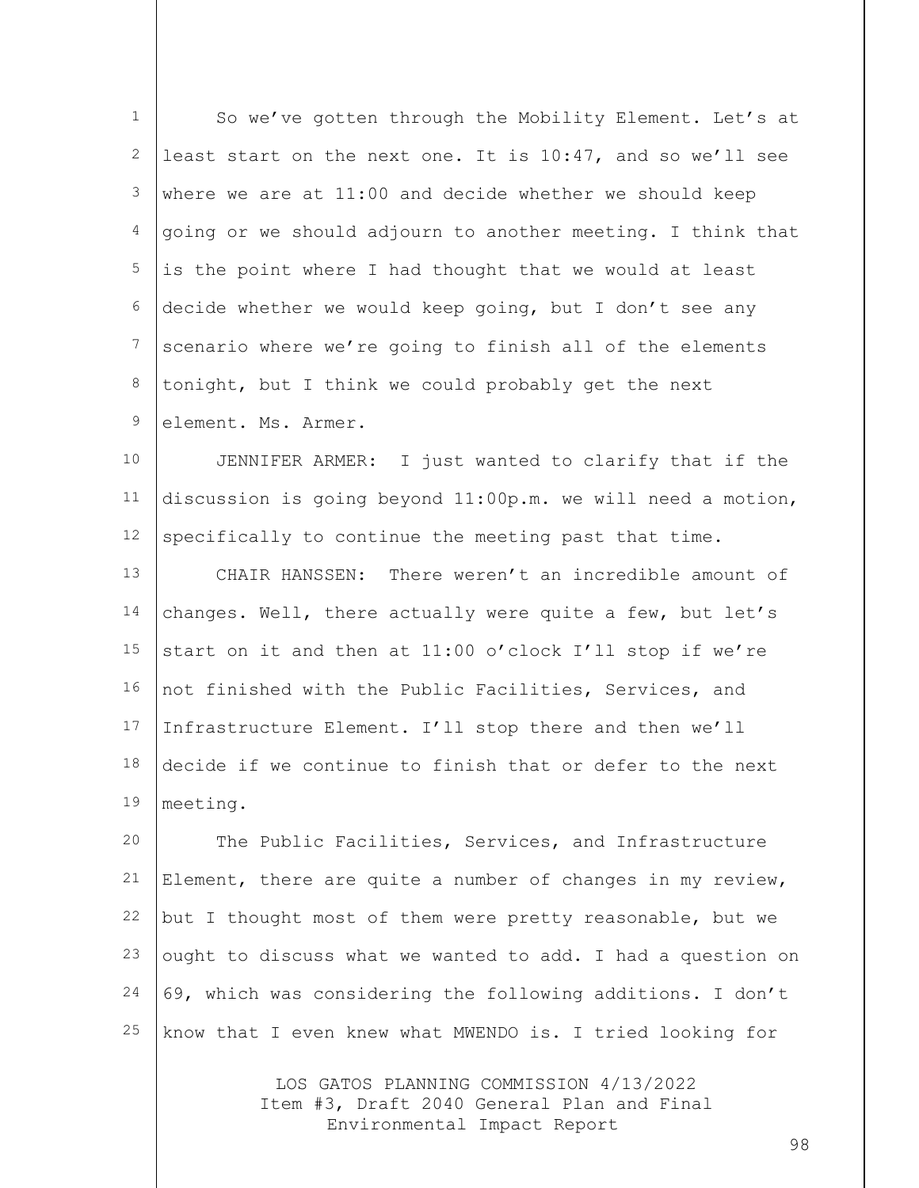So we've gotten through the Mobility Element. Let's at least start on the next one. It is 10:47, and so we'll see where we are at 11:00 and decide whether we should keep going or we should adjourn to another meeting. I think that is the point where I had thought that we would at least decide whether we would keep going, but I don't see any scenario where we're going to finish all of the elements tonight, but I think we could probably get the next element. Ms. Armer.

JENNIFER ARMER: I just wanted to clarify that if the discussion is going beyond 11:00p.m. we will need a motion, specifically to continue the meeting past that time.

CHAIR HANSSEN: There weren't an incredible amount of changes. Well, there actually were quite a few, but let's start on it and then at 11:00 o'clock I'll stop if we're not finished with the Public Facilities, Services, and Infrastructure Element. I'll stop there and then we'll decide if we continue to finish that or defer to the next meeting.

The Public Facilities, Services, and Infrastructure Element, there are quite a number of changes in my review, but I thought most of them were pretty reasonable, but we ought to discuss what we wanted to add. I had a question on 69, which was considering the following additions. I don't know that I even knew what MWENDO is. I tried looking for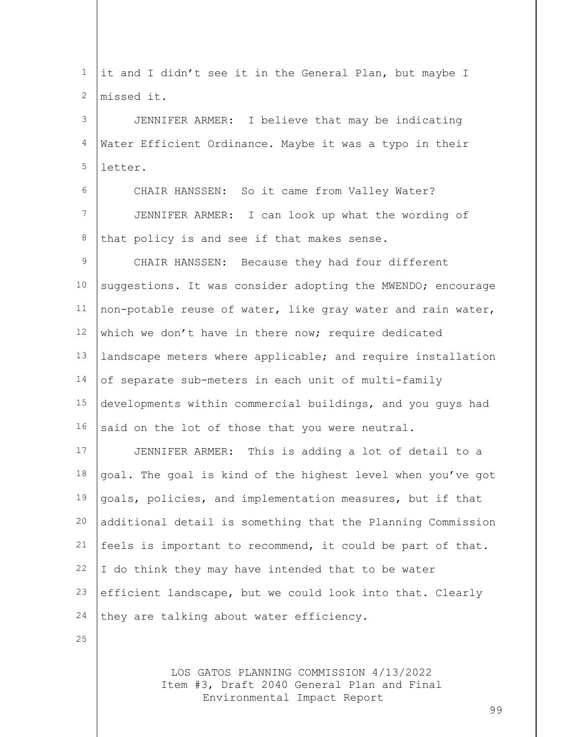it and I didn't see it in the General Plan, but maybe I missed it.

JENNIFER ARMER: I believe that may be indicating Water Efficient Ordinance. Maybe it was a typo in their letter.

CHAIR HANSSEN: So it came from Valley Water?

JENNIFER ARMER: I can look up what the wording of that policy is and see if that makes sense.

CHAIR HANSSEN: Because they had four different suggestions. It was consider adopting the MWENDO; encourage non-potable reuse of water, like gray water and rain water, which we don't have in there now; require dedicated landscape meters where applicable; and require installation of separate sub-meters in each unit of multi-family developments within commercial buildings, and you guys had said on the lot of those that you were neutral.

JENNIFER ARMER: This is adding a lot of detail to a goal. The goal is kind of the highest level when you've got goals, policies, and implementation measures, but if that additional detail is something that the Planning Commission feels is important to recommend, it could be part of that. I do think they may have intended that to be water efficient landscape, but we could look into that. Clearly they are talking about water efficiency.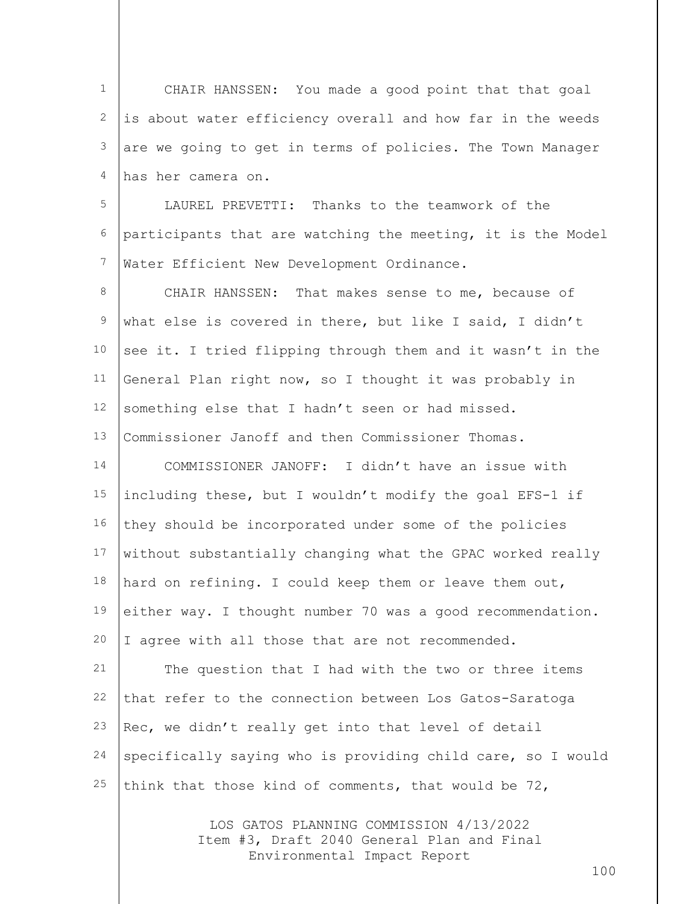CHAIR HANSSEN: You made a good point that that goal is about water efficiency overall and how far in the weeds are we going to get in terms of policies. The Town Manager has her camera on.

LAUREL PREVETTI: Thanks to the teamwork of the participants that are watching the meeting, it is the Model Water Efficient New Development Ordinance.

CHAIR HANSSEN: That makes sense to me, because of what else is covered in there, but like I said, I didn't see it. I tried flipping through them and it wasn't in the General Plan right now, so I thought it was probably in something else that I hadn't seen or had missed. Commissioner Janoff and then Commissioner Thomas.

COMMISSIONER JANOFF: I didn't have an issue with including these, but I wouldn't modify the goal EFS-1 if they should be incorporated under some of the policies without substantially changing what the GPAC worked really hard on refining. I could keep them or leave them out, either way. I thought number 70 was a good recommendation. I agree with all those that are not recommended.

The question that I had with the two or three items that refer to the connection between Los Gatos-Saratoga Rec, we didn't really get into that level of detail specifically saying who is providing child care, so I would think that those kind of comments, that would be 72,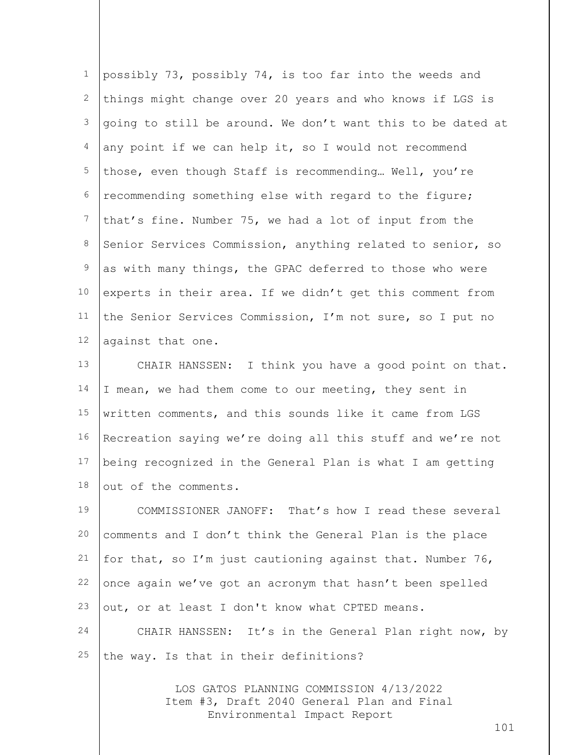possibly 73, possibly 74, is too far into the weeds and things might change over 20 years and who knows if LGS is going to still be around. We don't want this to be dated at any point if we can help it, so I would not recommend those, even though Staff is recommending… Well, you're recommending something else with regard to the figure; that's fine. Number 75, we had a lot of input from the Senior Services Commission, anything related to senior, so as with many things, the GPAC deferred to those who were experts in their area. If we didn't get this comment from the Senior Services Commission, I'm not sure, so I put no against that one.

CHAIR HANSSEN: I think you have a good point on that. I mean, we had them come to our meeting, they sent in written comments, and this sounds like it came from LGS Recreation saying we're doing all this stuff and we're not being recognized in the General Plan is what I am getting out of the comments.

COMMISSIONER JANOFF: That's how I read these several comments and I don't think the General Plan is the place for that, so I'm just cautioning against that. Number 76, once again we've got an acronym that hasn't been spelled out, or at least I don't know what CPTED means.

CHAIR HANSSEN: It's in the General Plan right now, by the way. Is that in their definitions?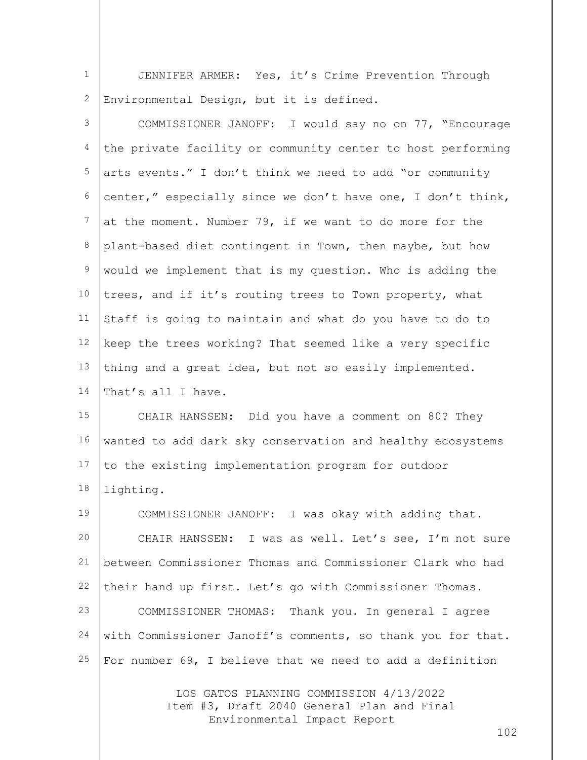JENNIFER ARMER: Yes, it's Crime Prevention Through Environmental Design, but it is defined.

COMMISSIONER JANOFF: I would say no on 77, "Encourage the private facility or community center to host performing arts events." I don't think we need to add "or community center," especially since we don't have one, I don't think, at the moment. Number 79, if we want to do more for the plant-based diet contingent in Town, then maybe, but how would we implement that is my question. Who is adding the trees, and if it's routing trees to Town property, what Staff is going to maintain and what do you have to do to keep the trees working? That seemed like a very specific thing and a great idea, but not so easily implemented. That's all I have.

CHAIR HANSSEN: Did you have a comment on 80? They wanted to add dark sky conservation and healthy ecosystems to the existing implementation program for outdoor lighting.

COMMISSIONER JANOFF: I was okay with adding that.

CHAIR HANSSEN: I was as well. Let's see, I'm not sure between Commissioner Thomas and Commissioner Clark who had their hand up first. Let's go with Commissioner Thomas.

COMMISSIONER THOMAS: Thank you. In general I agree with Commissioner Janoff's comments, so thank you for that. For number 69, I believe that we need to add a definition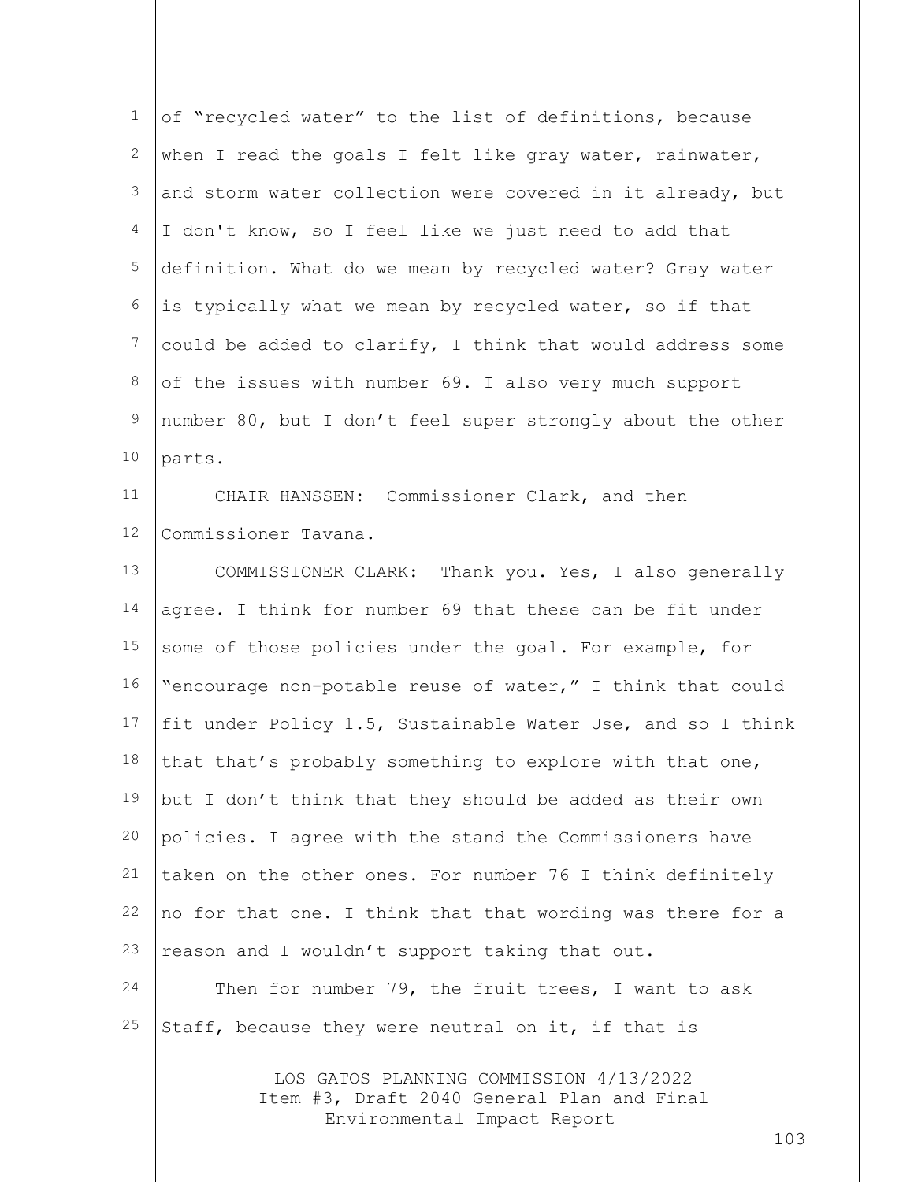of "recycled water" to the list of definitions, because when I read the goals I felt like gray water, rainwater, and storm water collection were covered in it already, but I don't know, so I feel like we just need to add that definition. What do we mean by recycled water? Gray water is typically what we mean by recycled water, so if that could be added to clarify, I think that would address some of the issues with number 69. I also very much support number 80, but I don't feel super strongly about the other parts.

CHAIR HANSSEN: Commissioner Clark, and then Commissioner Tavana.

COMMISSIONER CLARK: Thank you. Yes, I also generally agree. I think for number 69 that these can be fit under some of those policies under the goal. For example, for "encourage non-potable reuse of water," I think that could fit under Policy 1.5, Sustainable Water Use, and so I think that that's probably something to explore with that one, but I don't think that they should be added as their own policies. I agree with the stand the Commissioners have taken on the other ones. For number 76 I think definitely no for that one. I think that that wording was there for a reason and I wouldn't support taking that out.

Then for number 79, the fruit trees, I want to ask Staff, because they were neutral on it, if that is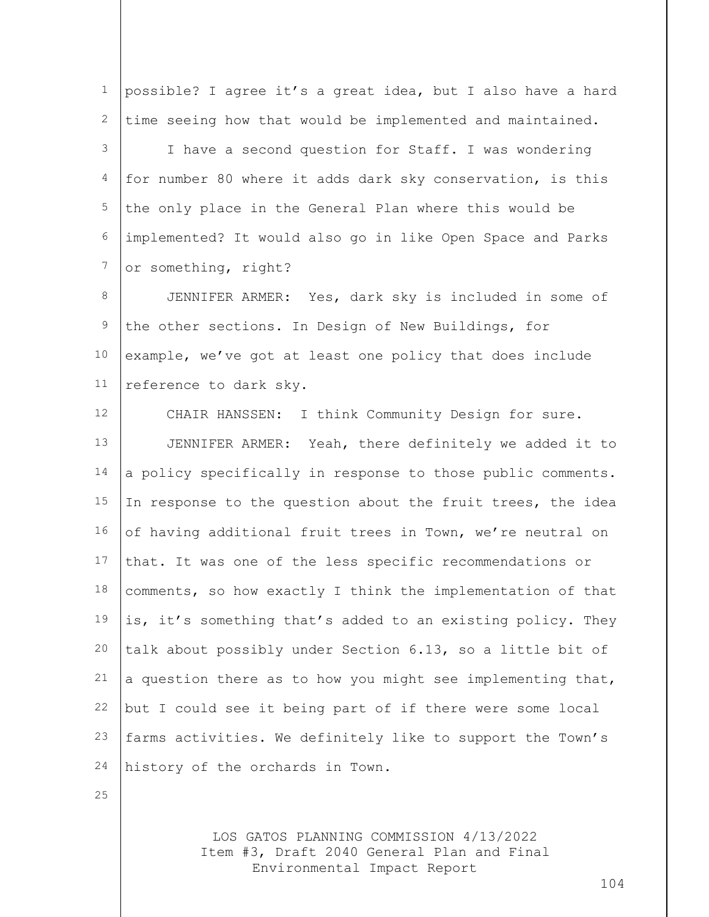possible? I agree it's a great idea, but I also have a hard time seeing how that would be implemented and maintained.

I have a second question for Staff. I was wondering for number 80 where it adds dark sky conservation, is this the only place in the General Plan where this would be implemented? It would also go in like Open Space and Parks or something, right?

JENNIFER ARMER: Yes, dark sky is included in some of the other sections. In Design of New Buildings, for example, we've got at least one policy that does include reference to dark sky.

CHAIR HANSSEN: I think Community Design for sure.

JENNIFER ARMER: Yeah, there definitely we added it to a policy specifically in response to those public comments. In response to the question about the fruit trees, the idea of having additional fruit trees in Town, we're neutral on that. It was one of the less specific recommendations or comments, so how exactly I think the implementation of that is, it's something that's added to an existing policy. They talk about possibly under Section 6.13, so a little bit of a question there as to how you might see implementing that, but I could see it being part of if there were some local farms activities. We definitely like to support the Town's history of the orchards in Town.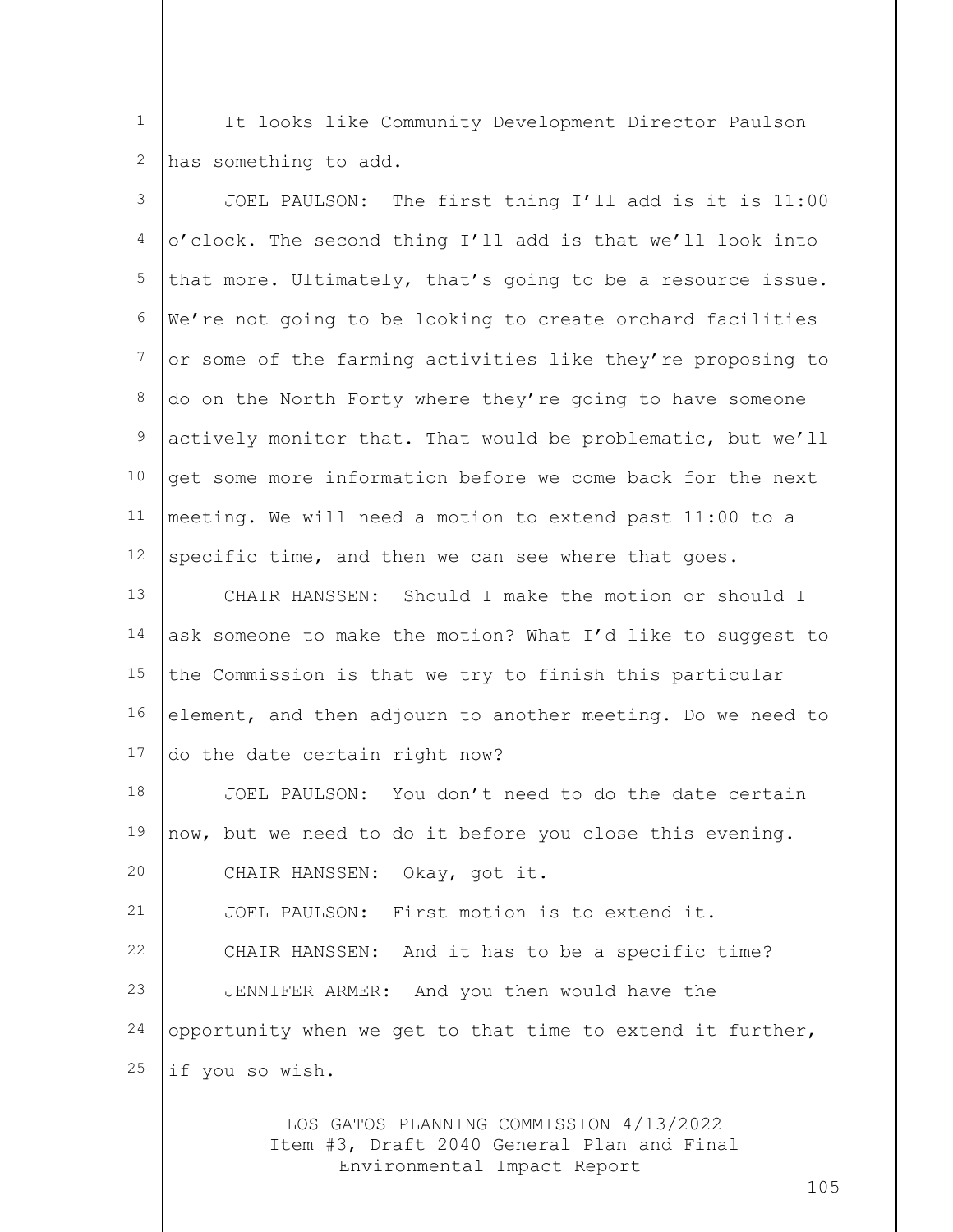It looks like Community Development Director Paulson has something to add.

JOEL PAULSON: The first thing I'll add is it is 11:00 o'clock. The second thing I'll add is that we'll look into that more. Ultimately, that's going to be a resource issue. We're not going to be looking to create orchard facilities or some of the farming activities like they're proposing to do on the North Forty where they're going to have someone actively monitor that. That would be problematic, but we'll get some more information before we come back for the next meeting. We will need a motion to extend past 11:00 to a specific time, and then we can see where that goes.

CHAIR HANSSEN: Should I make the motion or should I ask someone to make the motion? What I'd like to suggest to the Commission is that we try to finish this particular element, and then adjourn to another meeting. Do we need to do the date certain right now?

JOEL PAULSON: You don't need to do the date certain now, but we need to do it before you close this evening.

CHAIR HANSSEN: Okay, got it.

JOEL PAULSON: First motion is to extend it.

CHAIR HANSSEN: And it has to be a specific time?

JENNIFER ARMER: And you then would have the opportunity when we get to that time to extend it further, if you so wish.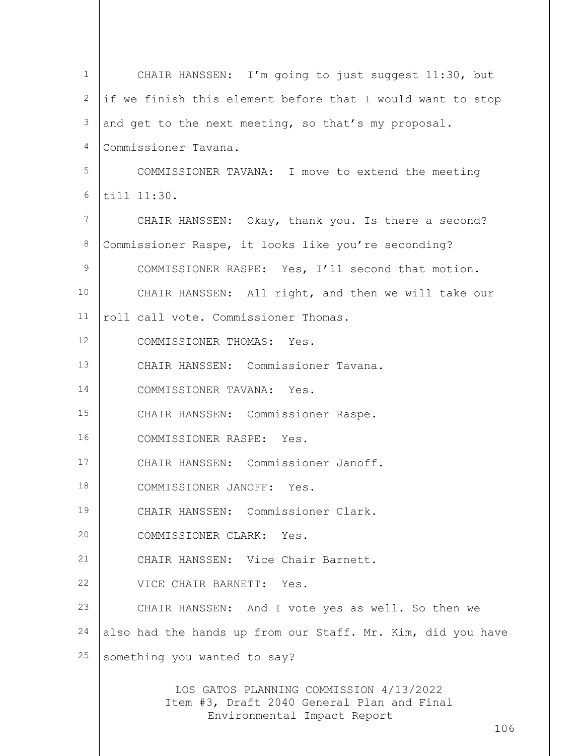CHAIR HANSSEN: I'm going to just suggest 11:30, but if we finish this element before that I would want to stop and get to the next meeting, so that's my proposal. Commissioner Tavana.

COMMISSIONER TAVANA: I move to extend the meeting till 11:30.

CHAIR HANSSEN: Okay, thank you. Is there a second? Commissioner Raspe, it looks like you're seconding?

COMMISSIONER RASPE: Yes, I'll second that motion.

CHAIR HANSSEN: All right, and then we will take our roll call vote. Commissioner Thomas.

COMMISSIONER THOMAS: Yes.

CHAIR HANSSEN: Commissioner Tavana.

COMMISSIONER TAVANA: Yes.

CHAIR HANSSEN: Commissioner Raspe.

COMMISSIONER RASPE: Yes.

CHAIR HANSSEN: Commissioner Janoff.

COMMISSIONER JANOFF: Yes.

CHAIR HANSSEN: Commissioner Clark.

COMMISSIONER CLARK: Yes.

CHAIR HANSSEN: Vice Chair Barnett.

VICE CHAIR BARNETT: Yes.

CHAIR HANSSEN: And I vote yes as well. So then we also had the hands up from our Staff. Mr. Kim, did you have something you wanted to say?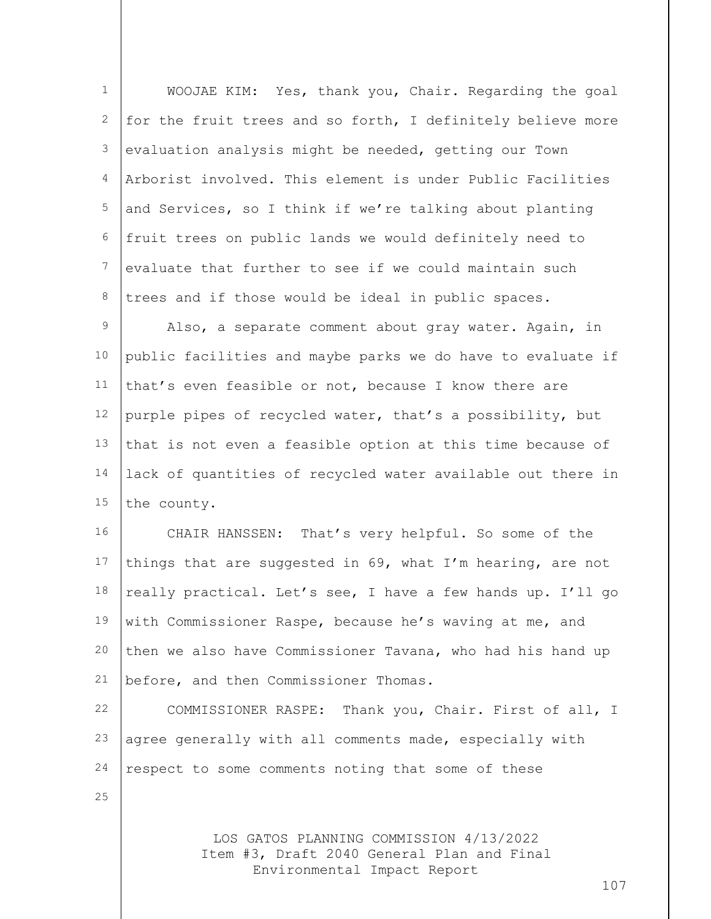WOOJAE KIM: Yes, thank you, Chair. Regarding the goal for the fruit trees and so forth, I definitely believe more evaluation analysis might be needed, getting our Town Arborist involved. This element is under Public Facilities and Services, so I think if we're talking about planting fruit trees on public lands we would definitely need to evaluate that further to see if we could maintain such trees and if those would be ideal in public spaces.

Also, a separate comment about gray water. Again, in public facilities and maybe parks we do have to evaluate if that's even feasible or not, because I know there are purple pipes of recycled water, that's a possibility, but that is not even a feasible option at this time because of lack of quantities of recycled water available out there in the county.

CHAIR HANSSEN: That's very helpful. So some of the things that are suggested in 69, what I'm hearing, are not really practical. Let's see, I have a few hands up. I'll go with Commissioner Raspe, because he's waving at me, and then we also have Commissioner Tavana, who had his hand up before, and then Commissioner Thomas.

COMMISSIONER RASPE: Thank you, Chair. First of all, I agree generally with all comments made, especially with respect to some comments noting that some of these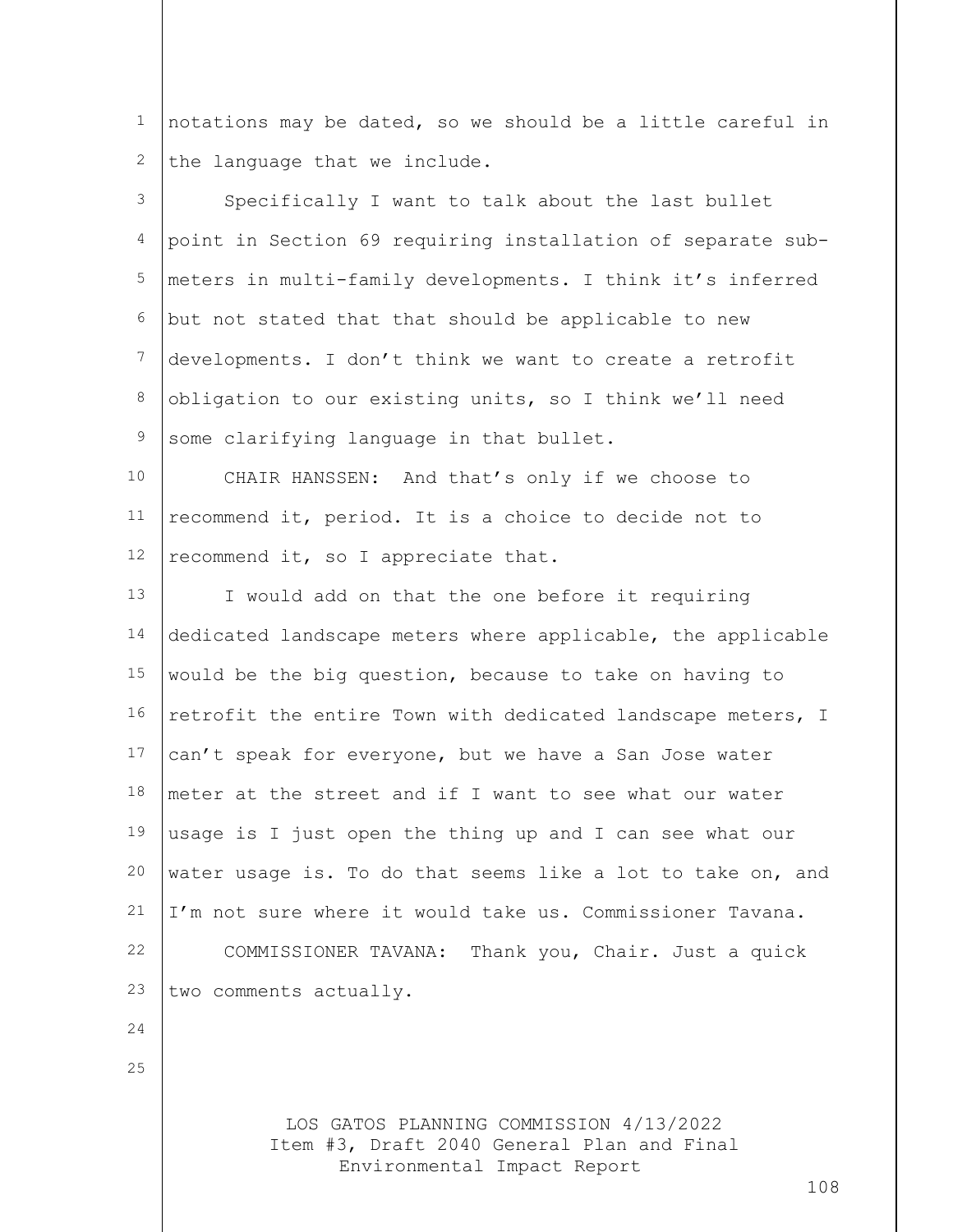notations may be dated, so we should be a little careful in the language that we include.

Specifically I want to talk about the last bullet point in Section 69 requiring installation of separate sub-meters in multi-family developments. I think it's inferred but not stated that that should be applicable to new developments. I don't think we want to create a retrofit obligation to our existing units, so I think we'll need some clarifying language in that bullet.

CHAIR HANSSEN: And that's only if we choose to recommend it, period. It is a choice to decide not to recommend it, so I appreciate that.

I would add on that the one before it requiring dedicated landscape meters where applicable, the applicable would be the big question, because to take on having to retrofit the entire Town with dedicated landscape meters, I can't speak for everyone, but we have a San Jose water meter at the street and if I want to see what our water usage is I just open the thing up and I can see what our water usage is. To do that seems like a lot to take on, and I'm not sure where it would take us. Commissioner Tavana.

COMMISSIONER TAVANA: Thank you, Chair. Just a quick two comments actually.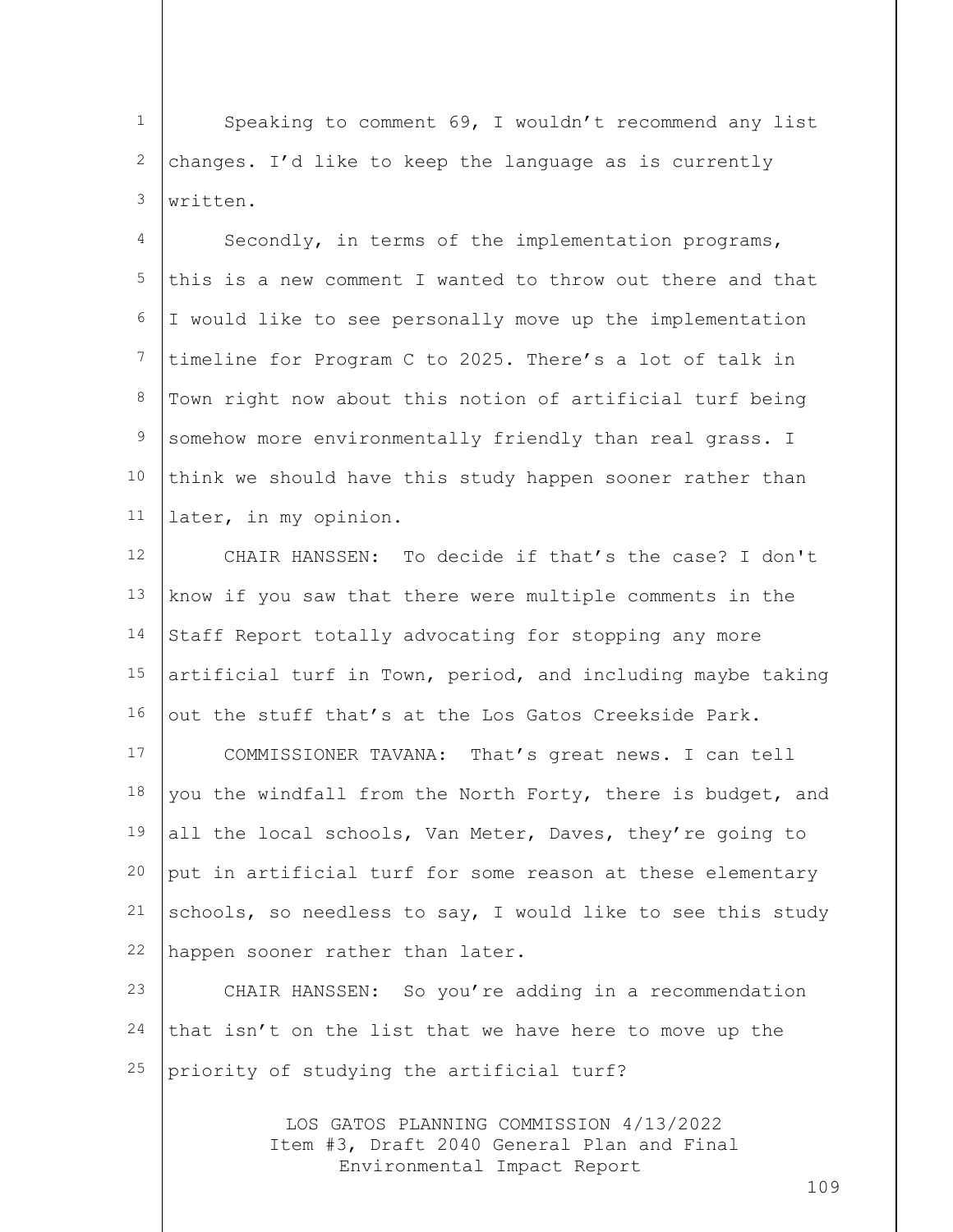Speaking to comment 69, I wouldn't recommend any list changes. I'd like to keep the language as is currently written.

Secondly, in terms of the implementation programs, this is a new comment I wanted to throw out there and that I would like to see personally move up the implementation timeline for Program C to 2025. There's a lot of talk in Town right now about this notion of artificial turf being somehow more environmentally friendly than real grass. I think we should have this study happen sooner rather than later, in my opinion.

CHAIR HANSSEN: To decide if that's the case? I don't know if you saw that there were multiple comments in the Staff Report totally advocating for stopping any more artificial turf in Town, period, and including maybe taking out the stuff that's at the Los Gatos Creekside Park.

COMMISSIONER TAVANA: That's great news. I can tell you the windfall from the North Forty, there is budget, and all the local schools, Van Meter, Daves, they're going to put in artificial turf for some reason at these elementary schools, so needless to say, I would like to see this study happen sooner rather than later.

CHAIR HANSSEN: So you're adding in a recommendation that isn't on the list that we have here to move up the priority of studying the artificial turf?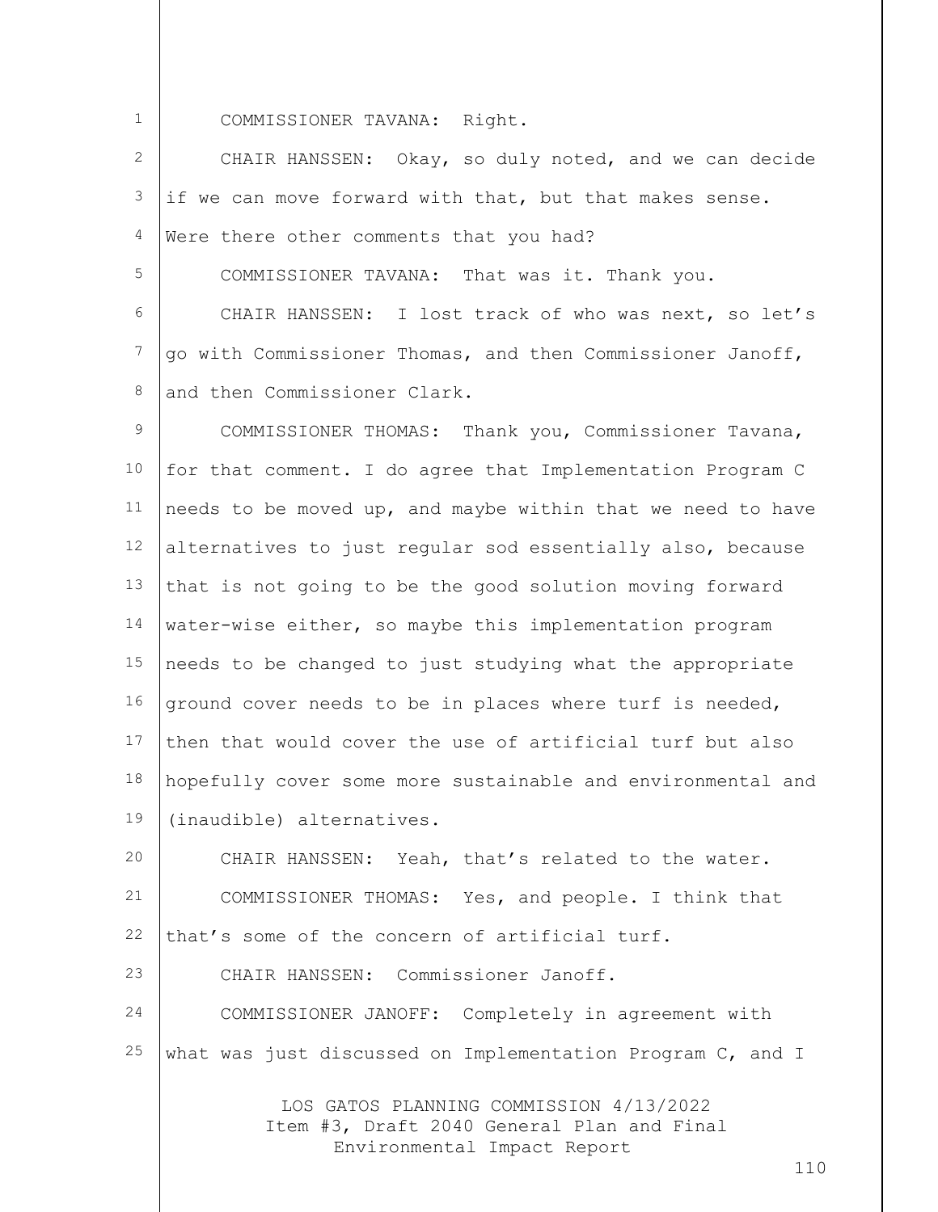COMMISSIONER TAVANA: Right.

CHAIR HANSSEN: Okay, so duly noted, and we can decide if we can move forward with that, but that makes sense. Were there other comments that you had?

COMMISSIONER TAVANA: That was it. Thank you.

CHAIR HANSSEN: I lost track of who was next, so let's go with Commissioner Thomas, and then Commissioner Janoff, and then Commissioner Clark.

COMMISSIONER THOMAS: Thank you, Commissioner Tavana, for that comment. I do agree that Implementation Program C needs to be moved up, and maybe within that we need to have alternatives to just regular sod essentially also, because that is not going to be the good solution moving forward water-wise either, so maybe this implementation program needs to be changed to just studying what the appropriate ground cover needs to be in places where turf is needed, then that would cover the use of artificial turf but also hopefully cover some more sustainable and environmental and (inaudible) alternatives.

CHAIR HANSSEN: Yeah, that's related to the water.

COMMISSIONER THOMAS: Yes, and people. I think that that's some of the concern of artificial turf.

CHAIR HANSSEN: Commissioner Janoff.

COMMISSIONER JANOFF: Completely in agreement with what was just discussed on Implementation Program C, and I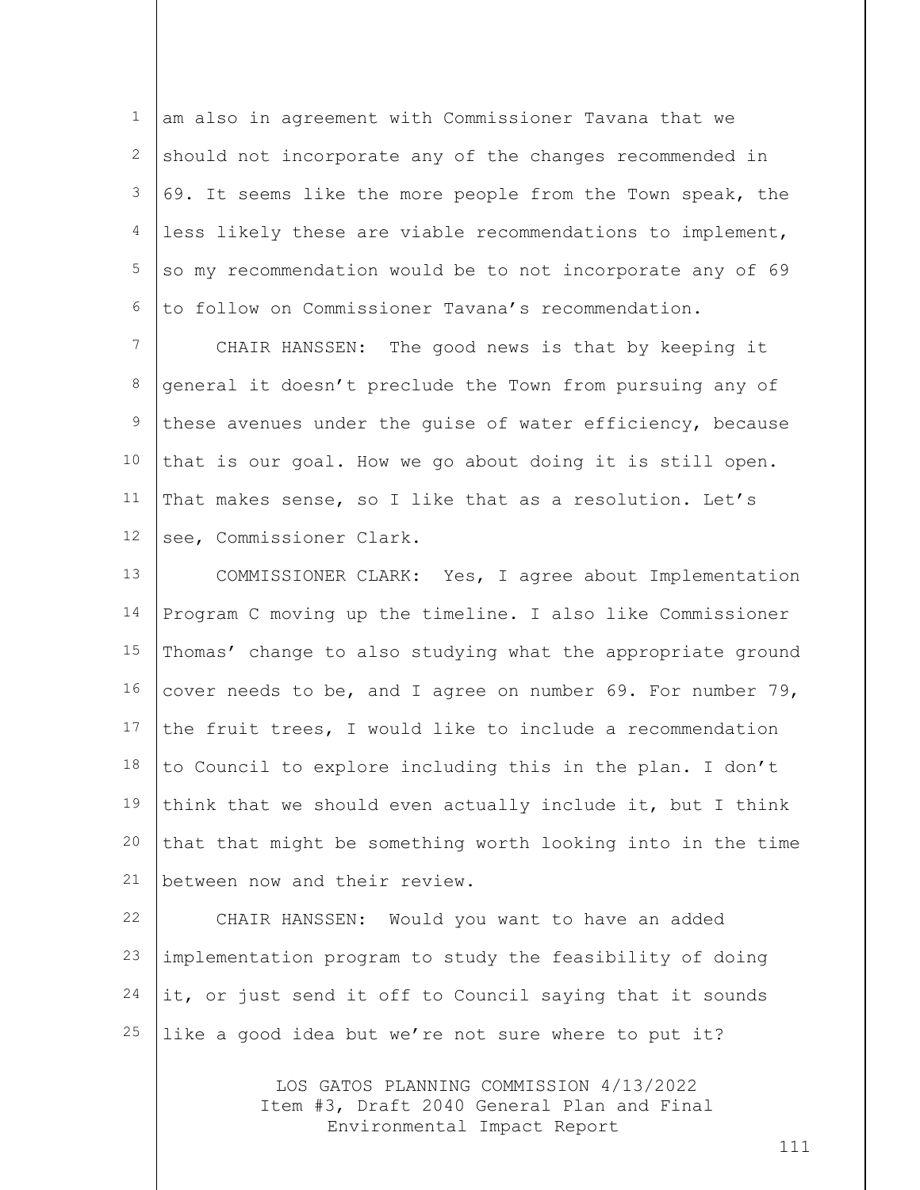am also in agreement with Commissioner Tavana that we should not incorporate any of the changes recommended in 69. It seems like the more people from the Town speak, the less likely these are viable recommendations to implement, so my recommendation would be to not incorporate any of 69 to follow on Commissioner Tavana's recommendation.

CHAIR HANSSEN: The good news is that by keeping it general it doesn't preclude the Town from pursuing any of these avenues under the guise of water efficiency, because that is our goal. How we go about doing it is still open. That makes sense, so I like that as a resolution. Let's see, Commissioner Clark.

COMMISSIONER CLARK: Yes, I agree about Implementation Program C moving up the timeline. I also like Commissioner Thomas' change to also studying what the appropriate ground cover needs to be, and I agree on number 69. For number 79, the fruit trees, I would like to include a recommendation to Council to explore including this in the plan. I don't think that we should even actually include it, but I think that that might be something worth looking into in the time between now and their review.

CHAIR HANSSEN: Would you want to have an added implementation program to study the feasibility of doing it, or just send it off to Council saying that it sounds like a good idea but we're not sure where to put it?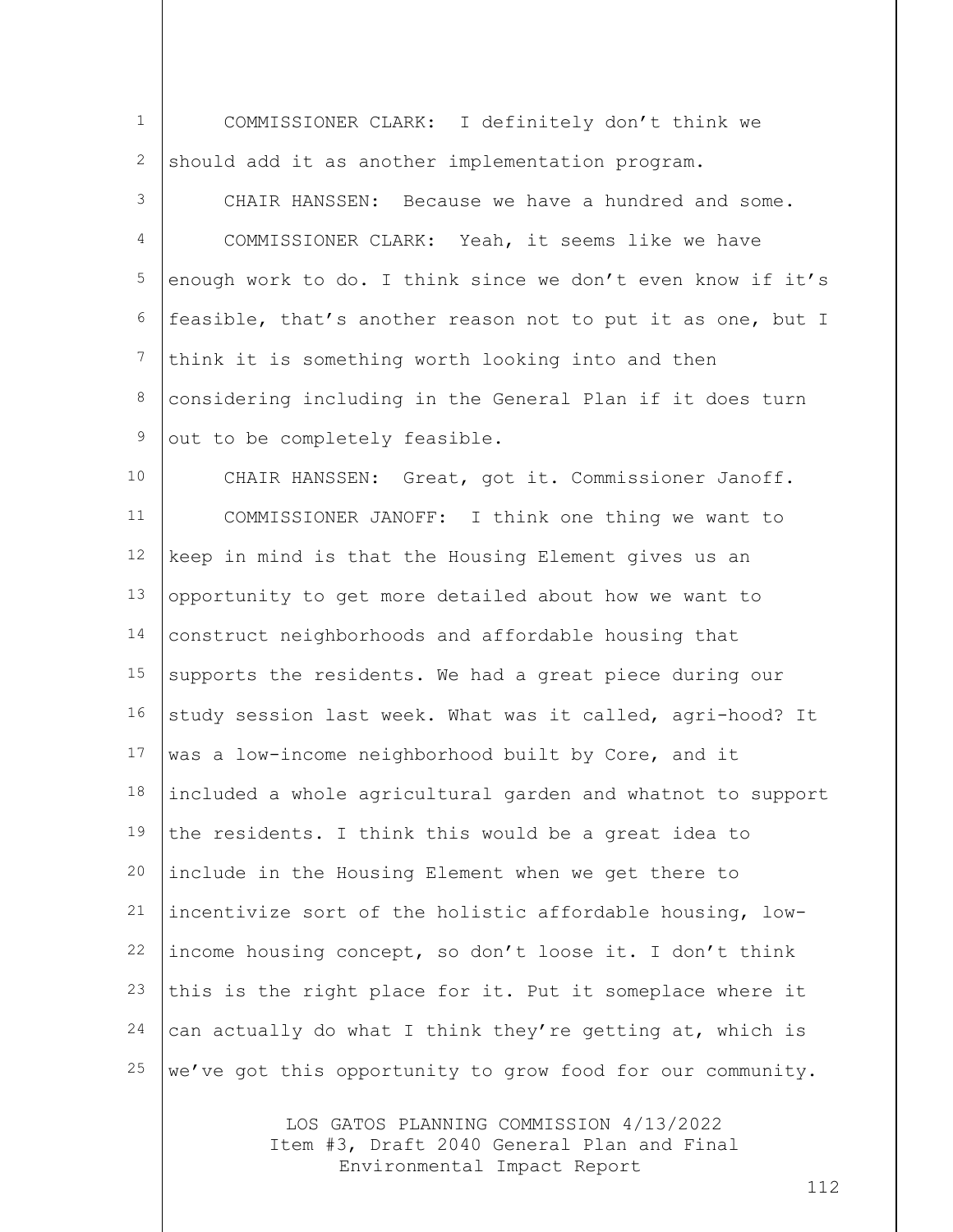COMMISSIONER CLARK: I definitely don't think we should add it as another implementation program.

CHAIR HANSSEN: Because we have a hundred and some.

COMMISSIONER CLARK: Yeah, it seems like we have enough work to do. I think since we don't even know if it's feasible, that's another reason not to put it as one, but I think it is something worth looking into and then considering including in the General Plan if it does turn out to be completely feasible.

CHAIR HANSSEN: Great, got it. Commissioner Janoff.

COMMISSIONER JANOFF: I think one thing we want to keep in mind is that the Housing Element gives us an opportunity to get more detailed about how we want to construct neighborhoods and affordable housing that supports the residents. We had a great piece during our study session last week. What was it called, agri-hood? It was a low-income neighborhood built by Core, and it included a whole agricultural garden and whatnot to support the residents. I think this would be a great idea to include in the Housing Element when we get there to incentivize sort of the holistic affordable housing, low-income housing concept, so don't loose it. I don't think this is the right place for it. Put it someplace where it can actually do what I think they're getting at, which is we've got this opportunity to grow food for our community.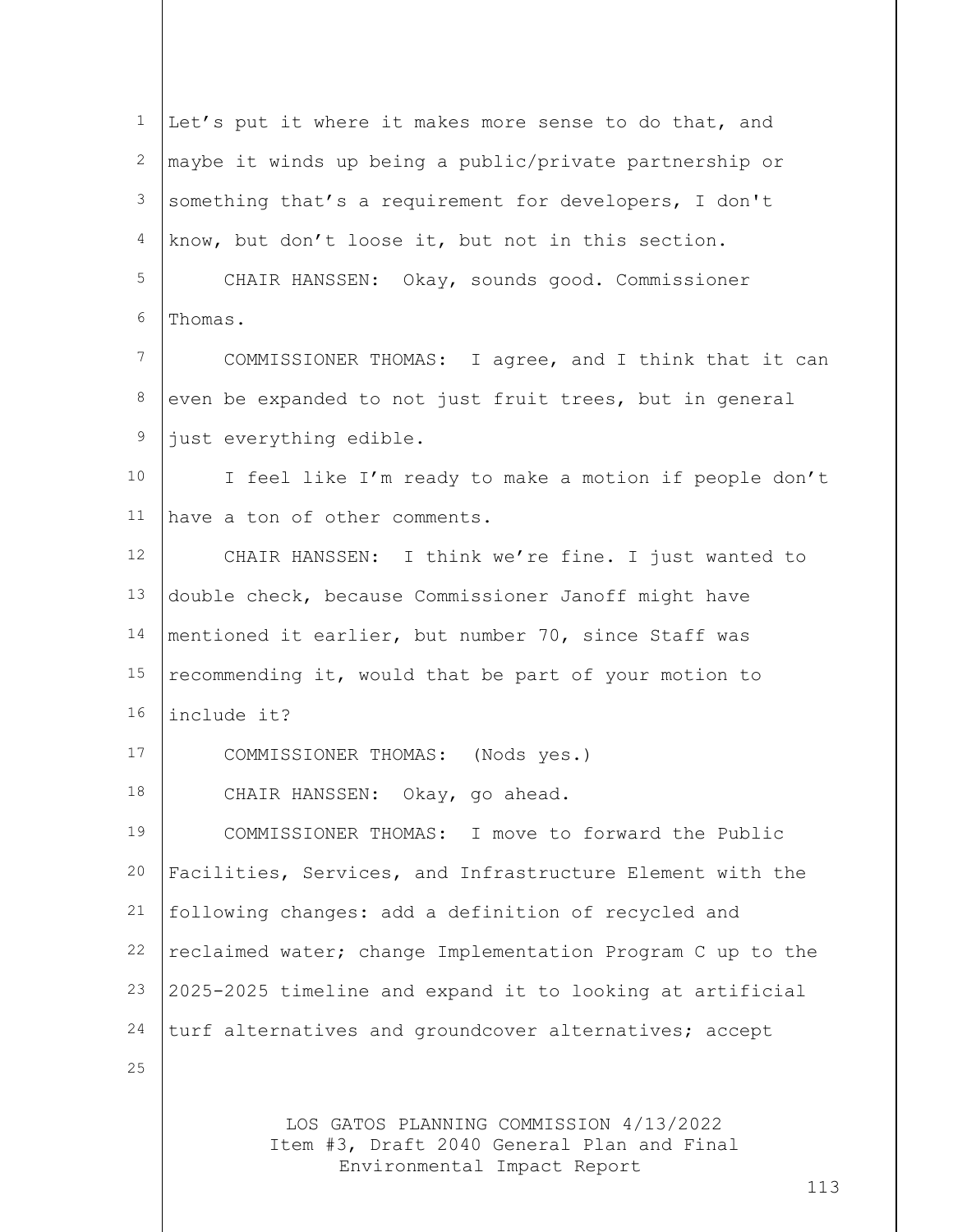Let's put it where it makes more sense to do that, and maybe it winds up being a public/private partnership or something that's a requirement for developers, I don't know, but don't loose it, but not in this section.

CHAIR HANSSEN: Okay, sounds good. Commissioner Thomas.

COMMISSIONER THOMAS: I agree, and I think that it can even be expanded to not just fruit trees, but in general just everything edible.

I feel like I'm ready to make a motion if people don't have a ton of other comments.

CHAIR HANSSEN: I think we're fine. I just wanted to double check, because Commissioner Janoff might have mentioned it earlier, but number 70, since Staff was recommending it, would that be part of your motion to include it?

COMMISSIONER THOMAS: (Nods yes.)

CHAIR HANSSEN: Okay, go ahead.

COMMISSIONER THOMAS: I move to forward the Public Facilities, Services, and Infrastructure Element with the following changes: add a definition of recycled and reclaimed water; change Implementation Program C up to the 2025-2025 timeline and expand it to looking at artificial turf alternatives and groundcover alternatives; accept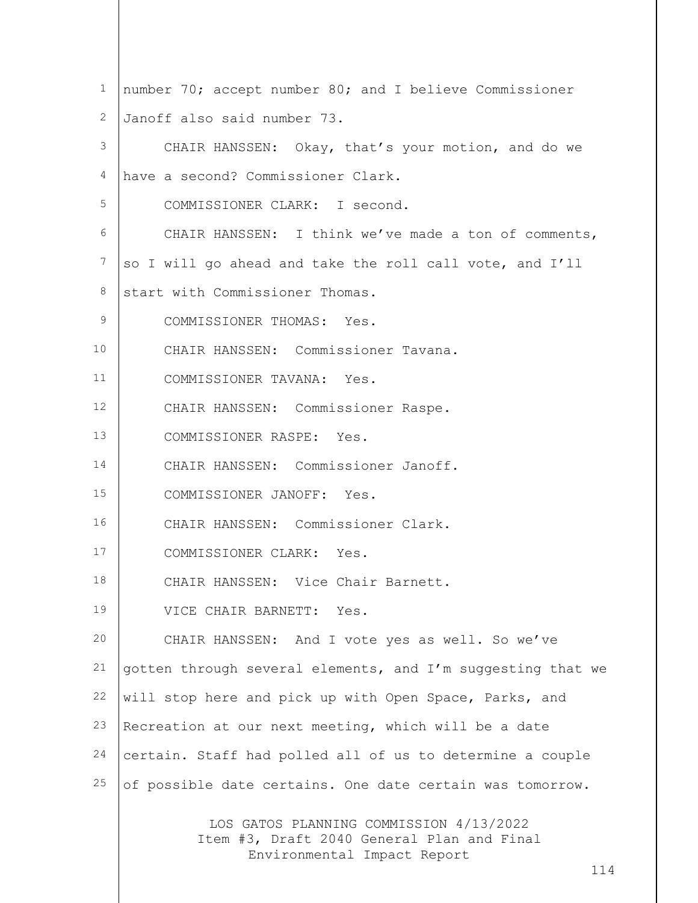number 70; accept number 80; and I believe Commissioner Janoff also said number 73.

CHAIR HANSSEN: Okay, that's your motion, and do we have a second? Commissioner Clark.

COMMISSIONER CLARK: I second.

CHAIR HANSSEN: I think we've made a ton of comments, so I will go ahead and take the roll call vote, and I'll start with Commissioner Thomas.

COMMISSIONER THOMAS: Yes.

CHAIR HANSSEN: Commissioner Tavana.

COMMISSIONER TAVANA: Yes.

CHAIR HANSSEN: Commissioner Raspe.

COMMISSIONER RASPE: Yes.

CHAIR HANSSEN: Commissioner Janoff.

COMMISSIONER JANOFF: Yes.

CHAIR HANSSEN: Commissioner Clark.

COMMISSIONER CLARK: Yes.

CHAIR HANSSEN: Vice Chair Barnett.

VICE CHAIR BARNETT: Yes.

CHAIR HANSSEN: And I vote yes as well. So we've gotten through several elements, and I'm suggesting that we will stop here and pick up with Open Space, Parks, and Recreation at our next meeting, which will be a date certain. Staff had polled all of us to determine a couple of possible date certains. One date certain was tomorrow.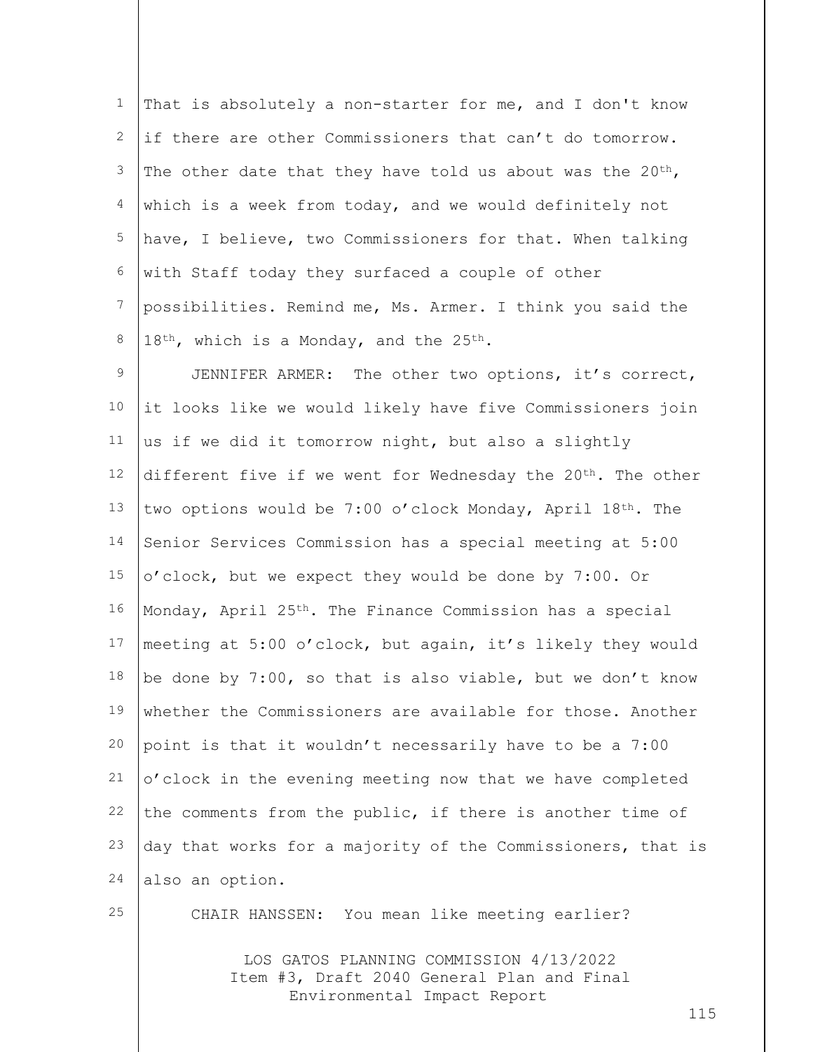That is absolutely a non-starter for me, and I don't know if there are other Commissioners that can't do tomorrow. The other date that they have told us about was the 20th, which is a week from today, and we would definitely not have, I believe, two Commissioners for that. When talking with Staff today they surfaced a couple of other possibilities. Remind me, Ms. Armer. I think you said the 18th, which is a Monday, and the 25th.

JENNIFER ARMER: The other two options, it's correct, it looks like we would likely have five Commissioners join us if we did it tomorrow night, but also a slightly different five if we went for Wednesday the 20th. The other two options would be 7:00 o'clock Monday, April 18th. The Senior Services Commission has a special meeting at 5:00 o'clock, but we expect they would be done by 7:00. Or Monday, April 25th. The Finance Commission has a special meeting at 5:00 o'clock, but again, it's likely they would be done by 7:00, so that is also viable, but we don't know whether the Commissioners are available for those. Another point is that it wouldn't necessarily have to be a 7:00 o'clock in the evening meeting now that we have completed the comments from the public, if there is another time of day that works for a majority of the Commissioners, that is also an option.

CHAIR HANSSEN: You mean like meeting earlier?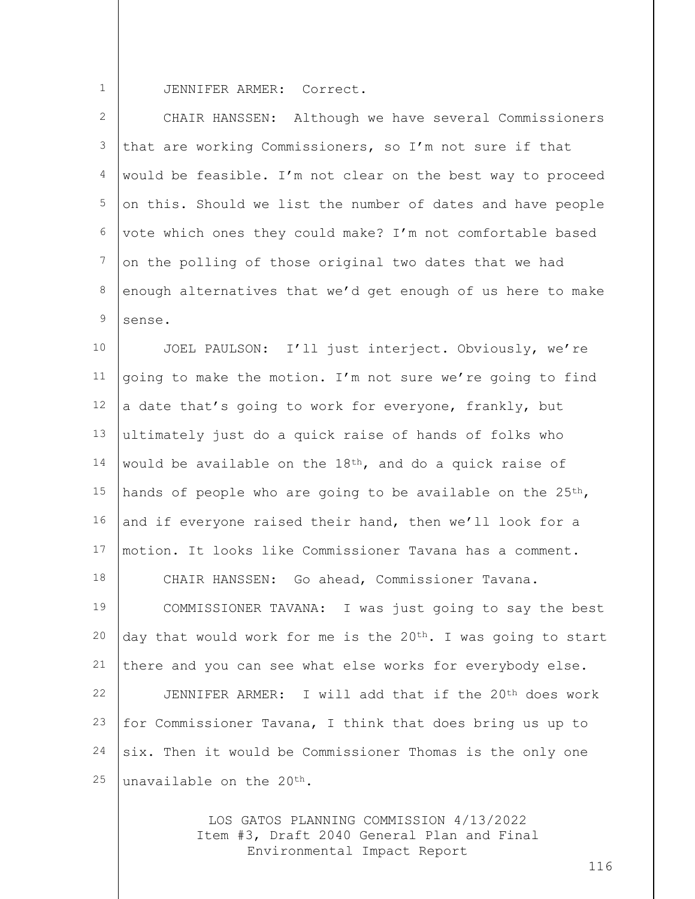JENNIFER ARMER: Correct.

CHAIR HANSSEN: Although we have several Commissioners that are working Commissioners, so I'm not sure if that would be feasible. I'm not clear on the best way to proceed on this. Should we list the number of dates and have people vote which ones they could make? I'm not comfortable based on the polling of those original two dates that we had enough alternatives that we'd get enough of us here to make sense.

JOEL PAULSON: I'll just interject. Obviously, we're going to make the motion. I'm not sure we're going to find a date that's going to work for everyone, frankly, but ultimately just do a quick raise of hands of folks who would be available on the 18th, and do a quick raise of hands of people who are going to be available on the 25th, and if everyone raised their hand, then we'll look for a motion. It looks like Commissioner Tavana has a comment.

CHAIR HANSSEN: Go ahead, Commissioner Tavana.

COMMISSIONER TAVANA: I was just going to say the best day that would work for me is the 20th. I was going to start there and you can see what else works for everybody else.

JENNIFER ARMER: I will add that if the 20th does work for Commissioner Tavana, I think that does bring us up to six. Then it would be Commissioner Thomas is the only one unavailable on the 20th.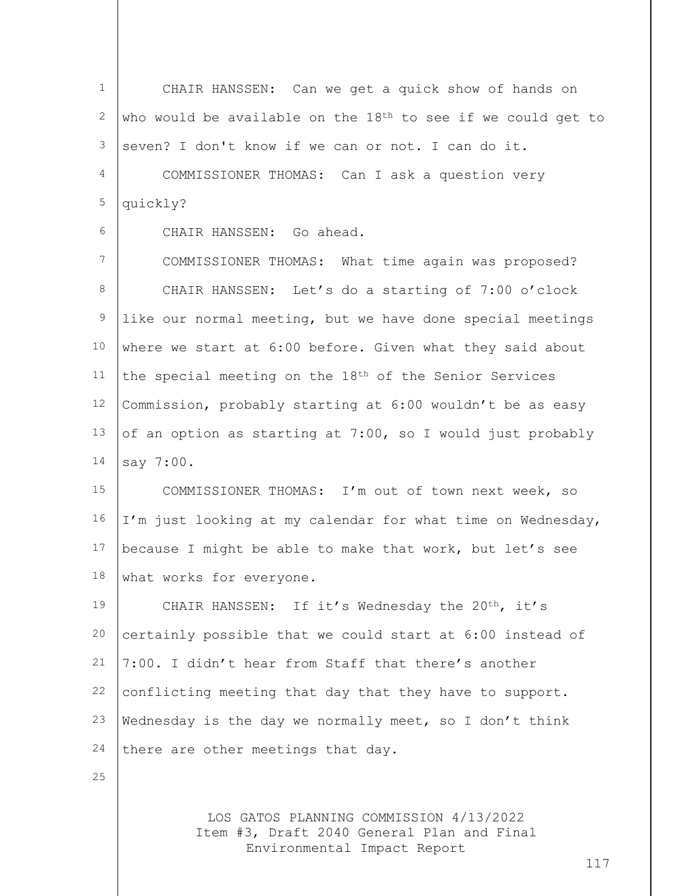CHAIR HANSSEN: Can we get a quick show of hands on who would be available on the 18th to see if we could get to seven? I don't know if we can or not. I can do it.

COMMISSIONER THOMAS: Can I ask a question very quickly?

CHAIR HANSSEN: Go ahead.

COMMISSIONER THOMAS: What time again was proposed?

CHAIR HANSSEN: Let's do a starting of 7:00 o'clock like our normal meeting, but we have done special meetings where we start at 6:00 before. Given what they said about the special meeting on the 18th of the Senior Services Commission, probably starting at 6:00 wouldn't be as easy of an option as starting at 7:00, so I would just probably say 7:00.

COMMISSIONER THOMAS: I'm out of town next week, so I'm just looking at my calendar for what time on Wednesday, because I might be able to make that work, but let's see what works for everyone.

CHAIR HANSSEN: If it's Wednesday the 20th, it's certainly possible that we could start at 6:00 instead of 7:00. I didn't hear from Staff that there's another conflicting meeting that day that they have to support. Wednesday is the day we normally meet, so I don't think there are other meetings that day.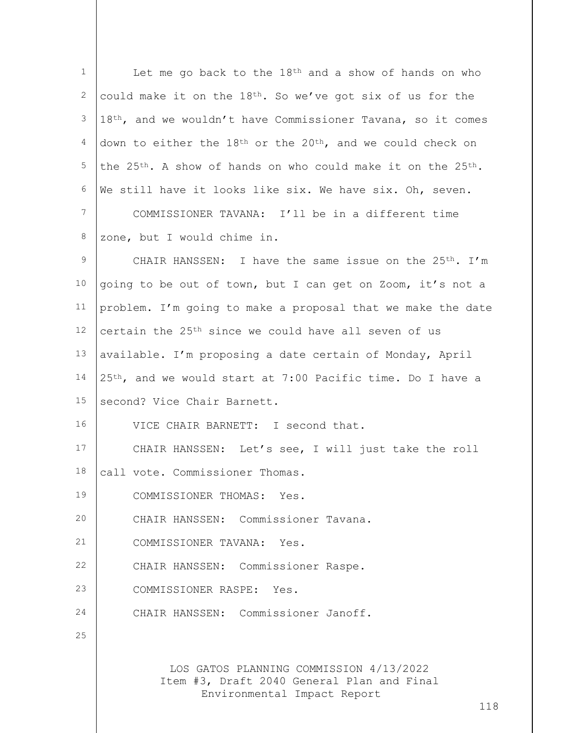Let me go back to the 18th and a show of hands on who could make it on the 18th. So we've got six of us for the 18th, and we wouldn't have Commissioner Tavana, so it comes down to either the 18th or the 20th, and we could check on the 25th. A show of hands on who could make it on the 25th. We still have it looks like six. We have six. Oh, seven.

COMMISSIONER TAVANA: I'll be in a different time zone, but I would chime in.

CHAIR HANSSEN: I have the same issue on the 25th. I'm going to be out of town, but I can get on Zoom, it's not a problem. I'm going to make a proposal that we make the date certain the 25th since we could have all seven of us available. I'm proposing a date certain of Monday, April 25th, and we would start at 7:00 Pacific time. Do I have a second? Vice Chair Barnett.

VICE CHAIR BARNETT: I second that.

CHAIR HANSSEN: Let's see, I will just take the roll call vote. Commissioner Thomas.

COMMISSIONER THOMAS: Yes.

CHAIR HANSSEN: Commissioner Tavana.

COMMISSIONER TAVANA: Yes.

CHAIR HANSSEN: Commissioner Raspe.

COMMISSIONER RASPE: Yes.

CHAIR HANSSEN: Commissioner Janoff.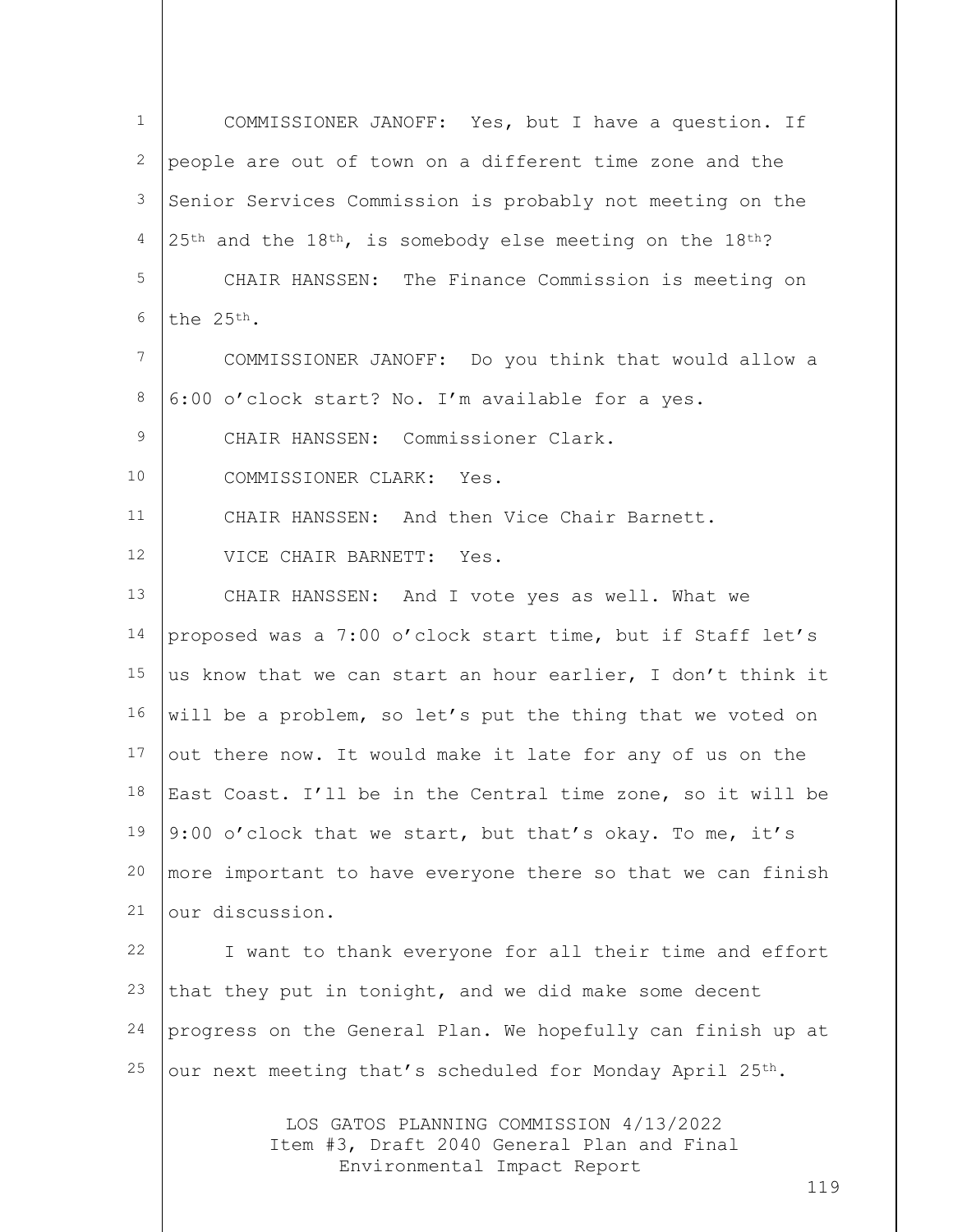COMMISSIONER JANOFF: Yes, but I have a question. If people are out of town on a different time zone and the Senior Services Commission is probably not meeting on the 25th and the 18th, is somebody else meeting on the 18th?

CHAIR HANSSEN: The Finance Commission is meeting on the 25th.

COMMISSIONER JANOFF: Do you think that would allow a 6:00 o'clock start? No. I'm available for a yes.

CHAIR HANSSEN: Commissioner Clark.

COMMISSIONER CLARK: Yes.

CHAIR HANSSEN: And then Vice Chair Barnett.

VICE CHAIR BARNETT: Yes.

CHAIR HANSSEN: And I vote yes as well. What we proposed was a 7:00 o'clock start time, but if Staff let's us know that we can start an hour earlier, I don't think it will be a problem, so let's put the thing that we voted on out there now. It would make it late for any of us on the East Coast. I'll be in the Central time zone, so it will be 9:00 o'clock that we start, but that's okay. To me, it's more important to have everyone there so that we can finish our discussion.

I want to thank everyone for all their time and effort that they put in tonight, and we did make some decent progress on the General Plan. We hopefully can finish up at our next meeting that's scheduled for Monday April 25th.